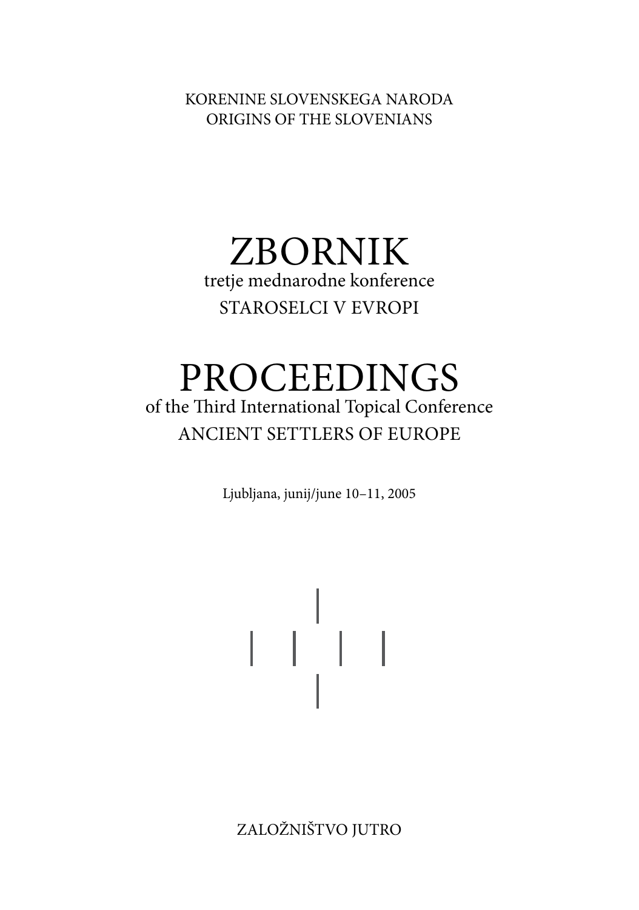KORENINE SLOVENSKEGA NARODA
ORIGINS OF THE SLOVENIANS

# ZBORNIK

tretje mednarodne konference

STAROSELCI V EVROPI

# PROCEEDINGS

of the Third International Topical Conference

ANCIENT SETTLERS OF EUROPE

Ljubljana, junij/june 10–11, 2005

ZALOŽNIŠTVO JUTRO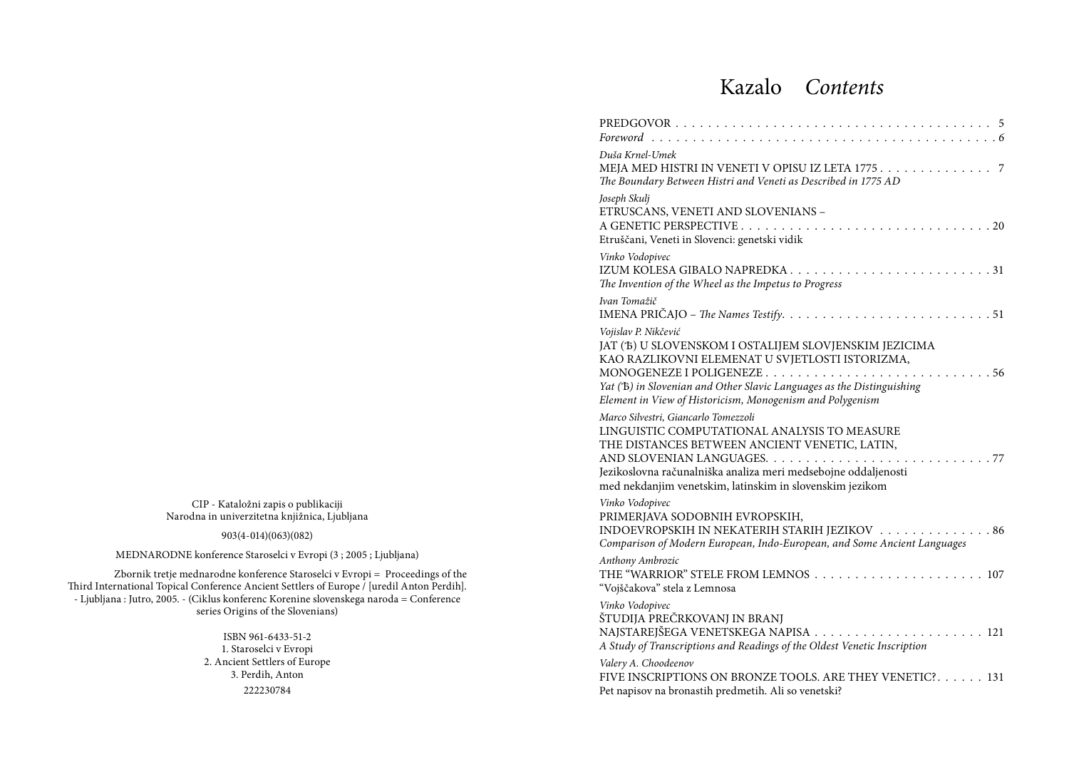CIP - Kataložni zapis o publikaciji
Narodna in univerzitetna knjižnica, Ljubljana

903(4-014)(063)(082)

MEDNARODNE konference Staroselci v Evropi (3 ; 2005 ; Ljubljana)

Zbornik tretje mednarodne konference Staroselci v Evropi = Proceedings of the Third International Topical Conference Ancient Settlers of Europe / [uredil Anton Perdih]. - Ljubljana : Jutro, 2005. - (Ciklus konferenc Korenine slovenskega naroda = Conference series Origins of the Slovenians)

ISBN 961-6433-51-2
1. Staroselci v Evropi
2. Ancient Settlers of Europe
3. Perdih, Anton
222230784

# Kazalo *Contents*

PREDGOVOR . . . . . . . . . . 5
*Foreword* . . . . . . . . . . 6

*Duša Krnel-Umek*
MEJA MED HISTRI IN VENETI V OPISU IZ LETA 1775 . . . . . . . . . . 7
*The Boundary Between Histri and Veneti as Described in 1775 AD*

*Joseph Skulj*
ETRUSCANS, VENETI AND SLOVENIANS –
A GENETIC PERSPECTIVE . . . . . . . . . . 20
Etruščani, Veneti in Slovenci: genetski vidik

*Vinko Vodopivec*
IZUM KOLESA GIBALO NAPREDKA . . . . . . . . . . 31
*The Invention of the Wheel as the Impetus to Progress*

*Ivan Tomažič*
IMENA PRIČAJO – *The Names Testify*. . . . . . . . . . 51

*Vojislav P. Nikčević*
JAT (Ѣ) U SLOVENSKOM I OSTALIJEM SLOVJENSKIM JEZICIMA KAO RAZLIKOVNI ELEMENAT U SVJETLOSTI ISTORIZMA, MONOGENEZE I POLIGENEZE . . . . . . . . . . 56
*Yat (Ѣ) in Slovenian and Other Slavic Languages as the Distinguishing Element in View of Historicism, Monogenism and Polygenism*

*Marco Silvestri, Giancarlo Tomezzoli*
LINGUISTIC COMPUTATIONAL ANALYSIS TO MEASURE THE DISTANCES BETWEEN ANCIENT VENETIC, LATIN, AND SLOVENIAN LANGUAGES. . . . . . . . . . 77
Jezikoslovna računalniška analiza meri medsebojne oddaljenosti med nekdanjim venetskim, latinskim in slovenskim jezikom

*Vinko Vodopivec*
PRIMERJAVA SODOBNIH EVROPSKIH, INDOEVROPSKIH IN NEKATERIH STARIH JEZIKOV . . . . . . . . . . 86
*Comparison of Modern European, Indo-European, and Some Ancient Languages*

*Anthony Ambrozic*
THE "WARRIOR" STELE FROM LEMNOS . . . . . . . . . . 107
"Vojščakova" stela z Lemnosa

*Vinko Vodopivec*
ŠTUDIJA PREČRKOVANJ IN BRANJ NAJSTAREJŠEGA VENETSKEGA NAPISA . . . . . . . . . . 121
*A Study of Transcriptions and Readings of the Oldest Venetic Inscription*

*Valery A. Choodeenov*
FIVE INSCRIPTIONS ON BRONZE TOOLS. ARE THEY VENETIC?. . . . . . 131
Pet napisov na bronastih predmetih. Ali so venetski?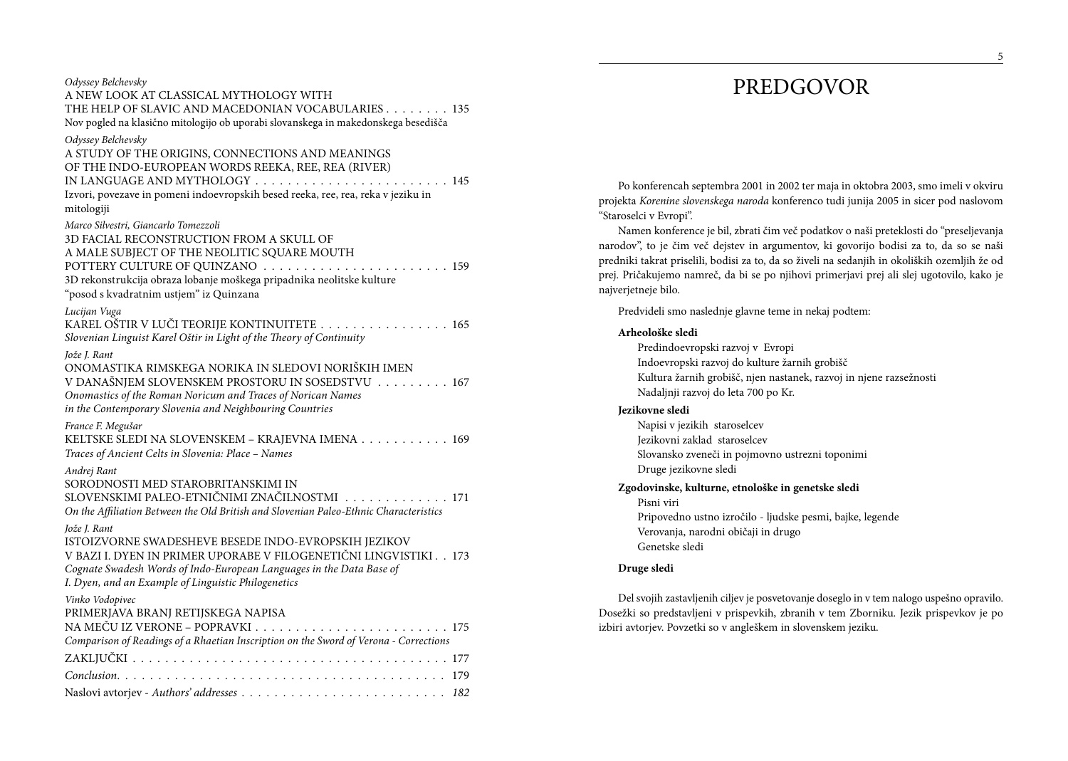*Odyssey Belchevsky*
A NEW LOOK AT CLASSICAL MYTHOLOGY WITH THE HELP OF SLAVIC AND MACEDONIAN VOCABULARIES . . . . . . . . 135
Nov pogled na klasično mitologijo ob uporabi slovanskega in makedonskega besedišča

*Odyssey Belchevsky*
A STUDY OF THE ORIGINS, CONNECTIONS AND MEANINGS OF THE INDO-EUROPEAN WORDS REEKA, REE, REA (RIVER) IN LANGUAGE AND MYTHOLOGY . . . . . . . . . . . . . . . . . . . . . . . . 145
Izvori, povezave in pomeni indoevropskih besed reeka, ree, rea, reka v jeziku in mitologiji

*Marco Silvestri, Giancarlo Tomezzoli*
3D FACIAL RECONSTRUCTION FROM A SKULL OF A MALE SUBJECT OF THE NEOLITIC SQUARE MOUTH POTTERY CULTURE OF QUINZANO . . . . . . . . . . . . . . . . . . . . . . . . 159
3D rekonstrukcija obraza lobanje moškega pripadnika neolitske kulture "posod s kvadratnim ustjem" iz Quinzana

*Lucijan Vuga*
KAREL OŠTIR V LUČI TEORIJE KONTINUITETE . . . . . . . . . . . . . . . . 165
*Slovenian Linguist Karel Oštir in Light of the Theory of Continuity*

*Jože J. Rant*
ONOMASTIKA RIMSKEGA NORIKA IN SLEDOVI NORIŠKIH IMEN V DANAŠNJEM SLOVENSKEM PROSTORU IN SOSEDSTVU . . . . . . . . . 167
*Onomastics of the Roman Noricum and Traces of Norican Names in the Contemporary Slovenia and Neighbouring Countries*

*France F. Megušar*
KELTSKE SLEDI NA SLOVENSKEM – KRAJEVNA IMENA . . . . . . . . . . . 169
*Traces of Ancient Celts in Slovenia: Place – Names*

*Andrej Rant*
SORODNOSTI MED STAROBRITANSKIMI IN SLOVENSKIMI PALEO-ETNIČNIMI ZNAČILNOSTMI . . . . . . . . . . . . . 171
*On the Affiliation Between the Old British and Slovenian Paleo-Ethnic Characteristics*

*Jože J. Rant*
ISTOIZVORNE SWADESHEVE BESEDE INDO-EVROPSKIH JEZIKOV V BAZI I. DYEN IN PRIMER UPORABE V FILOGENETIČNI LINGVISTIKI . . 173
*Cognate Swadesh Words of Indo-European Languages in the Data Base of I. Dyen, and an Example of Linguistic Philogenetics*

*Vinko Vodopivec*
PRIMERJAVA BRANJ RETIJSKEGA NAPISA NA MEČU IZ VERONE – POPRAVKI . . . . . . . . . . . . . . . . . . . . . . . . . 175
*Comparison of Readings of a Rhaetian Inscription on the Sword of Verona - Corrections*

ZAKLJUČKI . . . . . . . . . . . . . . . . . . . . . . . . . . . . . . . . . . . . . . 177

*Conclusion*. . . . . . . . . . . . . . . . . . . . . . . . . . . . . . . . . . . . . . . 179

Naslovi avtorjev - *Authors' addresses* . . . . . . . . . . . . . . . . . . . . . . . . *182*

# PREDGOVOR

Po konferencah septembra 2001 in 2002 ter maja in oktobra 2003, smo imeli v okviru projekta *Korenine slovenskega naroda* konferenco tudi junija 2005 in sicer pod naslovom "Staroselci v Evropi".

Namen konference je bil, zbrati čim več podatkov o naši preteklosti do "preseljevanja narodov", to je čim več dejstev in argumentov, ki govorijo bodisi za to, da so se naši predniki takrat priselili, bodisi za to, da so živeli na sedanjih in okoliških ozemljih že od prej. Pričakujemo namreč, da bi se po njihovi primerjavi prej ali slej ugotovilo, kako je najverjetneje bilo.

Predvideli smo naslednje glavne teme in nekaj podtem:

**Arheološke sledi**
- Predindoevropski razvoj v Evropi
- Indoevropski razvoj do kulture žarnih grobišč
- Kultura žarnih grobišč, njen nastanek, razvoj in njene razsežnosti
- Nadaljnji razvoj do leta 700 po Kr.

**Jezikovne sledi**
- Napisi v jezikih staroselcev
- Jezikovni zaklad staroselcev
- Slovansko zveneči in pojmovno ustrezni toponimi
- Druge jezikovne sledi

**Zgodovinske, kulturne, etnološke in genetske sledi**
- Pisni viri
- Pripovedno ustno izročilo - ljudske pesmi, bajke, legende
- Verovanja, narodni običaji in drugo
- Genetske sledi

**Druge sledi**

Del svojih zastavljenih ciljev je posvetovanje doseglo in v tem nalogo uspešno opravilo. Dosežki so predstavljeni v prispevkih, zbranih v tem Zborniku. Jezik prispevkov je po izbiri avtorjev. Povzetki so v angleškem in slovenskem jeziku.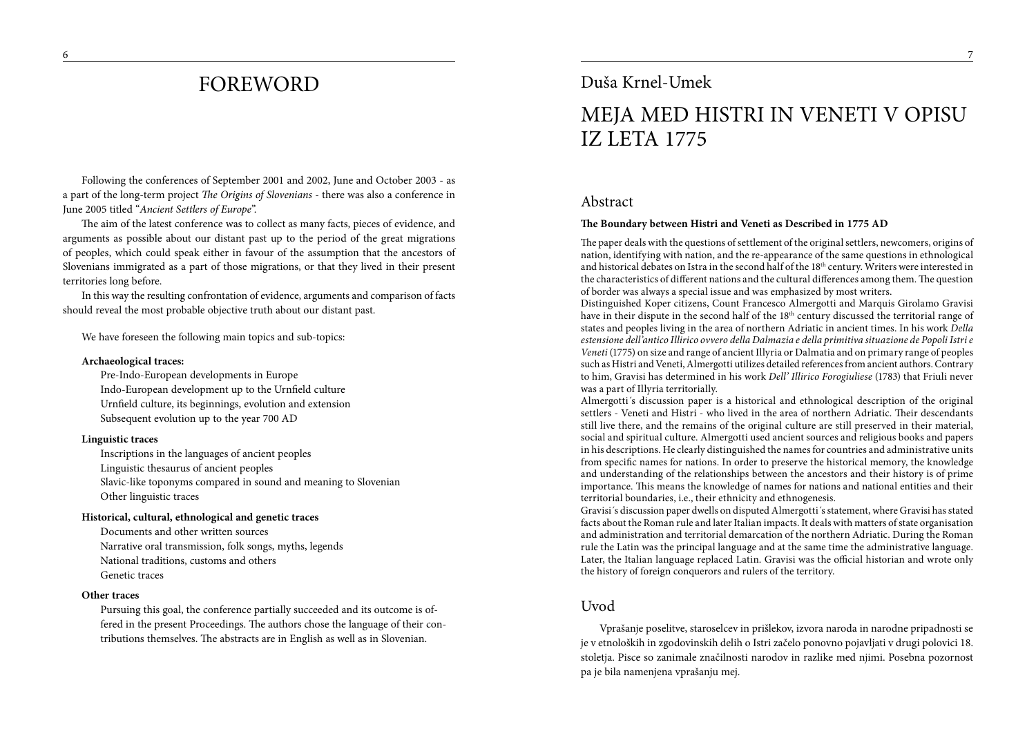# FOREWORD

Following the conferences of September 2001 and 2002, June and October 2003 - as a part of the long-term project *The Origins of Slovenians* - there was also a conference in June 2005 titled "*Ancient Settlers of Europe*".

The aim of the latest conference was to collect as many facts, pieces of evidence, and arguments as possible about our distant past up to the period of the great migrations of peoples, which could speak either in favour of the assumption that the ancestors of Slovenians immigrated as a part of those migrations, or that they lived in their present territories long before.

In this way the resulting confrontation of evidence, arguments and comparison of facts should reveal the most probable objective truth about our distant past.

We have foreseen the following main topics and sub-topics:

**Archaeological traces:**

Pre-Indo-European developments in Europe
Indo-European development up to the Urnfield culture
Urnfield culture, its beginnings, evolution and extension
Subsequent evolution up to the year 700 AD

**Linguistic traces**

Inscriptions in the languages of ancient peoples
Linguistic thesaurus of ancient peoples
Slavic-like toponyms compared in sound and meaning to Slovenian
Other linguistic traces

**Historical, cultural, ethnological and genetic traces**

Documents and other written sources
Narrative oral transmission, folk songs, myths, legends
National traditions, customs and others
Genetic traces

**Other traces**

Pursuing this goal, the conference partially succeeded and its outcome is offered in the present Proceedings. The authors chose the language of their contributions themselves. The abstracts are in English as well as in Slovenian.

Duša Krnel-Umek

# MEJA MED HISTRI IN VENETI V OPISU IZ LETA 1775

## Abstract

**The Boundary between Histri and Veneti as Described in 1775 AD**

The paper deals with the questions of settlement of the original settlers, newcomers, origins of nation, identifying with nation, and the re-appearance of the same questions in ethnological and historical debates on Istra in the second half of the 18th century. Writers were interested in the characteristics of different nations and the cultural differences among them. The question of border was always a special issue and was emphasized by most writers.

Distinguished Koper citizens, Count Francesco Almergotti and Marquis Girolamo Gravisi have in their dispute in the second half of the 18th century discussed the territorial range of states and peoples living in the area of northern Adriatic in ancient times. In his work *Della estensione dell'antico Illirico ovvero della Dalmazia e della primitiva situazione de Popoli Istri e Veneti* (1775) on size and range of ancient Illyria or Dalmatia and on primary range of peoples such as Histri and Veneti, Almergotti utilizes detailed references from ancient authors. Contrary to him, Gravisi has determined in his work *Dell' Illirico Forogiuliese* (1783) that Friuli never was a part of Illyria territorially.

Almergotti´s discussion paper is a historical and ethnological description of the original settlers - Veneti and Histri - who lived in the area of northern Adriatic. Their descendants still live there, and the remains of the original culture are still preserved in their material, social and spiritual culture. Almergotti used ancient sources and religious books and papers in his descriptions. He clearly distinguished the names for countries and administrative units from specific names for nations. In order to preserve the historical memory, the knowledge and understanding of the relationships between the ancestors and their history is of prime importance. This means the knowledge of names for nations and national entities and their territorial boundaries, i.e., their ethnicity and ethnogenesis.

Gravisi´s discussion paper dwells on disputed Almergotti´s statement, where Gravisi has stated facts about the Roman rule and later Italian impacts. It deals with matters of state organisation and administration and territorial demarcation of the northern Adriatic. During the Roman rule the Latin was the principal language and at the same time the administrative language. Later, the Italian language replaced Latin. Gravisi was the official historian and wrote only the history of foreign conquerors and rulers of the territory.

## Uvod

Vprašanje poselitve, staroselcev in prišlekov, izvora naroda in narodne pripadnosti se je v etnoloških in zgodovinskih delih o Istri začelo ponovno pojavljati v drugi polovici 18. stoletja. Pisce so zanimale značilnosti narodov in razlike med njimi. Posebna pozornost pa je bila namenjena vprašanju mej.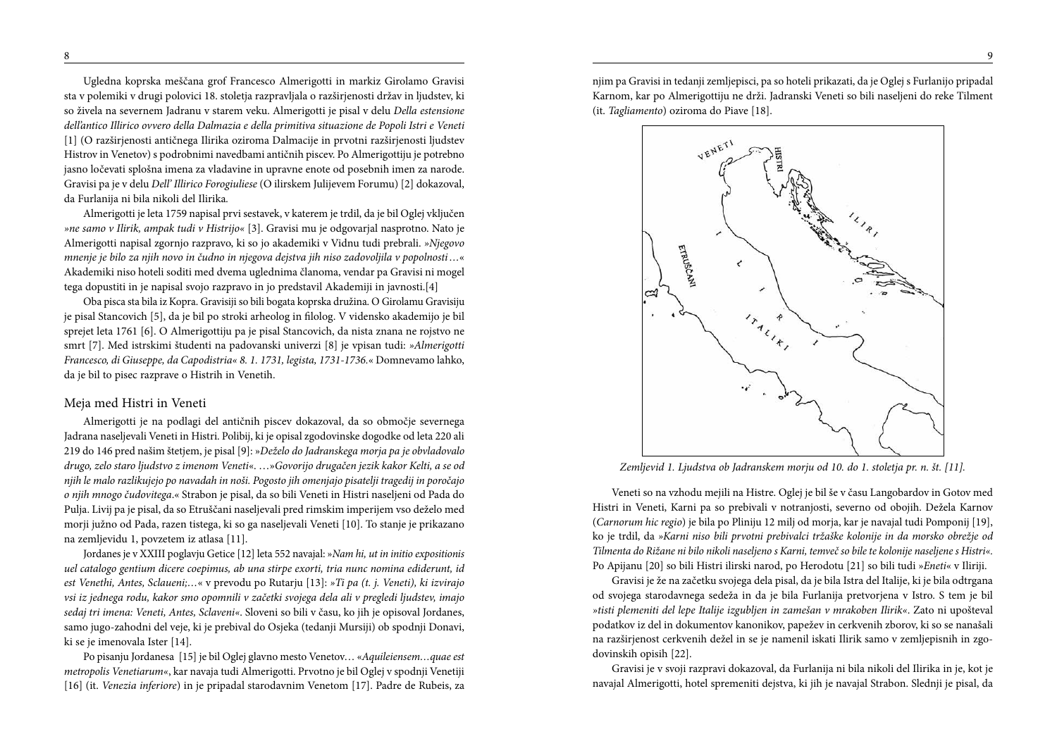Ugledna koprska meščana grof Francesco Almerigotti in markiz Girolamo Gravisi sta v polemiki v drugi polovici 18. stoletja razpravljala o razširjenosti držav in ljudstev, ki so živela na severnem Jadranu v starem veku. Almerigotti je pisal v delu *Della estensione dell'antico Illirico ovvero della Dalmazia e della primitiva situazione de Popoli Istri e Veneti* [1] (O razširjenosti antičnega Ilirika oziroma Dalmacije in prvotni razširjenosti ljudstev Histrov in Venetov) s podrobnimi navedbami antičnih piscev. Po Almerigottiju je potrebno jasno ločevati splošna imena za vladavine in upravne enote od posebnih imen za narode. Gravisi pa je v delu *Dell' Illirico Forogiuliese* (O ilirskem Julijevem Forumu) [2] dokazoval, da Furlanija ni bila nikoli del Ilirika.

Almerigotti je leta 1759 napisal prvi sestavek, v katerem je trdil, da je bil Oglej vključen *»ne samo v Ilirik, ampak tudi v Histrijo«* [3]. Gravisi mu je odgovarjal nasprotno. Nato je Almerigotti napisal zgornjo razpravo, ki so jo akademiki v Vidnu tudi prebrali. *»Njegovo mnenje je bilo za njih novo in čudno in njegova dejstva jih niso zadovoljila v popolnosti…«* Akademiki niso hoteli soditi med dvema uglednima članoma, vendar pa Gravisi ni mogel tega dopustiti in je napisal svojo razpravo in jo predstavil Akademiji in javnosti.[4]

Oba pisca sta bila iz Kopra. Gravisiji so bili bogata koprska družina. O Girolamu Gravisiju je pisal Stancovich [5], da je bil po stroki arheolog in filolog. V vidensko akademijo je bil sprejet leta 1761 [6]. O Almerigottiju pa je pisal Stancovich, da nista znana ne rojstvo ne smrt [7]. Med istrskimi študenti na padovanski univerzi [8] je vpisan tudi: *»Almerigotti Francesco, di Giuseppe, da Capodistria« 8. 1. 1731, legista, 1731-1736.«* Domnevamo lahko, da je bil to pisec razprave o Histrih in Venetih.

## Meja med Histri in Veneti

Almerigotti je na podlagi del antičnih piscev dokazoval, da so območje severnega Jadrana naseljevali Veneti in Histri. Polibij, ki je opisal zgodovinske dogodke od leta 220 ali 219 do 146 pred našim štetjem, je pisal [9]: *»Deželo do Jadranskega morja pa je obvladovalo drugo, zelo staro ljudstvo z imenom Veneti«. …»Govorijo drugačen jezik kakor Kelti, a se od njih le malo razlikujejo po navadah in noši. Pogosto jih omenjajo pisatelji tragedij in poročajo o njih mnogo čudovitega.«* Strabon je pisal, da so bili Veneti in Histri naseljeni od Pada do Pulja. Livij pa je pisal, da so Etruščani naseljevali pred rimskim imperijem vso deželo med morji južno od Pada, razen tistega, ki so ga naseljevali Veneti [10]. To stanje je prikazano na zemljevidu 1, povzetem iz atlasa [11].

Jordanes je v XXIII poglavju Getice [12] leta 552 navajal: *»Nam hi, ut in initio expositionis uel catalogo gentium dicere coepimus, ab una stirpe exorti, tria nunc nomina ediderunt, id est Venethi, Antes, Sclaueni;…«* v prevodu po Rutarju [13]: *»Ti pa (t. j. Veneti), ki izvirajo vsi iz jednega rodu, kakor smo opomnili v začetki svojega dela ali v pregledi ljudstev, imajo sedaj tri imena: Veneti, Antes, Sclaveni«*. Sloveni so bili v času, ko jih je opisoval Jordanes, samo jugo-zahodni del veje, ki je prebival do Osijeka (tedanji Mursiji) ob spodnji Donavi, ki se je imenovala Ister [14].

Po pisanju Jordanesa [15] je bil Oglej glavno mesto Venetov… «*Aquileiensem…quae est metropolis Venetiarum*«, kar navaja tudi Almerigotti. Prvotno je bil Oglej v spodnji Venetiji [16] (it. *Venezia inferiore*) in je pripadal starodavnim Venetom [17]. Padre de Rubeis, za njim pa Gravisi in tedanji zemljepisci, pa so hoteli prikazati, da je Oglej s Furlanijo pripadal Karnom, kar po Almerigottiju ne drži. Jadranski Veneti so bili naseljeni do reke Tilment (it. *Tagliamento*) oziroma do Piave [18].

*Zemljevid 1. Ljudstva ob Jadranskem morju od 10. do 1. stoletja pr. n. št. [11].*

Veneti so na vzhodu mejili na Histre. Oglej je bil še v času Langobardov in Gotov med Histri in Veneti, Karni pa so prebivali v notranjosti, severno od obojih. Dežela Karnov (*Carnorum hic regio*) je bila po Pliniju 12 milj od morja, kar je navajal tudi Pomponij [19], ko je trdil, da *»Karni niso bili prvotni prebivalci tržaške kolonije in da morsko obrežje od Tilmenta do Rižane ni bilo nikoli naseljeno s Karni, temveč so bile te kolonije naseljene s Histri«.* Po Apijanu [20] so bili Histri ilirski narod, po Herodotu [21] so bili tudi »*Eneti*« v Iliriji.

Gravisi je že na začetku svojega dela pisal, da je bila Istra del Italije, ki je bila odtrgana od svojega starodavnega sedeža in da je bila Furlanija pretvorjena v Istro. S tem je bil *»tisti plemeniti del lepe Italije izgubljen in zamešan v mrakoben Ilirik«*. Zato ni upošteval podatkov iz del in dokumentov kanonikov, papežev in cerkvenih zborov, ki so se nanašali na razširjenost cerkvenih dežel in se je namenil iskati Ilirik samo v zemljepisnih in zgodovinskih opisih [22].

Gravisi je v svoji razpravi dokazoval, da Furlanija ni bila nikoli del Ilirika in je, kot je navajal Almerigotti, hotel spremeniti dejstva, ki jih je navajal Strabon. Slednji je pisal, da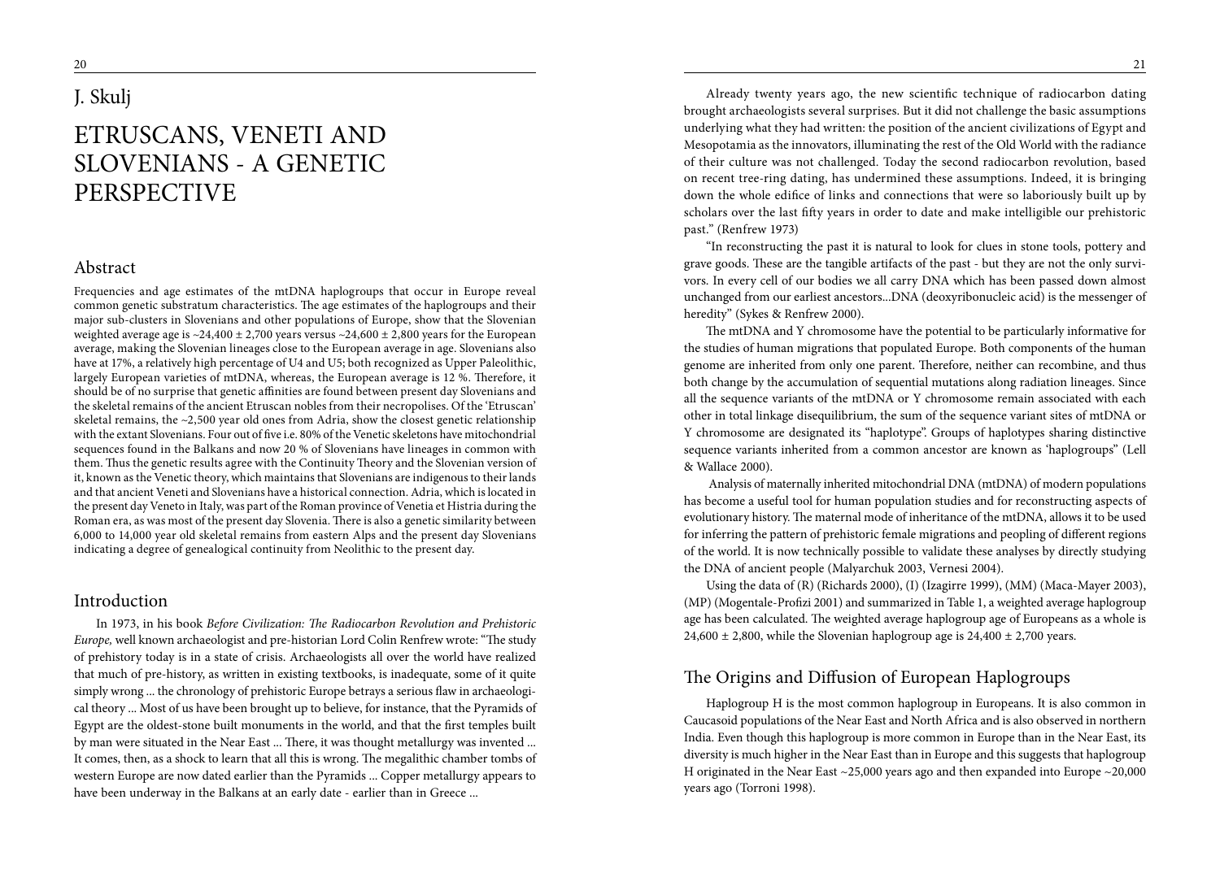J. Skulj

# ETRUSCANS, VENETI AND SLOVENIANS - A GENETIC PERSPECTIVE

## Abstract

Frequencies and age estimates of the mtDNA haplogroups that occur in Europe reveal common genetic substratum characteristics. The age estimates of the haplogroups and their major sub-clusters in Slovenians and other populations of Europe, show that the Slovenian weighted average age is ~24,400 ± 2,700 years versus ~24,600 ± 2,800 years for the European average, making the Slovenian lineages close to the European average in age. Slovenians also have at 17%, a relatively high percentage of U4 and U5; both recognized as Upper Paleolithic, largely European varieties of mtDNA, whereas, the European average is 12 %. Therefore, it should be of no surprise that genetic affinities are found between present day Slovenians and the skeletal remains of the ancient Etruscan nobles from their necropolises. Of the 'Etruscan' skeletal remains, the ~2,500 year old ones from Adria, show the closest genetic relationship with the extant Slovenians. Four out of five i.e. 80% of the Venetic skeletons have mitochondrial sequences found in the Balkans and now 20 % of Slovenians have lineages in common with them. Thus the genetic results agree with the Continuity Theory and the Slovenian version of it, known as the Venetic theory, which maintains that Slovenians are indigenous to their lands and that ancient Veneti and Slovenians have a historical connection. Adria, which is located in the present day Veneto in Italy, was part of the Roman province of Venetia et Histria during the Roman era, as was most of the present day Slovenia. There is also a genetic similarity between 6,000 to 14,000 year old skeletal remains from eastern Alps and the present day Slovenians indicating a degree of genealogical continuity from Neolithic to the present day.

## Introduction

In 1973, in his book *Before Civilization: The Radiocarbon Revolution and Prehistoric Europe,* well known archaeologist and pre-historian Lord Colin Renfrew wrote: "The study of prehistory today is in a state of crisis. Archaeologists all over the world have realized that much of pre-history, as written in existing textbooks, is inadequate, some of it quite simply wrong ... the chronology of prehistoric Europe betrays a serious flaw in archaeological theory ... Most of us have been brought up to believe, for instance, that the Pyramids of Egypt are the oldest-stone built monuments in the world, and that the first temples built by man were situated in the Near East ... There, it was thought metallurgy was invented ... It comes, then, as a shock to learn that all this is wrong. The megalithic chamber tombs of western Europe are now dated earlier than the Pyramids ... Copper metallurgy appears to have been underway in the Balkans at an early date - earlier than in Greece ...

Already twenty years ago, the new scientific technique of radiocarbon dating brought archaeologists several surprises. But it did not challenge the basic assumptions underlying what they had written: the position of the ancient civilizations of Egypt and Mesopotamia as the innovators, illuminating the rest of the Old World with the radiance of their culture was not challenged. Today the second radiocarbon revolution, based on recent tree-ring dating, has undermined these assumptions. Indeed, it is bringing down the whole edifice of links and connections that were so laboriously built up by scholars over the last fifty years in order to date and make intelligible our prehistoric past." (Renfrew 1973)

"In reconstructing the past it is natural to look for clues in stone tools, pottery and grave goods. These are the tangible artifacts of the past - but they are not the only survivors. In every cell of our bodies we all carry DNA which has been passed down almost unchanged from our earliest ancestors...DNA (deoxyribonucleic acid) is the messenger of heredity" (Sykes & Renfrew 2000).

The mtDNA and Y chromosome have the potential to be particularly informative for the studies of human migrations that populated Europe. Both components of the human genome are inherited from only one parent. Therefore, neither can recombine, and thus both change by the accumulation of sequential mutations along radiation lineages. Since all the sequence variants of the mtDNA or Y chromosome remain associated with each other in total linkage disequilibrium, the sum of the sequence variant sites of mtDNA or Y chromosome are designated its "haplotype". Groups of haplotypes sharing distinctive sequence variants inherited from a common ancestor are known as 'haplogroups" (Lell & Wallace 2000).

Analysis of maternally inherited mitochondrial DNA (mtDNA) of modern populations has become a useful tool for human population studies and for reconstructing aspects of evolutionary history. The maternal mode of inheritance of the mtDNA, allows it to be used for inferring the pattern of prehistoric female migrations and peopling of different regions of the world. It is now technically possible to validate these analyses by directly studying the DNA of ancient people (Malyarchuk 2003, Vernesi 2004).

Using the data of (R) (Richards 2000), (I) (Izagirre 1999), (MM) (Maca-Mayer 2003), (MP) (Mogentale-Profizi 2001) and summarized in Table 1, a weighted average haplogroup age has been calculated. The weighted average haplogroup age of Europeans as a whole is 24,600 ± 2,800, while the Slovenian haplogroup age is 24,400 ± 2,700 years.

## The Origins and Diffusion of European Haplogroups

Haplogroup H is the most common haplogroup in Europeans. It is also common in Caucasoid populations of the Near East and North Africa and is also observed in northern India. Even though this haplogroup is more common in Europe than in the Near East, its diversity is much higher in the Near East than in Europe and this suggests that haplogroup H originated in the Near East ~25,000 years ago and then expanded into Europe ~20,000 years ago (Torroni 1998).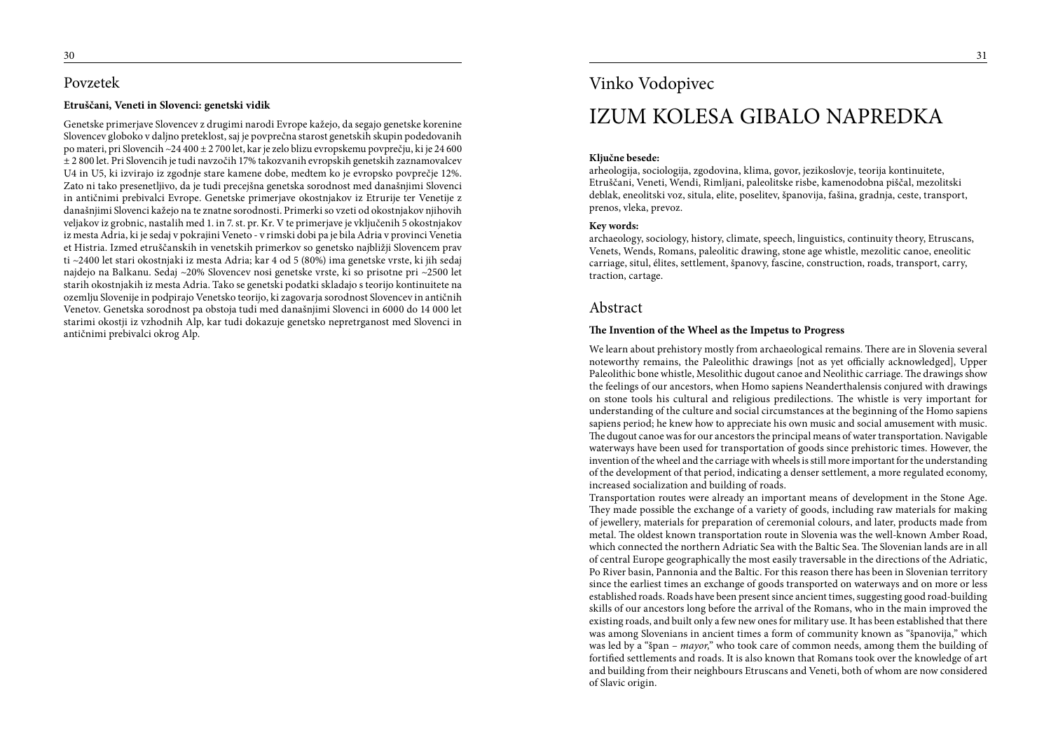## Povzetek

**Etruščani, Veneti in Slovenci: genetski vidik**

Genetske primerjave Slovencev z drugimi narodi Evrope kažejo, da segajo genetske korenine Slovencev globoko v daljno preteklost, saj je povprečna starost genetskih skupin podedovanih po materi, pri Slovencih ~24 400 ± 2 700 let, kar je zelo blizu evropskemu povprečju, ki je 24 600 ± 2 800 let. Pri Slovencih je tudi navzočih 17% takozvanih evropskih genetskih zaznamovalcev U4 in U5, ki izvirajo iz zgodnje stare kamene dobe, medtem ko je evropsko povprečje 12%. Zato ni tako presenetljivo, da je tudi precejšna genetska sorodnost med današnjimi Slovenci in antičnimi prebivalci Evrope. Genetske primerjave okostnjakov iz Etrurije ter Venetije z današnjimi Slovenci kažejo na te znatne sorodnosti. Primerki so vzeti od okostnjakov njihovih veljakov iz grobnic, nastalih med 1. in 7. st. pr. Kr. V te primerjave je vključenih 5 okostnjakov iz mesta Adria, ki je sedaj v pokrajini Veneto - v rimski dobi pa je bila Adria v provinci Venetia et Histria. Izmed etruščanskih in venetskih primerkov so genetsko najbližji Slovencem prav ti ~2400 let stari okostnjaki iz mesta Adria; kar 4 od 5 (80%) ima genetske vrste, ki jih sedaj najdejo na Balkanu. Sedaj ~20% Slovencev nosi genetske vrste, ki so prisotne pri ~2500 let starih okostnjakih iz mesta Adria. Tako se genetski podatki skladajo s teorijo kontinuitete na ozemlju Slovenije in podpirajo Venetsko teorijo, ki zagovarja sorodnost Slovencev in antičnih Venetov. Genetska sorodnost pa obstoja tudi med današnjimi Slovenci in 6000 do 14 000 let starimi okostji iz vzhodnih Alp, kar tudi dokazuje genetsko nepretrganost med Slovenci in antičnimi prebivalci okrog Alp.

Vinko Vodopivec

# IZUM KOLESA GIBALO NAPREDKA

**Ključne besede:**
arheologija, sociologija, zgodovina, klima, govor, jezikoslovje, teorija kontinuitete, Etruščani, Veneti, Wendi, Rimljani, paleolitske risbe, kamenodobna piščal, mezolitski deblak, eneolitski voz, situla, elite, poselitev, španovija, fašina, gradnja, ceste, transport, prenos, vleka, prevoz.

**Key words:**
archaeology, sociology, history, climate, speech, linguistics, continuity theory, Etruscans, Venets, Wends, Romans, paleolitic drawing, stone age whistle, mezolitic canoe, eneolitic carriage, situl, élites, settlement, španovy, fascine, construction, roads, transport, carry, traction, cartage.

## Abstract

**The Invention of the Wheel as the Impetus to Progress**

We learn about prehistory mostly from archaeological remains. There are in Slovenia several noteworthy remains, the Paleolithic drawings [not as yet officially acknowledged], Upper Paleolithic bone whistle, Mesolithic dugout canoe and Neolithic carriage. The drawings show the feelings of our ancestors, when Homo sapiens Neanderthalensis conjured with drawings on stone tools his cultural and religious predilections. The whistle is very important for understanding of the culture and social circumstances at the beginning of the Homo sapiens sapiens period; he knew how to appreciate his own music and social amusement with music. The dugout canoe was for our ancestors the principal means of water transportation. Navigable waterways have been used for transportation of goods since prehistoric times. However, the invention of the wheel and the carriage with wheels is still more important for the understanding of the development of that period, indicating a denser settlement, a more regulated economy, increased socialization and building of roads.

Transportation routes were already an important means of development in the Stone Age. They made possible the exchange of a variety of goods, including raw materials for making of jewellery, materials for preparation of ceremonial colours, and later, products made from metal. The oldest known transportation route in Slovenia was the well-known Amber Road, which connected the northern Adriatic Sea with the Baltic Sea. The Slovenian lands are in all of central Europe geographically the most easily traversable in the directions of the Adriatic, Po River basin, Pannonia and the Baltic. For this reason there has been in Slovenian territory since the earliest times an exchange of goods transported on waterways and on more or less established roads. Roads have been present since ancient times, suggesting good road-building skills of our ancestors long before the arrival of the Romans, who in the main improved the existing roads, and built only a few new ones for military use. It has been established that there was among Slovenians in ancient times a form of community known as "španovija," which was led by a "špan – *mayor*," who took care of common needs, among them the building of fortified settlements and roads. It is also known that Romans took over the knowledge of art and building from their neighbours Etruscans and Veneti, both of whom are now considered of Slavic origin.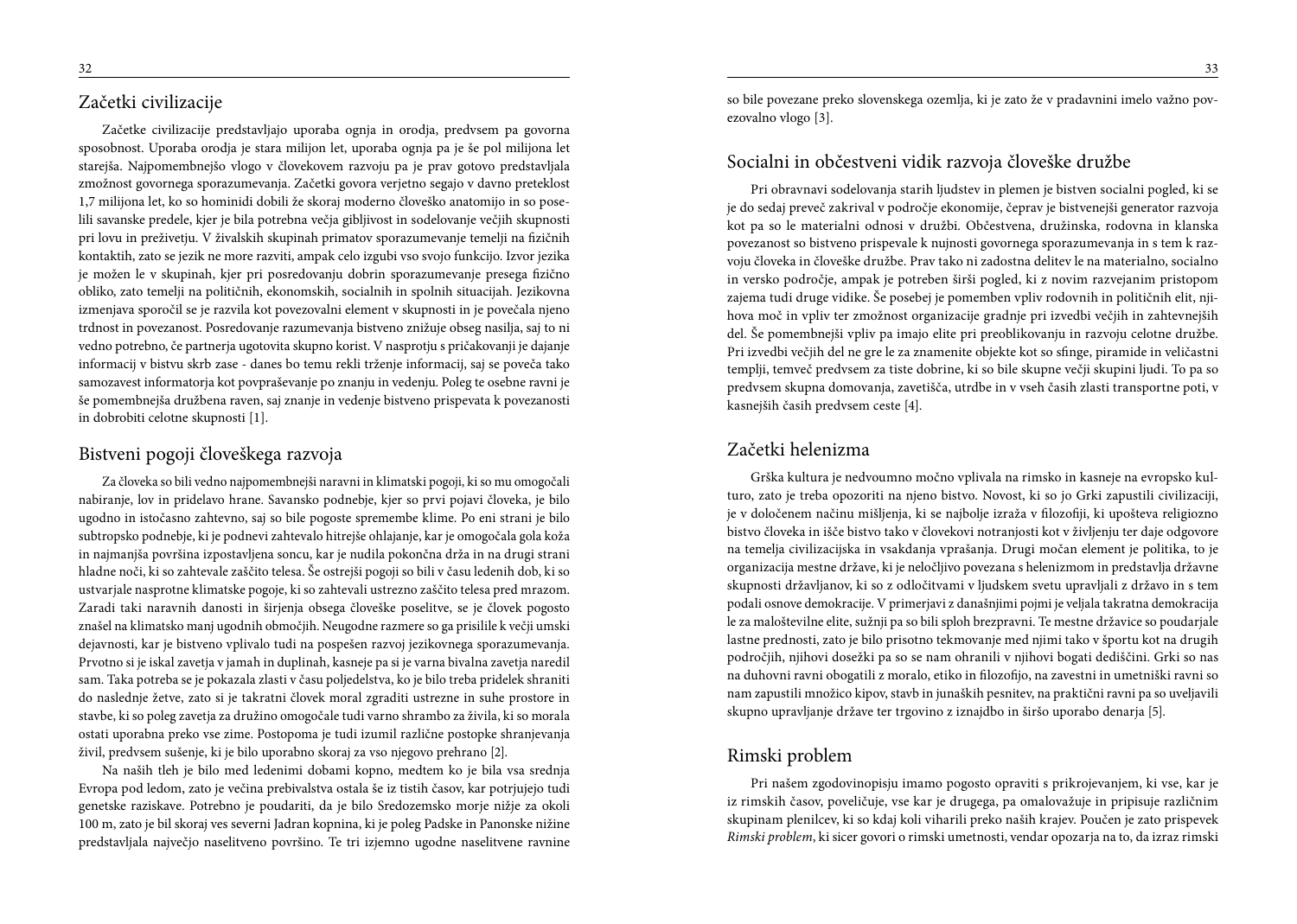## Začetki civilizacije

Začetke civilizacije predstavljajo uporaba ognja in orodja, predvsem pa govorna sposobnost. Uporaba orodja je stara milijon let, uporaba ognja pa je še pol milijona let starejša. Najpomembnejšo vlogo v človekovem razvoju pa je prav gotovo predstavljala zmožnost govornega sporazumevanja. Začetki govora verjetno segajo v davno preteklost 1,7 milijona let, ko so hominidi dobili že skoraj moderno človeško anatomijo in so poselili savanske predele, kjer je bila potrebna večja gibljivost in sodelovanje večjih skupnosti pri lovu in preživetju. V živalskih skupinah primatov sporazumevanje temelji na fizičnih kontaktih, zato se jezik ne more razviti, ampak celo izgubi vso svojo funkcijo. Izvor jezika je možen le v skupinah, kjer pri posredovanju dobrin sporazumevanje presega fizično obliko, zato temelji na političnih, ekonomskih, socialnih in spolnih situacijah. Jezikovna izmenjava sporočil se je razvila kot povezovalni element v skupnosti in je povečala njeno trdnost in povezanost. Posredovanje razumevanja bistveno znižuje obseg nasilja, saj to ni vedno potrebno, če partnerja ugotovita skupno korist. V nasprotju s pričakovanji je dajanje informacij v bistvu skrb zase - danes bo temu rekli trženje informacij, saj se poveča tako samozavest informatorja kot povpraševanje po znanju in vedenju. Poleg te osebne ravni je še pomembnejša družbena raven, saj znanje in vedenje bistveno prispevata k povezanosti in dobrobiti celotne skupnosti [1].

## Bistveni pogoji človeškega razvoja

Za človeka so bili vedno najpomembnejši naravni in klimatski pogoji, ki so mu omogočali nabiranje, lov in pridelavo hrane. Savansko podnebje, kjer so prvi pojavi človeka, je bilo ugodno in istočasno zahtevno, saj so bile pogoste spremembe klime. Po eni strani je bilo subtropsko podnebje, ki je podnevi zahtevalo hitrejše ohlajanje, kar je omogočala gola koža in najmanjša površina izpostavljena soncu, kar je nudila pokončna drža in na drugi strani hladne noči, ki so zahtevale zaščito telesa. Še ostrejši pogoji so bili v času ledenih dob, ki so ustvarjale nasprotne klimatske pogoje, ki so zahtevali ustrezno zaščito telesa pred mrazom. Zaradi taki naravnih danosti in širjenja obsega človeške poselitve, se je človek pogosto znašel na klimatsko manj ugodnih območjih. Neugodne razmere so ga prisilile k večji umski dejavnosti, kar je bistveno vplivalo tudi na pospešen razvoj jezikovnega sporazumevanja. Prvotno si je iskal zavetja v jamah in duplinah, kasneje pa si je varna bivalna zavetja naredil sam. Taka potreba se je pokazala zlasti v času poljedelstva, ko je bilo treba pridelek shraniti do naslednje žetve, zato si je takratni človek moral zgraditi ustrezne in suhe prostore in stavbe, ki so poleg zavetja za družino omogočale tudi varno shrambo za živila, ki so morala ostati uporabna preko vse zime. Postopoma je tudi izumil različne postopke shranjevanja živil, predvsem sušenje, ki je bilo uporabno skoraj za vso njegovo prehrano [2].

Na naših tleh je bilo med ledenimi dobami kopno, medtem ko je bila vsa srednja Evropa pod ledom, zato je večina prebivalstva ostala še iz tistih časov, kar potrjujejo tudi genetske raziskave. Potrebno je poudariti, da je bilo Sredozemsko morje nižje za okoli 100 m, zato je bil skoraj ves severni Jadran kopnina, ki je poleg Padske in Panonske nižine predstavljala največjo naselitveno površino. Te tri izjemno ugodne naselitvene ravnine so bile povezane preko slovenskega ozemlja, ki je zato že v pradavnini imelo važno povezovalno vlogo [3].

## Socialni in občestveni vidik razvoja človeške družbe

Pri obravnavi sodelovanja starih ljudstev in plemen je bistven socialni pogled, ki se je do sedaj preveč zakrival v področje ekonomije, čeprav je bistvenejši generator razvoja kot pa so le materialni odnosi v družbi. Občestvena, družinska, rodovna in klanska povezanost so bistveno prispevale k nujnosti govornega sporazumevanja in s tem k razvoju človeka in človeške družbe. Prav tako ni zadostna delitev le na materialno, socialno in versko področje, ampak je potreben širši pogled, ki z novim razvejanim pristopom zajema tudi druge vidike. Še posebej je pomemben vpliv rodovnih in političnih elit, njihova moč in vpliv ter zmožnost organizacije gradnje pri izvedbi večjih in zahtevnejših del. Še pomembnejši vpliv pa imajo elite pri preoblikovanju in razvoju celotne družbe. Pri izvedbi večjih del ne gre le za znamenite objekte kot so sfinge, piramide in veličastni templji, temveč predvsem za tiste dobrine, ki so bile skupne večji skupini ljudi. To pa so predvsem skupna domovanja, zavetišča, utrdbe in v vseh časih zlasti transportne poti, v kasnejših časih predvsem ceste [4].

## Začetki helenizma

Grška kultura je nedvoumno močno vplivala na rimsko in kasneje na evropsko kulturo, zato je treba opozoriti na njeno bistvo. Novost, ki so jo Grki zapustili civilizaciji, je v določenem načinu mišljenja, ki se najbolje izraža v filozofiji, ki upošteva religiozno bistvo človeka in išče bistvo tako v človekovi notranjosti kot v življenju ter daje odgovore na temelja civilizacijska in vsakdanja vprašanja. Drugi močan element je politika, to je organizacija mestne države, ki je neločljivo povezana s helenizmom in predstavlja državne skupnosti državljanov, ki so z odločitvami v ljudskem svetu upravljali z državo in s tem podali osnove demokracije. V primerjavi z današnjimi pojmi je veljala takratna demokracija le za maloštevilne elite, sužnji pa so bili sploh brezpravni. Te mestne državice so poudarjale lastne prednosti, zato je bilo prisotno tekmovanje med njimi tako v športu kot na drugih področjih, njihovi dosežki pa so se nam ohranili v njihovi bogati dediščini. Grki so nas na duhovni ravni obogatili z moralo, etiko in filozofijo, na zavestni in umetniški ravni so nam zapustili množico kipov, stavb in junaških pesnitev, na praktični ravni pa so uveljavili skupno upravljanje države ter trgovino z iznajdbo in širšo uporabo denarja [5].

## Rimski problem

Pri našem zgodovinopisju imamo pogosto opraviti s prikrojevanjem, ki vse, kar je iz rimskih časov, poveličuje, vse kar je drugega, pa omalovažuje in pripisuje različnim skupinam plenilcev, ki so kdaj koli viharili preko naših krajev. Poučen je zato prispevek *Rimski problem*, ki sicer govori o rimski umetnosti, vendar opozarja na to, da izraz rimski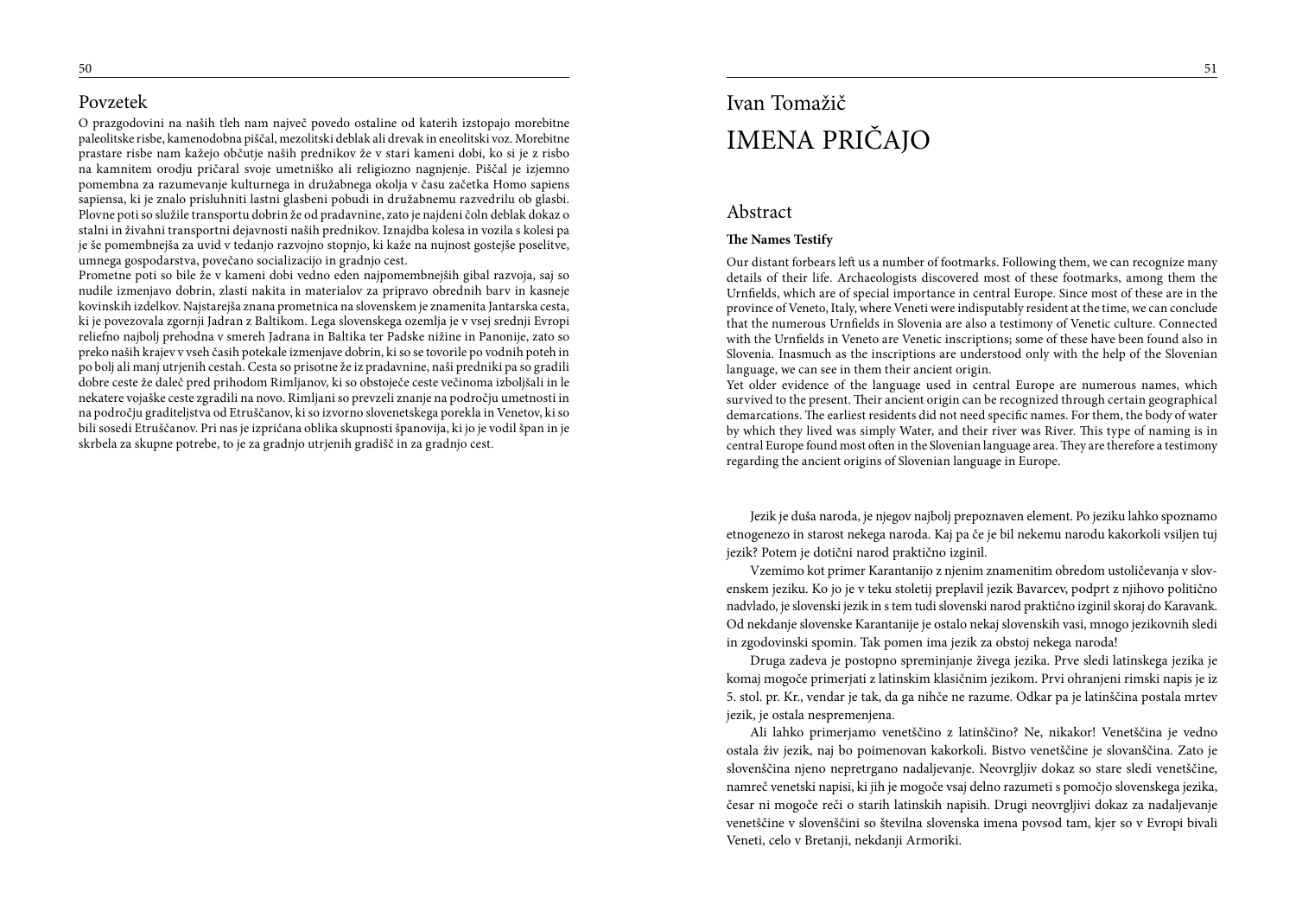## Povzetek

O prazgodovini na naših tleh nam največ povedo ostaline od katerih izstopajo morebitne paleolitske risbe, kamenodobna piščal, mezolitski deblak ali drevak in eneolitski voz. Morebitne prastare risbe nam kažejo občutje naših prednikov že v stari kameni dobi, ko si je z risbo na kamnitem orodju pričaral svoje umetniško ali religiozno nagnjenje. Piščal je izjemno pomembna za razumevanje kulturnega in družabnega okolja v času začetka Homo sapiens sapiensa, ki je znalo prisluhniti lastni glasbeni pobudi in družabnemu razvedrilu ob glasbi. Plovne poti so služile transportu dobrin že od pradavnine, zato je najdeni čoln deblak dokaz o stalni in živahni transportni dejavnosti naših prednikov. Iznajdba kolesa in vozila s kolesi pa je še pomembnejša za uvid v tedanjo razvojno stopnjo, ki kaže na nujnost gostejše poselitve, umnega gospodarstva, povečano socializacijo in gradnjo cest.

Prometne poti so bile že v kameni dobi vedno eden najpomembnejših gibal razvoja, saj so nudile izmenjavo dobrin, zlasti nakita in materialov za pripravo obrednih barv in kasneje kovinskih izdelkov. Najstarejša znana prometnica na slovenskem je znamenita Jantarska cesta, ki je povezovala zgornji Jadran z Baltikom. Lega slovenskega ozemlja je v vsej srednji Evropi reliefno najbolj prehodna v smereh Jadrana in Baltika ter Padske nižine in Panonije, zato so preko naših krajev v vseh časih potekale izmenjave dobrin, ki so se tovorile po vodnih poteh in po bolj ali manj utrjenih cestah. Cesta so prisotne že iz pradavnine, naši predniki pa so gradili dobre ceste že daleč pred prihodom Rimljanov, ki so obstoječe ceste večinoma izboljšali in le nekatere vojaške ceste zgradili na novo. Rimljani so prevzeli znanje na področju umetnosti in na področju graditeljstva od Etruščanov, ki so izvorno slovenetskega porekla in Venetov, ki so bili sosedi Etruščanov. Pri nas je izpričana oblika skupnosti španovija, ki jo je vodil špan in je skrbela za skupne potrebe, to je za gradnjo utrjenih gradišč in za gradnjo cest.

Ivan Tomažič

# IMENA PRIČAJO

## Abstract

**The Names Testify**

Our distant forbears left us a number of footmarks. Following them, we can recognize many details of their life. Archaeologists discovered most of these footmarks, among them the Urnfields, which are of special importance in central Europe. Since most of these are in the province of Veneto, Italy, where Veneti were indisputably resident at the time, we can conclude that the numerous Urnfields in Slovenia are also a testimony of Venetic culture. Connected with the Urnfields in Veneto are Venetic inscriptions; some of these have been found also in Slovenia. Inasmuch as the inscriptions are understood only with the help of the Slovenian language, we can see in them their ancient origin.

Yet older evidence of the language used in central Europe are numerous names, which survived to the present. Their ancient origin can be recognized through certain geographical demarcations. The earliest residents did not need specific names. For them, the body of water by which they lived was simply Water, and their river was River. This type of naming is in central Europe found most often in the Slovenian language area. They are therefore a testimony regarding the ancient origins of Slovenian language in Europe.

Jezik je duša naroda, je njegov najbolj prepoznaven element. Po jeziku lahko spoznamo etnogenezo in starost nekega naroda. Kaj pa če je bil nekemu narodu kakorkoli vsiljen tuj jezik? Potem je dotični narod praktično izginil.

Vzemimo kot primer Karantanijo z njenim znamenitim obredom ustoličevanja v slovenskem jeziku. Ko jo je v teku stoletij preplavil jezik Bavarcev, podprt z njihovo politično nadvlado, je slovenski jezik in s tem tudi slovenski narod praktično izginil skoraj do Karavank. Od nekdanje slovenske Karantanije je ostalo nekaj slovenskih vasi, mnogo jezikovnih sledi in zgodovinski spomin. Tak pomen ima jezik za obstoj nekega naroda!

Druga zadeva je postopno spreminjanje živega jezika. Prve sledi latinskega jezika je komaj mogoče primerjati z latinskim klasičnim jezikom. Prvi ohranjeni rimski napis je iz 5. stol. pr. Kr., vendar je tak, da ga nihče ne razume. Odkar pa je latinščina postala mrtev jezik, je ostala nespremenjena.

Ali lahko primerjamo venetščino z latinščino? Ne, nikakor! Venetščina je vedno ostala živ jezik, naj bo poimenovan kakorkoli. Bistvo venetščine je slovanščina. Zato je slovenščina njeno nepretrgano nadaljevanje. Neovrgljiv dokaz so stare sledi venetščine, namreč venetski napisi, ki jih je mogoče vsaj delno razumeti s pomočjo slovenskega jezika, česar ni mogoče reči o starih latinskih napisih. Drugi neovrgljivi dokaz za nadaljevanje venetščine v slovenščini so številna slovenska imena povsod tam, kjer so v Evropi bivali Veneti, celo v Bretanji, nekdanji Armoriki.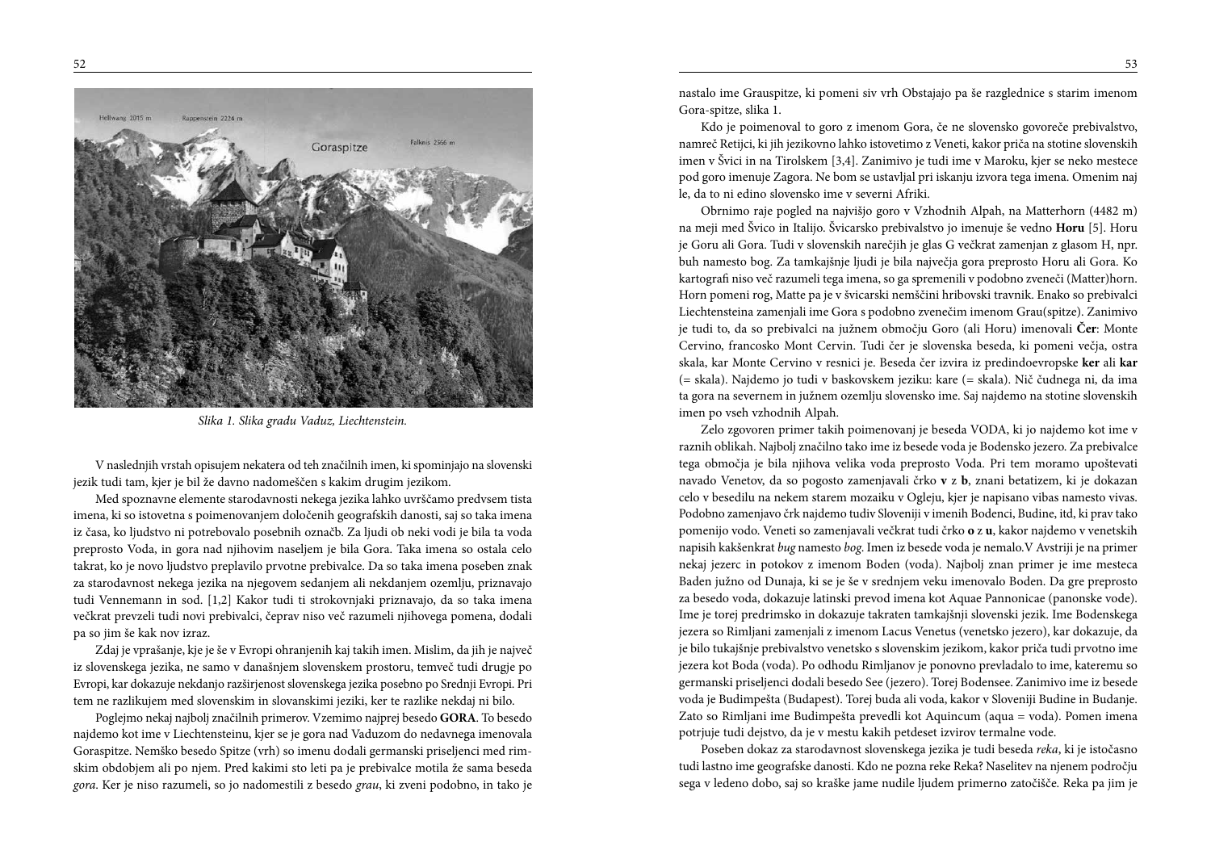*Slika 1. Slika gradu Vaduz, Liechtenstein.*

V naslednjih vrstah opisujem nekatera od teh značilnih imen, ki spominjajo na slovenski jezik tudi tam, kjer je bil že davno nadomeščen s kakim drugim jezikom.

Med spoznavne elemente starodavnosti nekega jezika lahko uvrščamo predvsem tista imena, ki so istovetna s poimenovanjem določenih geografskih danosti, saj so taka imena iz časa, ko ljudstvo ni potrebovalo posebnih označb. Za ljudi ob neki vodi je bila ta voda preprosto Voda, in gora nad njihovim naseljem je bila Gora. Taka imena so ostala celo takrat, ko je novo ljudstvo preplavilo prvotne prebivalce. Da so taka imena poseben znak za starodavnost nekega jezika na njegovem sedanjem ali nekdanjem ozemlju, priznavajo tudi Vennemann in sod. [1,2] Kakor tudi ti strokovnjaki priznavajo, da so taka imena večkrat prevzeli tudi novi prebivalci, čeprav niso več razumeli njihovega pomena, dodali pa so jim še kak nov izraz.

Zdaj je vprašanje, kje je še v Evropi ohranjenih kaj takih imen. Mislim, da jih je največ iz slovenskega jezika, ne samo v današnjem slovenskem prostoru, temveč tudi drugje po Evropi, kar dokazuje nekdanjo razširjenost slovenskega jezika posebno po Srednji Evropi. Pri tem ne razlikujem med slovenskim in slovanskimi jeziki, ker te razlike nekdaj ni bilo.

Poglejmo nekaj najbolj značilnih primerov. Vzemimo najprej besedo **GORA**. To besedo najdemo kot ime v Liechtensteinu, kjer se je gora nad Vaduzom do nedavnega imenovala Goraspitze. Nemško besedo Spitze (vrh) so imenu dodali germanski priseljenci med rimskim obdobjem ali po njem. Pred kakimi sto leti pa je prebivalce motila že sama beseda *gora*. Ker je niso razumeli, so jo nadomestili z besedo *grau*, ki zveni podobno, in tako je nastalo ime Grauspitze, ki pomeni siv vrh Obstajajo pa še razglednice s starim imenom Gora-spitze, slika 1.

Kdo je poimenoval to goro z imenom Gora, če ne slovensko govoreče prebivalstvo, namreč Retijci, ki jih jezikovno lahko istovetimo z Veneti, kakor priča na stotine slovenskih imen v Švici in na Tirolskem [3,4]. Zanimivo je tudi ime v Maroku, kjer se neko mestece pod goro imenuje Zagora. Ne bom se ustavljal pri iskanju izvora tega imena. Omenim naj le, da to ni edino slovensko ime v severni Afriki.

Obrnimo raje pogled na najvišjo goro v Vzhodnih Alpah, na Matterhorn (4482 m) na meji med Švico in Italijo. Švicarsko prebivalstvo jo imenuje še vedno **Horu** [5]. Horu je Goru ali Gora. Tudi v slovenskih narečjih je glas G večkrat zamenjan z glasom H, npr. buh namesto bog. Za tamkajšnje ljudi je bila največja gora preprosto Horu ali Gora. Ko kartografi niso več razumeli tega imena, so ga spremenili v podobno zveneči (Matter)horn. Horn pomeni rog, Matte pa je v švicarski nemščini hribovski travnik. Enako so prebivalci Liechtensteina zamenjali ime Gora s podobno zvenečim imenom Grau(spitze). Zanimivo je tudi to, da so prebivalci na južnem območju Goro (ali Horu) imenovali **Čer**: Monte Cervino, francosko Mont Cervin. Tudi čer je slovenska beseda, ki pomeni večja, ostra skala, kar Monte Cervino v resnici je. Beseda čer izvira iz predindoevropske **ker** ali **kar** (= skala). Najdemo jo tudi v baskovskem jeziku: kare (= skala). Nič čudnega ni, da ima ta gora na severnem in južnem ozemlju slovensko ime. Saj najdemo na stotine slovenskih imen po vseh vzhodnih Alpah.

Zelo zgovoren primer takih poimenovanj je beseda VODA, ki jo najdemo kot ime v raznih oblikah. Najbolj značilno tako ime iz besede voda je Bodensko jezero. Za prebivalce tega območja je bila njihova velika voda preprosto Voda. Pri tem moramo upoštevati navado Venetov, da so pogosto zamenjavali črko **v** z **b**, znani betatizem, ki je dokazan celo v besedilu na nekem starem mozaiku v Ogleju, kjer je napisano vibas namesto vivas. Podobno zamenjavo črk najdemo tudiv Sloveniji v imenih Bodenci, Budine, itd, ki prav tako pomenijo vodo. Veneti so zamenjavali večkrat tudi črko **o** z **u**, kakor najdemo v venetskih napisih kakšenkrat *bug* namesto *bog*. Imen iz besede voda je nemalo.V Avstriji je na primer nekaj jezerc in potokov z imenom Boden (voda). Najbolj znan primer je ime mesteca Baden južno od Dunaja, ki se je še v srednjem veku imenovalo Boden. Da gre preprosto za besedo voda, dokazuje latinski prevod imena kot Aquae Pannonicae (panonske vode). Ime je torej predrimsko in dokazuje takraten tamkajšnji slovenski jezik. Ime Bodenskega jezera so Rimljani zamenjali z imenom Lacus Venetus (venetsko jezero), kar dokazuje, da je bilo tukajšnje prebivalstvo venetsko s slovenskim jezikom, kakor priča tudi prvotno ime jezera kot Boda (voda). Po odhodu Rimljanov je ponovno prevladalo to ime, kateremu so germanski priseljenci dodali besedo See (jezero). Torej Bodensee. Zanimivo ime iz besede voda je Budimpešta (Budapest). Torej buda ali voda, kakor v Sloveniji Budine in Budanje. Zato so Rimljani ime Budimpešta prevedli kot Aquincum (aqua = voda). Pomen imena potrjuje tudi dejstvo, da je v mestu kakih petdeset izvirov termalne vode.

Poseben dokaz za starodavnost slovenskega jezika je tudi beseda *reka*, ki je istočasno tudi lastno ime geografske danosti. Kdo ne pozna reke Reka? Naselitev na njenem področju sega v ledeno dobo, saj so kraške jame nudile ljudem primerno zatočišče. Reka pa jim je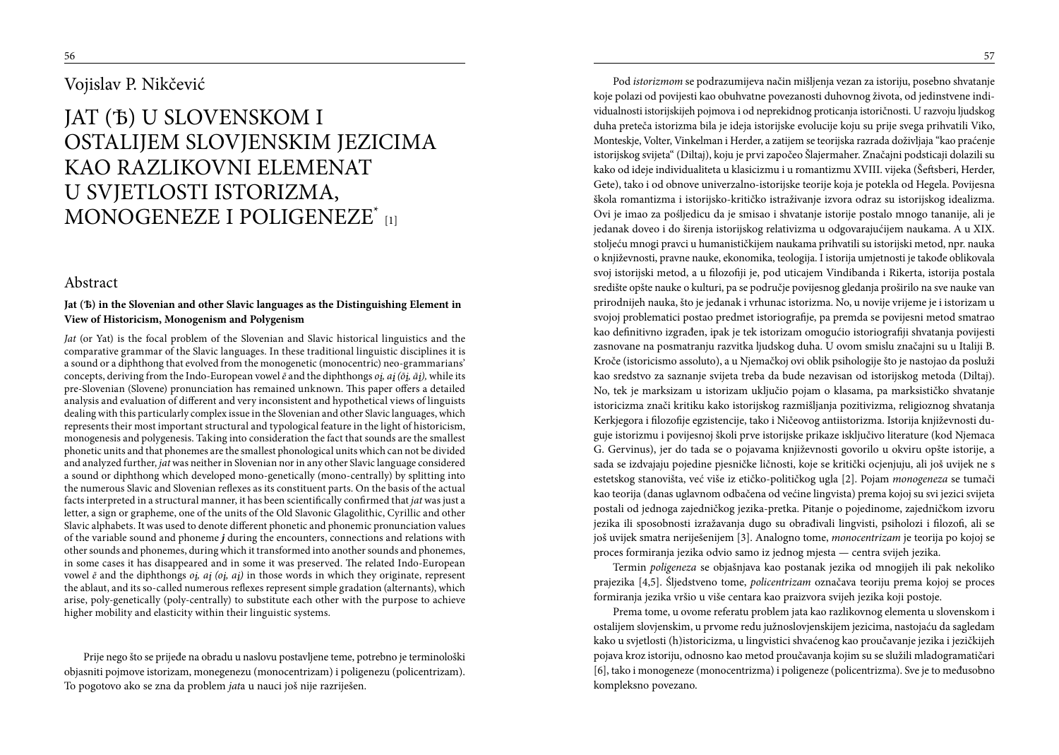Vojislav P. Nikčević

# JAT (Ѣ) U SLOVENSKOM I OSTALIJEM SLOVJENSKIM JEZICIMA KAO RAZLIKOVNI ELEMENAT U SVJETLOSTI ISTORIZMA, MONOGENEZE I POLIGENEZE* [1]

## Abstract

**Jat (Ѣ) in the Slovenian and other Slavic languages as the Distinguishing Element in View of Historicism, Monogenism and Polygenism**

*Jat* (or Yat) is the focal problem of the Slovenian and Slavic historical linguistics and the comparative grammar of the Slavic languages. In these traditional linguistic disciplines it is a sound or a diphthong that evolved from the monogenetic (monocentric) neo-grammarians' concepts, deriving from the Indo-European vowel *ē* and the diphthongs *oį, aį (ōį, āį),* while its pre-Slovenian (Slovene) pronunciation has remained unknown. This paper offers a detailed analysis and evaluation of different and very inconsistent and hypothetical views of linguists dealing with this particularly complex issue in the Slovenian and other Slavic languages, which represents their most important structural and typological feature in the light of historicism, monogenesis and polygenesis. Taking into consideration the fact that sounds are the smallest phonetic units and that phonemes are the smallest phonological units which can not be divided and analyzed further, *jat* was neither in Slovenian nor in any other Slavic language considered a sound or diphthong which developed mono-genetically (mono-centrally) by splitting into the numerous Slavic and Slovenian reflexes as its constituent parts. On the basis of the actual facts interpreted in a structural manner, it has been scientifically confirmed that *jat* was just a letter, a sign or grapheme, one of the units of the Old Slavonic Glagolithic, Cyrillic and other Slavic alphabets. It was used to denote different phonetic and phonemic pronunciation values of the variable sound and phoneme ***j*** during the encounters, connections and relations with other sounds and phonemes, during which it transformed into another sounds and phonemes, in some cases it has disappeared and in some it was preserved. The related Indo-European vowel *ē* and the diphthongs *oį, aį (oį, aį)* in those words in which they originate, represent the ablaut, and its so-called numerous reflexes represent simple gradation (alternants), which arise, poly-genetically (poly-centrally) to substitute each other with the purpose to achieve higher mobility and elasticity within their linguistic systems.

Prije nego što se prijeđe na obradu u naslovu postavljene teme, potrebno je terminološki objasniti pojmove istorizam, monegenezu (monocentrizam) i poligenezu (policentrizam). To pogotovo ako se zna da problem *jat*a u nauci još nije razriješen.

Pod *istorizmom* se podrazumijeva način mišljenja vezan za istoriju, posebno shvatanje koje polazi od povijesti kao obuhvatne povezanosti duhovnog života, od jedinstvene individualnosti istorijskijeh pojmova i od neprekidnog proticanja istoričnosti. U razvoju ljudskog duha preteča istorizma bila je ideja istorijske evolucije koju su prije svega prihvatili Viko, Monteskje, Volter, Vinkelman i Herder, a zatijem se teorijska razrada doživljaja "kao praćenje istorijskog svijeta" (Diltaj), koju je prvi započeo Šlajermaher. Značajni podsticaji dolazili su kako od ideje individualiteta u klasicizmu i u romantizmu XVIII. vijeka (Šeftsberi, Herder, Gete), tako i od obnove univerzalno-istorijske teorije koja je potekla od Hegela. Povijesna škola romantizma i istorijsko-kritičko istraživanje izvora odraz su istorijskog idealizma. Ovi je imao za pośljedicu da je smisao i shvatanje istorije postalo mnogo tananije, ali je jedanak doveo i do širenja istorijskog relativizma u odgovarajućijem naukama. A u XIX. stoljeću mnogi pravci u humanističkijem naukama prihvatili su istorijski metod, npr. nauka o književnosti, pravne nauke, ekonomika, teologija. I istorija umjetnosti je takođe oblikovala svoj istorijski metod, a u filozofiji je, pod uticajem Vindibanda i Rikerta, istorija postala središte opšte nauke o kulturi, pa se područje povijesnog gledanja proširilo na sve nauke van prirodnijeh nauka, što je jedanak i vrhunac istorizma. No, u novije vrijeme je i istorizam u svojoj problematici postao predmet istoriografije, pa premda se povijesni metod smatrao kao definitivno izgrađen, ipak je tek istorizam omogućio istoriografiji shvatanja povijesti zasnovane na posmatranju razvitka ljudskog duha. U ovom smislu značajni su u Italiji B. Kroče (istoricismo assoluto), a u Njemačkoj ovi oblik psihologije što je nastojao da posluži kao sredstvo za saznanje svijeta treba da bude nezavisan od istorijskog metoda (Diltaj). No, tek je marksizam u istorizam uključio pojam o klasama, pa marksističko shvatanje istoricizma znači kritiku kako istorijskog razmišljanja pozitivizma, religioznog shvatanja Kerkjegora i filozofije egzistencije, tako i Ničeovog antiistorizma. Istorija književnosti duguje istorizmu i povijesnoj školi prve istorijske prikaze isključivo literature (kod Njemaca G. Gervinus), jer do tada se o pojavama književnosti govorilo u okviru opšte istorije, a sada se izdvajaju pojedine pjesničke ličnosti, koje se kritički ocjenjuju, ali još uvijek ne s estetskog stanovišta, već više iz etičko-političkog ugla [2]. Pojam *monogeneza* se tumači kao teorija (danas uglavnom odbačena od većine lingvista) prema kojoj su svi jezici svijeta postali od jednoga zajedničkog jezika-pretka. Pitanje o pojedinome, zajedničkom izvoru jezika ili sposobnosti izražavanja dugo su obrađivali lingvisti, psiholozi i filozofi, ali se još uvijek smatra neriješenijem [3]. Analogno tome, *monocentrizam* je teorija po kojoj se proces formiranja jezika odvio samo iz jednog mjesta — centra svijeh jezika.

Termin *poligeneza* se objašnjava kao postanak jezika od mnogijeh ili pak nekoliko prajezika [4,5]. Šljedstveno tome, *policentrizam* označava teoriju prema kojoj se proces formiranja jezika vršio u više centara kao praizvora svijeh jezika koji postoje.

Prema tome, u ovome referatu problem jata kao razlikovnog elementa u slovenskom i ostalijem slovjenskim, u prvome redu južnoslovjenskijem jezicima, nastojaću da sagledam kako u svjetlosti (h)istoricizma, u lingvistici shvaćenog kao proučavanje jezika i jezičkijeh pojava kroz istoriju, odnosno kao metod proučavanja kojim su se služili mladogramatičari [6], tako i monogeneze (monocentrizma) i poligeneze (policentrizma). Sve je to međusobno kompleksno povezano.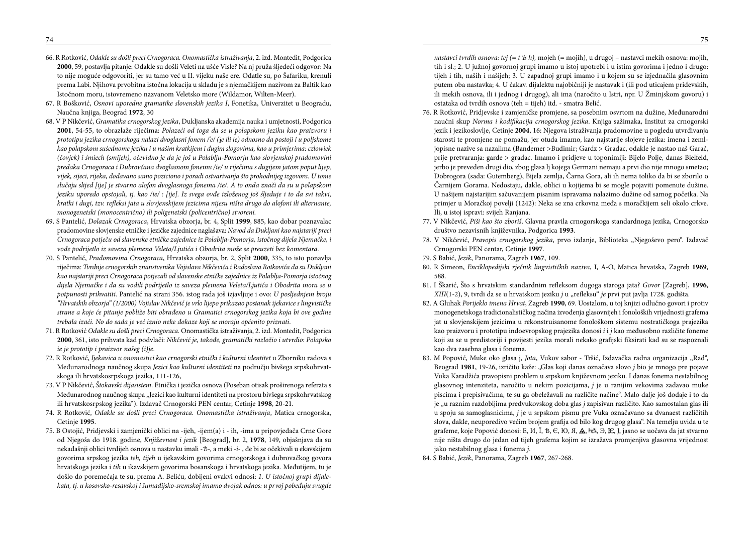66. R Rotković, *Odakle su došli preci Crnogoraca. Onomastička istraživanja*, 2. izd. Montedit, Podgorica **2000**, 59, postavlja pitanje: Odakle su došli Veleti na ušće Visle? Na nj pruža sljedeći odgovor: Na to nije moguće odgovoriti, jer su tamo već u II. vijeku naše ere. Odatle su, po Šafariku, krenuli prema Labi. Njihova prvobitna istočna lokacija u skladu je s njemačkijem nazivom za Baltik kao Istočnom moru, istovremeno nazvanom Veletsko more (Wildamor, Wilten-Meer).
67. R Bošković, *Osnovi uporedne gramatike slovenskih jezika I*, Fonetika, Univerzitet u Beogradu, Naučna knjiga, Beograd **1972**, 30
68. V P Nikčević, *Gramatika crnogorskog jezika*, Dukljanska akademija nauka i umjetnosti, Podgorica **2001**, 54-55, to obrazlaže riječima: *Polazeći od toga da se u polapskom jeziku kao praizvoru i prototipu jezika crnogorskoga nalazi dvoglasni fonem /ě/ (ȷe ili ie) odnosno da postoji i u poljskome kao polapskom susjednome jeziku i u našim kratkijem i dugim slogovima, kao u primjerima: czlowiek (čovjek) i śmiech (smijeh), očevidno je da je još u Polablju-Pomorju kao slovjenskoj pradomovini predaka Crnogoraca i Dubrovčana dvoglasnom fonemu /ie/ u riječima s dugijem jatom poput lijep, vijek, sijeci, rijeka, dodavano samo poziciono i poradi ostvarivanja što prohodnijeg izgovora. U tome slučaju slijed [ije] je stvarno alofon dvoglasnoga fonema /ie/. A to onda znači da su u polapskom jeziku uporedo opstojali, tj. kao /ie/ : [ije]. Iz svega ovđe izloženog još śljeduje i to da svi takvi, kratki i dugi, tzv. refleksi jata u slovjenskijem jezicima nijesu ništa drugo do alofoni ili alternante, monogenetski (monocentrično) ili poligenetski (policentrično) stvoreni.*
69. S Pantelić, *Dolazak Crnogoraca*, Hrvatska obzorja, br. 4, Split **1999**, 885, kao dobar poznavalac pradomovine slovjenske etničke i jezičke zajednice naglašava: *Navod da Dukljani kao najstariji preci Crnogoraca potječu od slavenske etničke zajednice iz Polablja-Pomorja, istočnog dijela Njemačke, i vode podrijetlo iz saveza plemena Veleta/Ljutića i Obodrita može se preuzeti bez komentara*.
70. S Pantelić, *Pradomovina Crnogoraca*, Hrvatska obzorja, br. 2, Split **2000**, 335, to isto ponavlja riječima: *Tvrdnje crnogorskih znanstvenika Vojislava Nikčevića i Radoslava Rotkovića da su Dukljani kao najstariji preci Crnogoraca potjecali od slavenske etničke zajednice iz Polablja-Pomorja istočnog dijela Njemačke i da su vodili podrijetlo iz saveza plemena Veleta/Ljutića i Obodrita mora se u potpunosti prihvatiti.* Pantelić na strani 356. istog rada još izjavljuje i ovo: *U posljednjem broju "Hrvatskih obzorja" (1/2000) Vojislav Nikčević je vrlo lijepo prikazao postanak ijekavice s lingvističke strane a koje će pitanje pobliže biti obrađeno u Gramatici crnogorskog jezika koja bi ove godine trebala izaći. No do sada je već iznio neke dokaze koji se moraju općenito priznati*.
71. R Rotković *Odakle su došli preci Crnogoraca.* Onomastička istraživanja, 2. izd. Montedit, Podgorica **2000**, 361, isto prihvata kad podvlači: *Nikčević je, takođe, gramatički razložio i utvrdio: Polapsko ie je prototip i praizvor našeg (i)je*.
72. R Rotković, *Ijekavica u onomastici kao crnogorski etnički i kulturni identitet* u Zborniku radova s Međunarodnoga naučnog skupa *Jezici kao kulturni identiteti* na području bivšega srpskohrvatskoga ili hrvatskosrpskoga jezika, 111-126,
73. V P Nikčević, *Štokavski dijasistem*. Etnička i jezička osnova (Poseban otisak proširenoga referata s Međunarodnog naučnog skupa „Jezici kao kulturni identiteti na prostoru bivšega srpskohrvatskog ili hrvatskosrpskog jezika"). Izdavač Crnogorski PEN centar, Cetinje **1998**, 20-21.
74. R Rotković, *Odakle su došli preci Crnogoraca. Onomastička istraživanja*, Matica crnogorska, Cetinje **1995**.
75. B Ostojić, Pridjevski i zamjenički oblici na -ijeh, -ijem(a) i - ih, -ima u pripovjedača Crne Gore od Njegoša do 1918. godine, *Književnost i jezik* [Beograd], br. 2, **1978**, 149, objašnjava da su nekadašnji oblici tvrdijeh osnova u nastavku imali -Ѣ-, a meki -i- , đe bi se očekivali u ekavskijem govorima srpskog jezika *teh, tijeh* u ijekavskim govorima crnogorskoga i dubrovačkog govora hrvatskoga jezika i *tih* u ikavskijem govorima bosanskoga i hrvatskoga jezika. Međutijem, tu je došlo do poremećaja te su, prema A. Beliću, dobijeni ovakvi odnosi: *1. U istočnoj grupi dijalekata, tj. u kosovsko-resavskoj i šumadijsko-sremskoj imamo dvojak odnos: u prvoj pobeđuju svugde nastavci tvrdih osnova: tej (= t Ѣ h),* mojeh (= mojih), u drugoj – nastavci mekih osnova: mojih, tih i sl.; 2. U južnoj govornoj grupi imamo u istoj upotrebi i u istim govorima i jedno i drugo: tijeh i tih, naših i našijeh; 3. U zapadnoj grupi imamo i u kojem su se izjednačila glasovnim putem oba nastavka; 4. U čakav. dijalektu najobičniji je nastavak i (ili pod uticajem pridevskih, ili mekih osnova, ili i jednog i drugog), ali ima (naročito u Istri, npr. U Žminjskom govoru) i ostataka od tvrdih osnova (teh = tijeh) itd. - smatra Belić.
76. R Rotković, Pridjevske i zamjeničke promjene, sa posebnim osvrtom na dužine, Međunarodni naučni skup *Norma i kodifikacija crnogorskog jezika*. Knjiga sažimaka, Institut za crnogorski jezik i jezikoslovlje, Cetinje **2004**, 16: Njegova istraživanja pradomovine u pogledu utvrđivanja starosti te promjene ne pomažu, jer otuda imamo, kao najstarije slojeve jezika: imena i zemljopisne nazive sa nazalima (Bandemer >Budimir; Gardz > Gradac, odakle je nastao naš Garač, prije pretvaranja: garde > gradac. Imamo i pridjeve u toponimiji: Bijelo Polje, danas Bielfeld, jerbo je preveden drugi dio, zbog glasa lj kojega Germani nemaju a prvi dio nije mnogo smetao; Dobrogora (sada: Gutemberg), Bijela zemlja, Čarna Gora, ali ih nema toliko da bi se zborilo o Čarnijem Gorama. Nedostaju, dakle, oblici u kojijema bi se mogle pojaviti pomenute dužine. U našijem najstarijim sačuvanijem pisanim ispravama nalazimo dužine od samog početka. Na primjer u Moračkoj povelji (1242): Neka se zna crkovna međa s moračkijem seli okolo crkve. Ili, u istoj ispravi: svijeh Ranjana.
77. V Nikčević, *Piši kao što zboriš*. Glavna pravila crnogorskoga standardnoga jezika, Crnogorsko društvo nezavisnih književnika, Podgorica **1993**.
78. V Nikčević, *Pravopis crnogorskog jezika*, prvo izdanje, Biblioteka „Njegoševo pero". Izdavač Crnogorski PEN centar, Cetinje **1997**.
79. S Babić, *Jezik*, Panorama, Zagreb **1967**, 109.
80. R Simeon, *Enciklopedijski rječnik lingvističkih naziva*, I, A-O, Matica hrvatska, Zagreb **1969**, 588.
81. I Škarić, Što s hrvatskim standardnim refleksom dugoga staroga jata? *Govor* [Zagreb], **1996**, *XIII*(1-2), 9, tvrdi da se u hrvatskom jeziku *j* u „refleksu" *je* prvi put javlja 1728. godišta.
82. A Gluhak *Porijeklo imena Hrvat*, Zagreb **1990**, 69. Uostalom, u toj knjizi odlučno govori i protiv monogenetskoga tradicionalističkog načina izvođenja glasovnijeh i fonoloških vrijednosti grafema jat u slovjenskijem jezicima u rekonstruisanome fonološkom sistemu nostratičkoga prajezika kao praizvoru i prototipu indoevropskog prajezika donosi *i* i *j* kao međusobno različite foneme koji su se u predistoriji i povijesti jezika morali nekako grafijski fiksirati kad su se raspoznali kao dva zasebna glasa i fonema.
83. M Popović, Muke oko glasa j, *Jota*, Vukov sabor - Tršić, Izdavačka radna organizacija „Rad", Beograd **1981**, 19-26, izričito kaže: „Glas koji danas označava slovo *j* bio je mnogo pre pojave Vuka Karadžića pravopisni problem u srpskom književnom jeziku. I danas fonema nestabilnog glasovnog intenziteta, naročito u nekim pozicijama, *j* je u ranijim vekovima zadavao muke piscima i prepisivačima, te su ga obeležavali na različite načine". Malo dalje još dodaje i to da je „u raznim razdobljima predvukovskog doba glas *j* zapisivan različito. Kao samostalan glas ili u spoju sa samoglasnicima, *j* je u srpskom pismu pre Vuka označavano sa dvanaest različitih slova, dakle, neuporedivo većim brojem grafija od bilo kog drugog glasa". Na temelju uvida u te grafeme, koje Popović donosi: Е, И, Ї, Ѣ, Є, Ю, Я, Ѧ, Ѩ, Э, Ѥ, Ј, jasno se uočava da jat stvarno nije ništa drugo do jedan od tijeh grafema kojim se izražava promjenjiva glasovna vrijednost jako nestabilnog glasa i fonema *j*.
84. S Babić, *Jezik*, Panorama, Zagreb **1967**, 267-268.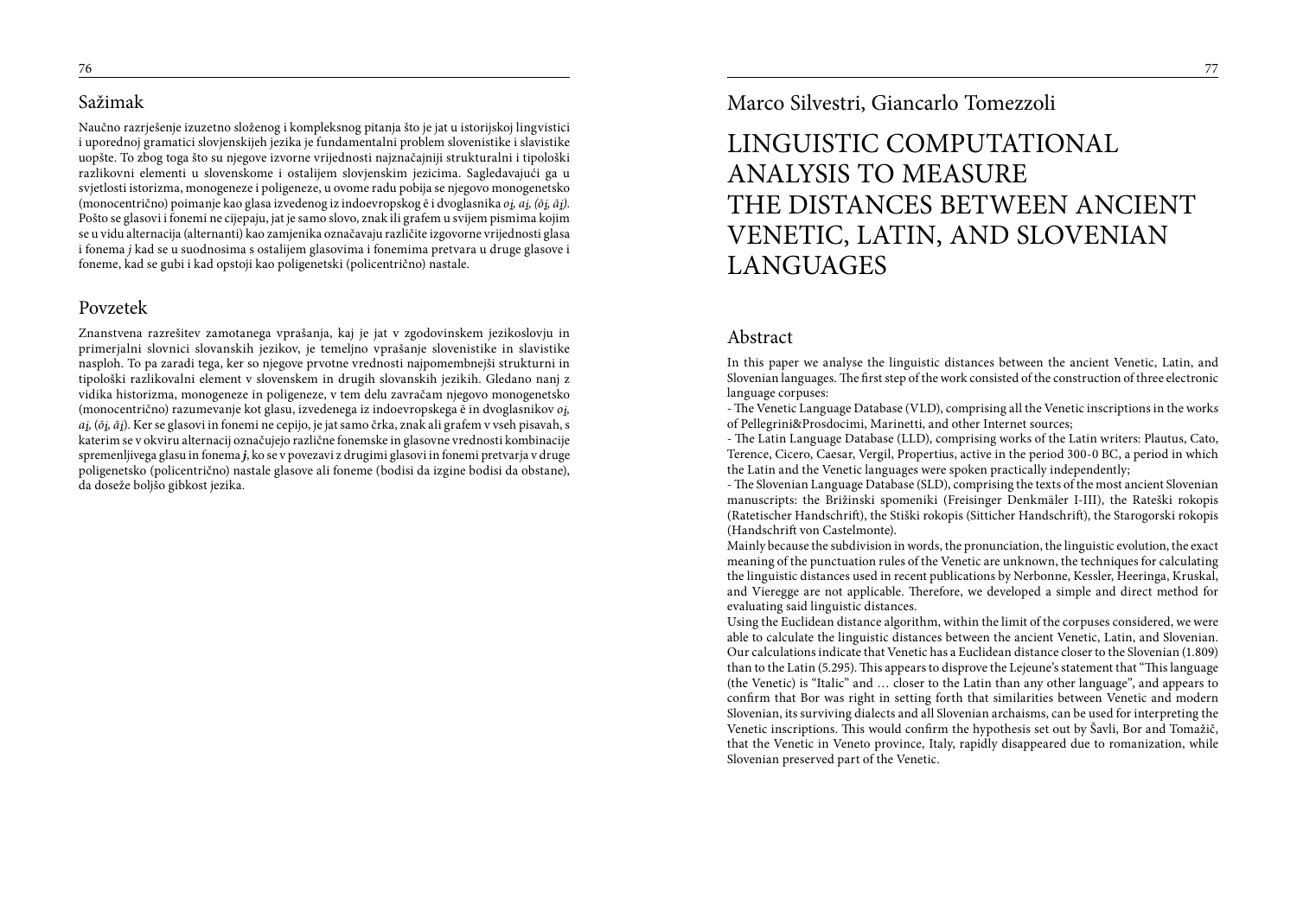## Sažimak

Naučno razrješenje izuzetno složenog i kompleksnog pitanja što je jat u istorijskoj lingvistici i uporednoj gramatici slovjenskijeh jezika je fundamentalni problem slovenistike i slavistike uopšte. To zbog toga što su njegove izvorne vrijednosti najznačajniji strukturalni i tipološki razlikovni elementi u slovenskome i ostalijem slovjenskim jezicima. Sagledavajući ga u svjetlosti istorizma, monogeneze i poligeneze, u ovome radu pobija se njegovo monogenetsko (monocentrično) poimanje kao glasa izvedenog iz indoevropskog ē i dvoglasnika *oį, aį, (ōį, āį)*. Pošto se glasovi i fonemi ne cijepaju, jat je samo slovo, znak ili grafem u svijem pismima kojim se u vidu alternacija (alternanti) kao zamjenika označavaju različite izgovorne vrijednosti glasa i fonema *j* kad se u suodnosima s ostalijem glasovima i fonemima pretvara u druge glasove i foneme, kad se gubi i kad opstoji kao poligenetski (policentrično) nastale.

## Povzetek

Znanstvena razrešitev zamotanega vprašanja, kaj je jat v zgodovinskem jezikoslovju in primerjalni slovnici slovanskih jezikov, je temeljno vprašanje slovenistike in slavistike nasploh. To pa zaradi tega, ker so njegove prvotne vrednosti najpomembnejši strukturni in tipološki razlikovalni element v slovenskem in drugih slovanskih jezikih. Gledano nanj z vidika historizma, monogeneze in poligeneze, v tem delu zavračam njegovo monogenetsko (monocentrično) razumevanje kot glasu, izvedenega iz indoevropskega ē in dvoglasnikov *oį, aį, (ōį, āį)*. Ker se glasovi in fonemi ne cepijo, je jat samo črka, znak ali grafem v vseh pisavah, s katerim se v okviru alternacij označujejo različne fonemske in glasovne vrednosti kombinacije spremenljivega glasu in fonema ***j***, ko se v povezavi z drugimi glasovi in fonemi pretvarja v druge poligenetsko (policentrično) nastale glasove ali foneme (bodisi da izgine bodisi da obstane), da doseže boljšo gibkost jezika.

Marco Silvestri, Giancarlo Tomezzoli

# LINGUISTIC COMPUTATIONAL ANALYSIS TO MEASURE THE DISTANCES BETWEEN ANCIENT VENETIC, LATIN, AND SLOVENIAN LANGUAGES

## Abstract

In this paper we analyse the linguistic distances between the ancient Venetic, Latin, and Slovenian languages. The first step of the work consisted of the construction of three electronic language corpuses:

- The Venetic Language Database (VLD), comprising all the Venetic inscriptions in the works of Pellegrini&Prosdocimi, Marinetti, and other Internet sources;
- The Latin Language Database (LLD), comprising works of the Latin writers: Plautus, Cato, Terence, Cicero, Caesar, Vergil, Propertius, active in the period 300-0 BC, a period in which the Latin and the Venetic languages were spoken practically independently;
- The Slovenian Language Database (SLD), comprising the texts of the most ancient Slovenian manuscripts: the Brižinski spomeniki (Freisinger Denkmäler I-III), the Rateški rokopis (Ratetischer Handschrift), the Stiški rokopis (Sitticher Handschrift), the Starogorski rokopis (Handschrift von Castelmonte).

Mainly because the subdivision in words, the pronunciation, the linguistic evolution, the exact meaning of the punctuation rules of the Venetic are unknown, the techniques for calculating the linguistic distances used in recent publications by Nerbonne, Kessler, Heeringa, Kruskal, and Vieregge are not applicable. Therefore, we developed a simple and direct method for evaluating said linguistic distances.

Using the Euclidean distance algorithm, within the limit of the corpuses considered, we were able to calculate the linguistic distances between the ancient Venetic, Latin, and Slovenian. Our calculations indicate that Venetic has a Euclidean distance closer to the Slovenian (1.809) than to the Latin (5.295). This appears to disprove the Lejeune's statement that "This language (the Venetic) is "Italic" and … closer to the Latin than any other language", and appears to confirm that Bor was right in setting forth that similarities between Venetic and modern Slovenian, its surviving dialects and all Slovenian archaisms, can be used for interpreting the Venetic inscriptions. This would confirm the hypothesis set out by Šavli, Bor and Tomažič, that the Venetic in Veneto province, Italy, rapidly disappeared due to romanization, while Slovenian preserved part of the Venetic.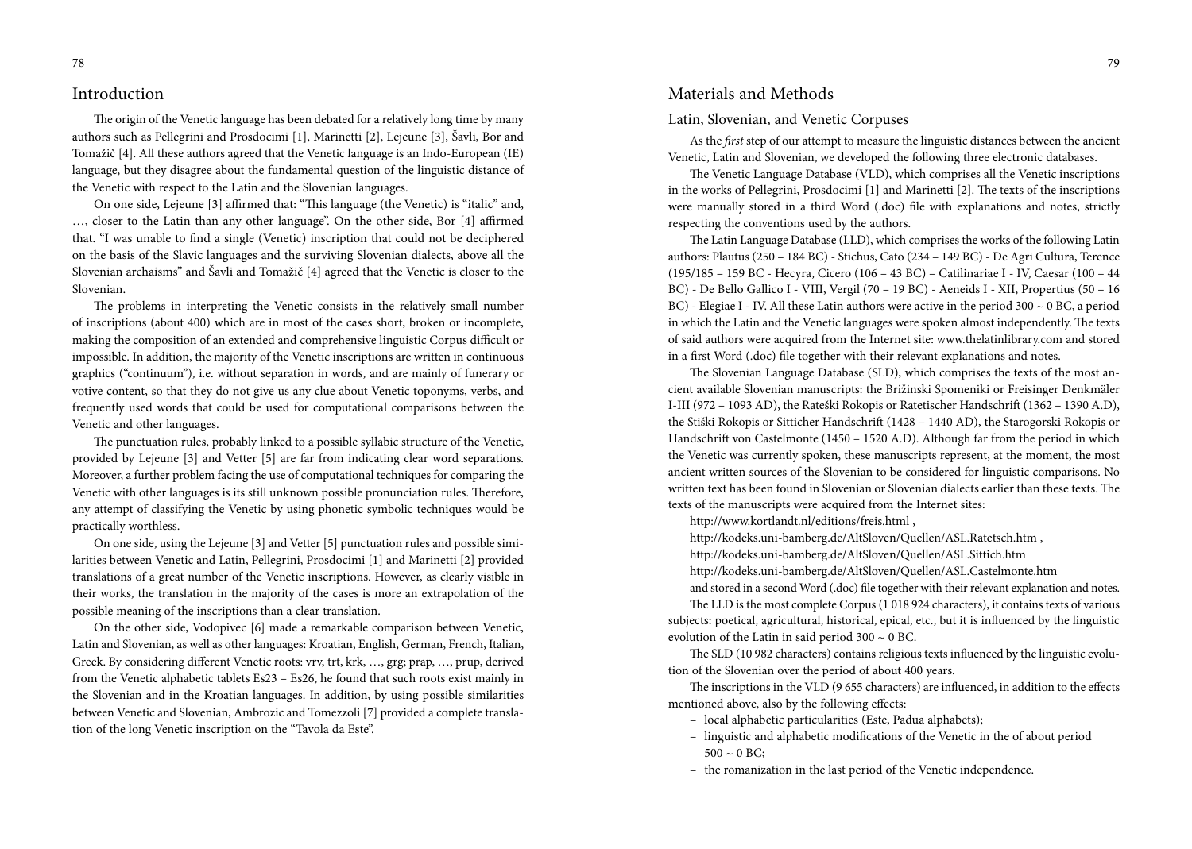## Introduction

The origin of the Venetic language has been debated for a relatively long time by many authors such as Pellegrini and Prosdocimi [1], Marinetti [2], Lejeune [3], Šavli, Bor and Tomažič [4]. All these authors agreed that the Venetic language is an Indo-European (IE) language, but they disagree about the fundamental question of the linguistic distance of the Venetic with respect to the Latin and the Slovenian languages.

On one side, Lejeune [3] affirmed that: "This language (the Venetic) is "italic" and, …, closer to the Latin than any other language". On the other side, Bor [4] affirmed that. "I was unable to find a single (Venetic) inscription that could not be deciphered on the basis of the Slavic languages and the surviving Slovenian dialects, above all the Slovenian archaisms" and Šavli and Tomažič [4] agreed that the Venetic is closer to the Slovenian.

The problems in interpreting the Venetic consists in the relatively small number of inscriptions (about 400) which are in most of the cases short, broken or incomplete, making the composition of an extended and comprehensive linguistic Corpus difficult or impossible. In addition, the majority of the Venetic inscriptions are written in continuous graphics ("continuum"), i.e. without separation in words, and are mainly of funerary or votive content, so that they do not give us any clue about Venetic toponyms, verbs, and frequently used words that could be used for computational comparisons between the Venetic and other languages.

The punctuation rules, probably linked to a possible syllabic structure of the Venetic, provided by Lejeune [3] and Vetter [5] are far from indicating clear word separations. Moreover, a further problem facing the use of computational techniques for comparing the Venetic with other languages is its still unknown possible pronunciation rules. Therefore, any attempt of classifying the Venetic by using phonetic symbolic techniques would be practically worthless.

On one side, using the Lejeune [3] and Vetter [5] punctuation rules and possible similarities between Venetic and Latin, Pellegrini, Prosdocimi [1] and Marinetti [2] provided translations of a great number of the Venetic inscriptions. However, as clearly visible in their works, the translation in the majority of the cases is more an extrapolation of the possible meaning of the inscriptions than a clear translation.

On the other side, Vodopivec [6] made a remarkable comparison between Venetic, Latin and Slovenian, as well as other languages: Kroatian, English, German, French, Italian, Greek. By considering different Venetic roots: vrv, trt, krk, …, grg; prap, …, prup, derived from the Venetic alphabetic tablets Es23 – Es26, he found that such roots exist mainly in the Slovenian and in the Kroatian languages. In addition, by using possible similarities between Venetic and Slovenian, Ambrozic and Tomezzoli [7] provided a complete translation of the long Venetic inscription on the "Tavola da Este".

## Materials and Methods

### Latin, Slovenian, and Venetic Corpuses

As the *first* step of our attempt to measure the linguistic distances between the ancient Venetic, Latin and Slovenian, we developed the following three electronic databases.

The Venetic Language Database (VLD), which comprises all the Venetic inscriptions in the works of Pellegrini, Prosdocimi [1] and Marinetti [2]. The texts of the inscriptions were manually stored in a third Word (.doc) file with explanations and notes, strictly respecting the conventions used by the authors.

The Latin Language Database (LLD), which comprises the works of the following Latin authors: Plautus (250 – 184 BC) - Stichus, Cato (234 – 149 BC) - De Agri Cultura, Terence (195/185 – 159 BC - Hecyra, Cicero (106 – 43 BC) – Catilinariae I - IV, Caesar (100 – 44 BC) - De Bello Gallico I - VIII, Vergil (70 – 19 BC) - Aeneids I - XII, Propertius (50 – 16 BC) - Elegiae I - IV. All these Latin authors were active in the period 300 ~ 0 BC, a period in which the Latin and the Venetic languages were spoken almost independently. The texts of said authors were acquired from the Internet site: www.thelatinlibrary.com and stored in a first Word (.doc) file together with their relevant explanations and notes.

The Slovenian Language Database (SLD), which comprises the texts of the most ancient available Slovenian manuscripts: the Brižinski Spomeniki or Freisinger Denkmäler I-III (972 – 1093 AD), the Rateški Rokopis or Ratetischer Handschrift (1362 – 1390 A.D), the Stiški Rokopis or Sitticher Handschrift (1428 – 1440 AD), the Starogorski Rokopis or Handschrift von Castelmonte (1450 – 1520 A.D). Although far from the period in which the Venetic was currently spoken, these manuscripts represent, at the moment, the most ancient written sources of the Slovenian to be considered for linguistic comparisons. No written text has been found in Slovenian or Slovenian dialects earlier than these texts. The texts of the manuscripts were acquired from the Internet sites:

http://www.kortlandt.nl/editions/freis.html ,

http://kodeks.uni-bamberg.de/AltSloven/Quellen/ASL.Ratetsch.htm ,

http://kodeks.uni-bamberg.de/AltSloven/Quellen/ASL.Sittich.htm

http://kodeks.uni-bamberg.de/AltSloven/Quellen/ASL.Castelmonte.htm

and stored in a second Word (.doc) file together with their relevant explanation and notes.

The LLD is the most complete Corpus (1 018 924 characters), it contains texts of various subjects: poetical, agricultural, historical, epical, etc., but it is influenced by the linguistic evolution of the Latin in said period 300 ~ 0 BC.

The SLD (10 982 characters) contains religious texts influenced by the linguistic evolution of the Slovenian over the period of about 400 years.

The inscriptions in the VLD (9 655 characters) are influenced, in addition to the effects mentioned above, also by the following effects:

- local alphabetic particularities (Este, Padua alphabets);
- linguistic and alphabetic modifications of the Venetic in the of about period 500 ~ 0 BC;
- the romanization in the last period of the Venetic independence.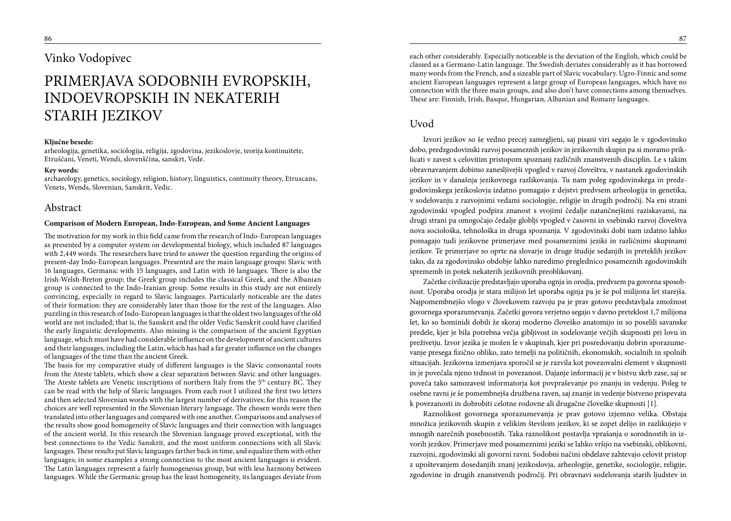Vinko Vodopivec

# PRIMERJAVA SODOBNIH EVROPSKIH, INDOEVROPSKIH IN NEKATERIH STARIH JEZIKOV

**Ključne besede:**
arheologija, genetika, sociologija, religija, zgodovina, jezikoslovje, teorija kontinuitete, Etruščani, Veneti, Wendi, slovenščina, sanskrt, Vede.

**Key words:**
archaeology, genetics, sociology, religion, history, linguistics, continuity theory, Etruscans, Venets, Wends, Slovenian, Sanskrit, Vedic.

## Abstract

**Comparison of Modern European, Indo-European, and Some Ancient Languages**

The motivation for my work in this field came from the research of Indo-European languages as presented by a computer system on developmental biology, which included 87 languages with 2,449 words. The researchers have tried to answer the question regarding the origins of present-day Indo-European languages. Presented are the main language groups: Slavic with 16 languages, Germanic with 15 languages, and Latin with 16 languages. There is also the Irish-Welsh-Breton group; the Greek group includes the classical Greek, and the Albanian group is connected to the Indo-Iranian group. Some results in this study are not entirely convincing, especially in regard to Slavic languages. Particularly noticeable are the dates of their formation: they are considerably later than those for the rest of the languages. Also puzzling in this research of Indo-European languages is that the oldest two languages of the old world are not included; that is, the Sanskrit and the older Vedic Sanskrit could have clarified the early linguistic developments. Also missing is the comparison of the ancient Egyptian language, which must have had considerable influence on the development of ancient cultures and their languages, including the Latin, which has had a far greater influence on the changes of languages of the time than the ancient Greek.

The basis for my comparative study of different languages is the Slavic consonantal roots from the Ateste tablets, which show a clear separation between Slavic and other languages. The Ateste tablets are Venetic inscriptions of northern Italy from the 5th century BC. They can be read with the help of Slavic languages. From each root I utilized the first two letters and then selected Slovenian words with the largest number of derivatives; for this reason the choices are well represented in the Slovenian literary language. The chosen words were then translated into other languages and compared with one another. Comparisons and analyses of the results show good homogeneity of Slavic languages and their connection with languages of the ancient world. In this research the Slovenian language proved exceptional, with the best connections to the Vedic Sanskrit, and the most uniform connections with all Slavic languages. These results put Slavic languages farther back in time, and equalize them with other languages; in some examples a strong connection to the most ancient languages is evident. The Latin languages represent a fairly homogeneous group, but with less harmony between languages. While the Germanic group has the least homogeneity, its languages deviate from each other considerably. Especially noticeable is the deviation of the English, which could be classed as a Germano-Latin language. The Swedish deviates considerably as it has borrowed many words from the French, and a sizeable part of Slavic vocabulary. Ugro-Finnic and some ancient European languages represent a large group of European languages, which have no connection with the three main groups, and also don't have connections among themselves. These are: Finnish, Irish, Basque, Hungarian, Albanian and Romany languages.

## Uvod

Izvori jezikov so še vedno precej zamegljeni, saj pisani viri segajo le v zgodovinsko dobo, predzgodovinski razvoj posameznih jezikov in jezikovnih skupin pa si moramo priklicati v zavest s celovitim pristopom spoznanj različnih znanstvenih disciplin. Le s takim obravnavanjem dobimo zanesljivejši vpogled v razvoj človeštva, v nastanek zgodovinskih jezikov in v današnja jezikovnega razlikovanja. Tu nam poleg zgodovinskega in predzgodovinskega jezikoslovja izdatno pomagajo z dejstvi predvsem arheologija in genetika, v sodelovanju z razvojnimi vedami sociologije, religije in drugih področij. Na eni strani zgodovinski vpogled podpira znanost s svojimi čedalje natančnejšimi raziskavami, na drugi strani pa omogočajo čedalje globlji vpogled v časovni in vsebinski razvoj človeštva nova sociološka, tehnološka in druga spoznanja. V zgodovinski dobi nam izdatno lahko pomagajo tudi jezikovne primerjave med posameznimi jeziki in različnimi skupinami jezikov. Te primerjave so oprte na slovarje in druge študije sedanjih in preteklih jezikov tako, da za zgodovinsko obdobje lahko naredimo preglednico posameznih zgodovinskih sprememb in potek nekaterih jezikovnih preoblikovanj.

Začetke civilizacije predstavljajo uporaba ognja in orodja, predvsem pa govorna sposobnost. Uporaba orodja je stara milijon let uporaba ognja pa je še pol milijona let starejša. Najpomembnejšo vlogo v človekovem razvoju pa je prav gotovo predstavljala zmožnost govornega sporazumevanja. Začetki govora verjetno segajo v davno preteklost 1,7 milijona let, ko so hominidi dobili že skoraj moderno človeško anatomijo in so poselili savanske predele, kjer je bila potrebna večja gibljivost in sodelovanje večjih skupnosti pri lovu in preživetju. Izvor jezika je možen le v skupinah, kjer pri posredovanju dobrin sporazumevanje presega fizično obliko, zato temelji na političnih, ekonomskih, socialnih in spolnih situacijah. Jezikovna izmenjava sporočil se je razvila kot povezovalni element v skupnosti in je povečala njeno trdnost in povezanost. Dajanje informacij je v bistvu skrb zase, saj se poveča tako samozavest informatorja kot povpraševanje po znanju in vedenju. Poleg te osebne ravni je še pomembnejša družbena raven, saj znanje in vedenje bistveno prispevata k povezanosti in dobrobiti celotne rodovne ali drugačne človeške skupnosti [1].

Raznolikost govornega sporazumevanja je prav gotovo izjemno velika. Obstaja množica jezikovnih skupin z velikim številom jezikov, ki se zopet delijo in razlikujejo v mnogih narečnih posebnostih. Taka raznolikost postavlja vprašanja o sorodnostih in izvorih jezikov. Primerjave med posameznimi jeziki se lahko vršijo na vsebinski, oblikovni, razvojni, zgodovinski ali govorni ravni. Sodobni načini obdelave zahtevajo celovit pristop z upoštevanjem dosedanjih znanj jezikoslovja, arheologije, genetike, sociologije, religije, zgodovine in drugih znanstvenih področij. Pri obravnavi sodelovanja starih ljudstev in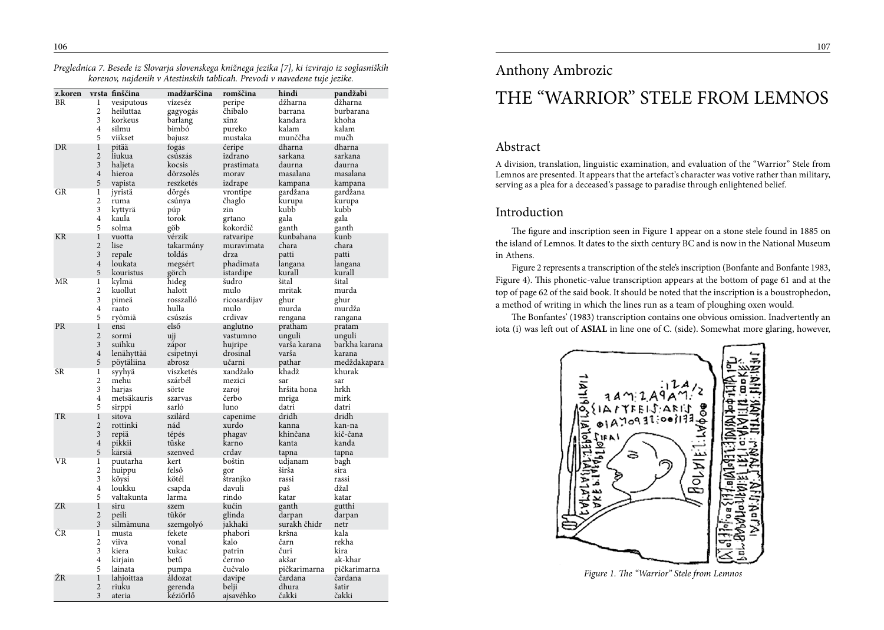*Preglednica 7. Besede iz Slovarja slovenskega knjižnega jezika [7], ki izvirajo iz soglasniških korenov, najdenih v Atestinskih tablicah. Prevodi v navedene tuje jezike.*

| z.koren | vrsta | finščina | madžarščina | romščina | hindi | pandžabi |
|---|---|---|---|---|---|---|
| BR | 1 | vesiputous | vízeséz | peripe | džharna | džharna |
| | 2 | heiluttaa | gagyogás | čhibalo | barrana | burbarana |
| | 3 | korkeus | barlang | xinz | kandara | khoha |
| | 4 | silmu | bimbó | pureko | kalam | kalam |
| | 5 | viikset | bajusz | mustaka | munččha | mučh |
| DR | 1 | pitää | fogás | ćeripe | dharna | dharna |
| | 2 | liukua | csúszás | izdrano | sarkana | sarkana |
| | 3 | haljeta | kocsis | prastimata | daurna | daurna |
| | 4 | hieroa | dörzsolés | morav | masalana | masalana |
| | 5 | vapista | reszketés | izdrape | kampana | kampana |
| GR | 1 | jyristä | dörgés | vrontipe | gardžana | gardžana |
| | 2 | ruma | csúnya | čhaglo | kurupa | kurupa |
| | 3 | kyttyrä | púp | zin | kubb | kubb |
| | 4 | kaula | torok | grtano | gala | gala |
| | 5 | solma | göb | kokordič | ganth | ganth |
| KR | 1 | vuotta | vérzik | ratvaripe | kunbahana | kunb |
| | 2 | lise | takarmány | muravimata | chara | chara |
| | 3 | repale | toldás | drza | patti | patti |
| | 4 | loukata | megsért | phadimata | langana | langana |
| | 5 | kouristus | görch | istardipe | kurall | kurall |
| MR | 1 | kylmä | hideg | šudro | šital | šital |
| | 2 | kuollut | halott | mulo | mritak | murda |
| | 3 | pimeä | rosszalló | ricosardijav | ghur | ghur |
| | 4 | raato | hulla | mulo | murda | murdža |
| | 5 | ryömiä | csúszás | crdivav | rengana | rangana |
| PR | 1 | ensi | első | anglutno | pratham | pratam |
| | 2 | sormi | ujj | vastumno | unguli | unguli |
| | 3 | suihku | zápor | hujripe | varša karana | barkha karana |
| | 4 | lenähyttää | csipetnyi | drosinal | varša | karana |
| | 5 | pöytäliina | abrosz | učarni | pathar | meždžakapara |
| SR | 1 | syyhyä | viszketés | xandžalo | khadž | khurak |
| | 2 | mehu | szárbél | mezici | sar | sar |
| | 3 | harjas | sörte | zaroj | hršita hona | hrkh |
| | 4 | metsäkauris | szarvas | čerbo | mriga | mirk |
| | 5 | sirppi | sarló | luno | datri | datri |
| TR | 1 | sitova | szilárd | capenime | dridh | dridh |
| | 2 | rottinki | nád | xurdo | kanna | kan-na |
| | 3 | repiä | tépés | phagav | khinčana | kič-čana |
| | 4 | pikkii | tüske | karno | kanta | kanda |
| | 5 | kärsiä | szenved | crdav | tapna | tapna |
| VR | 1 | puutarha | kert | boštin | udjanam | bagh |
| | 2 | huippu | felső | gor | širša | sira |
| | 3 | köysi | kötél | štranjko | rassi | rassi |
| | 4 | loukku | csapda | davuli | paš | džal |
| | 5 | valtakunta | larma | rindo | katar | katar |
| ZR | 1 | siru | szem | kućin | ganth | gutthi |
| | 2 | peili | tükör | glinda | darpan | darpan |
| | 3 | silmämuna | szemgolyó | jakhaki | surakh čhidr | netr |
| ČR | 1 | musta | fekete | phabori | kršna | kala |
| | 2 | viiva | vonal | kalo | čarn | rekha |
| | 3 | kiera | kukac | patrin | čuri | kira |
| | 4 | kirjain | betű | ćermo | akšar | ak-khar |
| | 5 | lainata | pumpa | čučvalo | pičkarimarna | pičkarimarna |
| ŽR | 1 | lahjoittaa | áldozat | davipe | čardana | čardana |
| | 2 | riuku | gerenda | belji | dhura | šatir |
| | 3 | ateria | kéziőrlő | ajsavéhko | čakki | čakki |

Anthony Ambrozic

# THE "WARRIOR" STELE FROM LEMNOS

## Abstract

A division, translation, linguistic examination, and evaluation of the "Warrior" Stele from Lemnos are presented. It appears that the artefact's character was votive rather than military, serving as a plea for a deceased's passage to paradise through enlightened belief.

## Introduction

The figure and inscription seen in Figure 1 appear on a stone stele found in 1885 on the island of Lemnos. It dates to the sixth century BC and is now in the National Museum in Athens.

Figure 2 represents a transcription of the stele's inscription (Bonfante and Bonfante 1983, Figure 4). This phonetic-value transcription appears at the bottom of page 61 and at the top of page 62 of the said book. It should be noted that the inscription is a boustrophedon, a method of writing in which the lines run as a team of ploughing oxen would.

The Bonfantes' (1983) transcription contains one obvious omission. Inadvertently an iota (i) was left out of **ASIAL** in line one of C. (side). Somewhat more glaring, however,

*Figure 1. The "Warrior" Stele from Lemnos*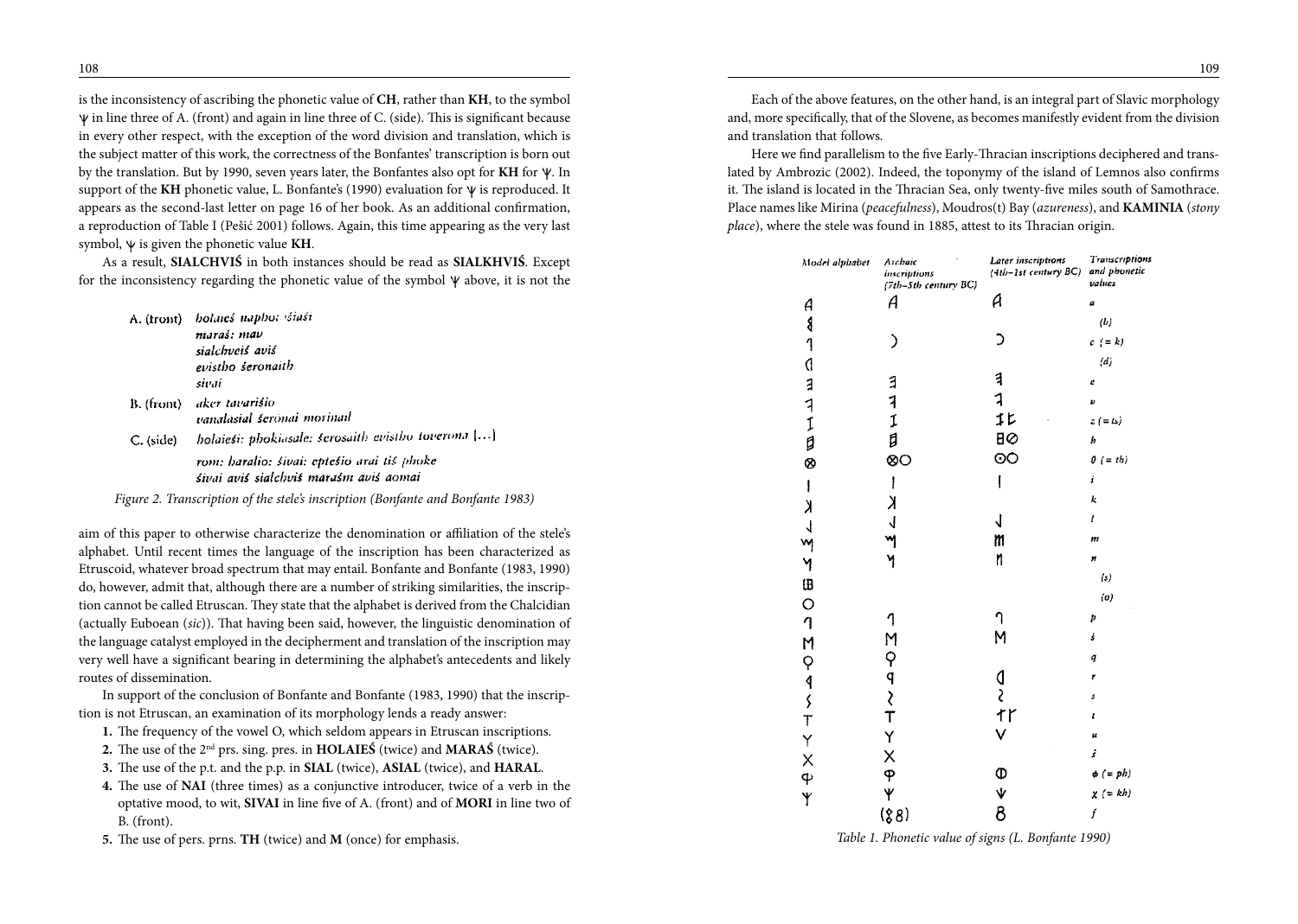is the inconsistency of ascribing the phonetic value of **CH**, rather than **KH**, to the symbol ψ in line three of A. (front) and again in line three of C. (side). This is significant because in every other respect, with the exception of the word division and translation, which is the subject matter of this work, the correctness of the Bonfantes' transcription is born out by the translation. But by 1990, seven years later, the Bonfantes also opt for **KH** for ψ. In support of the **KH** phonetic value, L. Bonfante's (1990) evaluation for ψ is reproduced. It appears as the second-last letter on page 16 of her book. As an additional confirmation, a reproduction of Table I (Pešić 2001) follows. Again, this time appearing as the very last symbol, ψ is given the phonetic value **KH**.

As a result, **SIALCHVIŚ** in both instances should be read as **SIALKHVIŚ**. Except for the inconsistency regarding the phonetic value of the symbol ψ above, it is not the aim of this paper to otherwise characterize the denomination or affiliation of the stele's alphabet. Until recent times the language of the inscription has been characterized as Etruscoid, whatever broad spectrum that may entail. Bonfante and Bonfante (1983, 1990) do, however, admit that, although there are a number of striking similarities, the inscription cannot be called Etruscan. They state that the alphabet is derived from the Chalcidian (actually Euboean (*sic*)). That having been said, however, the linguistic denomination of the language catalyst employed in the decipherment and translation of the inscription may very well have a significant bearing in determining the alphabet's antecedents and likely routes of dissemination.

A. (front) *holaieś naphoθ śiaśi*
*maraś: mav*
*sialchveiś aviś*
*evistho šeronaith*
*sivai*

B. (front) *aker tavarišio*
*vanalasial šeronai morinail*

C. (side) *holaieši: phokiasale: šerosaith evistho toverona [...]*
*rom: haralio: šivai: eptešio arai tiš phoke*
*šivai aviš sialchviš marašm aviš aomai*

*Figure 2. Transcription of the stele's inscription (Bonfante and Bonfante 1983)*

In support of the conclusion of Bonfante and Bonfante (1983, 1990) that the inscription is not Etruscan, an examination of its morphology lends a ready answer:

1. The frequency of the vowel O, which seldom appears in Etruscan inscriptions.
2. The use of the 2nd prs. sing. pres. in **HOLAIEŚ** (twice) and **MARAŚ** (twice).
3. The use of the p.t. and the p.p. in **SIAL** (twice), **ASIAL** (twice), and **HARAL**.
4. The use of **NAI** (three times) as a conjunctive introducer, twice of a verb in the optative mood, to wit, **SIVAI** in line five of A. (front) and of **MORI** in line two of B. (front).
5. The use of pers. prns. **TH** (twice) and **M** (once) for emphasis.

Each of the above features, on the other hand, is an integral part of Slavic morphology and, more specifically, that of the Slovene, as becomes manifestly evident from the division and translation that follows.

Here we find parallelism to the five Early-Thracian inscriptions deciphered and translated by Ambrozic (2002). Indeed, the toponymy of the island of Lemnos also confirms it. The island is located in the Thracian Sea, only twenty-five miles south of Samothrace. Place names like Mirina (*peacefulness*), Moudros(t) Bay (*azureness*), and **KAMINIA** (*stony place*), where the stele was found in 1885, attest to its Thracian origin.

| Model alphabet | Archaic inscriptions (7th–5th century BC) | Later inscriptions (4th–1st century BC) | Transcriptions and phonetic values |
|---|---|---|---|
| A | A | A | a |
| 𐌁 | | | (b) |
| 1 | ) | Ɔ | c (= k) |
| ◁ | | | (d) |
| ∃ | ∃ | ∃ | e |
| ⅃ | ⅃ | ⅃ | v |
| I | I | I‡ | z (= ts) |
| 日 | 日 | 日⊘ | h |
| ⊗ | ⊗O | ⊙O | θ (= th) |
| \| | \| | \| | i |
| K | K | | k |
| ↓ | ↓ | ↓ | l |
| M | M | m | m |
| N | N | n | n |
| ⊞ | | | (s) |
| O | | | (o) |
| 1 | 1 | 1 | p |
| M | M | M | ś |
| Ϙ | Ϙ | | q |
| 4 | 4 | 0 | r |
| ⟨ | ⟨ | ⟨ | s |
| T | T | ↑Γ | t |
| Y | Y | V | u |
| X | X | | ś |
| Φ | Φ | Φ | φ (= ph) |
| Ψ | Ψ | Ψ | χ (= kh) |
| | (8) | 8 | f |

*Table 1. Phonetic value of signs (L. Bonfante 1990)*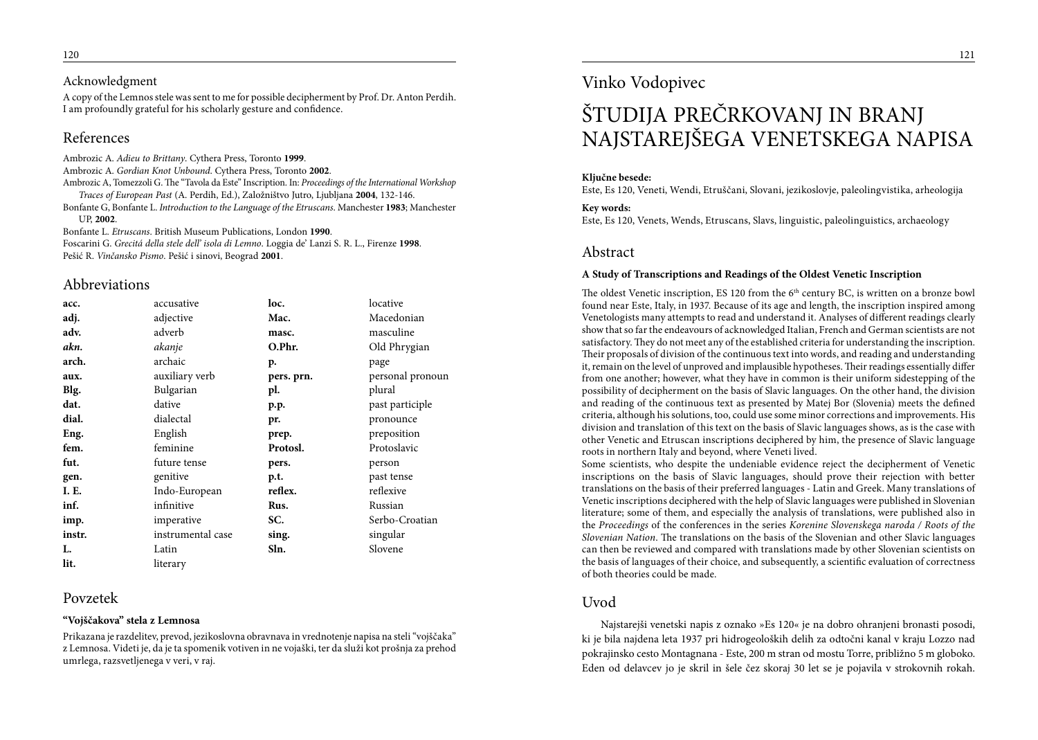## Acknowledgment

A copy of the Lemnos stele was sent to me for possible decipherment by Prof. Dr. Anton Perdih. I am profoundly grateful for his scholarly gesture and confidence.

## References

Ambrozic A. *Adieu to Brittany*. Cythera Press, Toronto **1999**.

Ambrozic A. *Gordian Knot Unbound*. Cythera Press, Toronto **2002**.

Ambrozic A, Tomezzoli G. The "Tavola da Este" Inscription. In: *Proceedings of the International Workshop Traces of European Past* (A. Perdih, Ed.), Založništvo Jutro, Ljubljana **2004**, 132-146.

Bonfante G, Bonfante L. *Introduction to the Language of the Etruscans*. Manchester **1983**; Manchester UP, **2002**.

Bonfante L. *Etruscans*. British Museum Publications, London **1990**.

Foscarini G. *Grecitá della stele dell' isola di Lemno*. Loggia de' Lanzi S. R. L., Firenze **1998**.

Pešić R. *Vinčansko Pismo*. Pešić i sinovi, Beograd **2001**.

## Abbreviations

| | | | |
|---|---|---|---|
| **acc.** | accusative | **loc.** | locative |
| **adj.** | adjective | **Mac.** | Macedonian |
| **adv.** | adverb | **masc.** | masculine |
| ***akn.*** | *akanje* | **O.Phr.** | Old Phrygian |
| **arch.** | archaic | **p.** | page |
| **aux.** | auxiliary verb | **pers. prn.** | personal pronoun |
| **Blg.** | Bulgarian | **pl.** | plural |
| **dat.** | dative | **p.p.** | past participle |
| **dial.** | dialectal | **pr.** | pronounce |
| **Eng.** | English | **prep.** | preposition |
| **fem.** | feminine | **Protosl.** | Protoslavic |
| **fut.** | future tense | **pers.** | person |
| **gen.** | genitive | **p.t.** | past tense |
| **I. E.** | Indo-European | **reflex.** | reflexive |
| **inf.** | infinitive | **Rus.** | Russian |
| **imp.** | imperative | **SC.** | Serbo-Croatian |
| **instr.** | instrumental case | **sing.** | singular |
| **L.** | Latin | **Sln.** | Slovene |
| **lit.** | literary | | |

## Povzetek

**"Vojščakova" stela z Lemnosa**

Prikazana je razdelitev, prevod, jezikoslovna obravnava in vrednotenje napisa na steli "vojščaka" z Lemnosa. Videti je, da je ta spomenik votiven in ne vojaški, ter da služi kot prošnja za prehod umrlega, razsvetljenega v veri, v raj.

Vinko Vodopivec

# ŠTUDIJA PREČRKOVANJ IN BRANJ NAJSTAREJŠEGA VENETSKEGA NAPISA

**Ključne besede:**
Este, Es 120, Veneti, Wendi, Etruščani, Slovani, jezikoslovje, paleolingvistika, arheologija

**Key words:**
Este, Es 120, Venets, Wends, Etruscans, Slavs, linguistic, paleolinguistics, archaeology

## Abstract

**A Study of Transcriptions and Readings of the Oldest Venetic Inscription**

The oldest Venetic inscription, ES 120 from the 6th century BC, is written on a bronze bowl found near Este, Italy, in 1937. Because of its age and length, the inscription inspired among Venetologists many attempts to read and understand it. Analyses of different readings clearly show that so far the endeavours of acknowledged Italian, French and German scientists are not satisfactory. They do not meet any of the established criteria for understanding the inscription. Their proposals of division of the continuous text into words, and reading and understanding it, remain on the level of unproved and implausible hypotheses. Their readings essentially differ from one another; however, what they have in common is their uniform sidestepping of the possibility of decipherment on the basis of Slavic languages. On the other hand, the division and reading of the continuous text as presented by Matej Bor (Slovenia) meets the defined criteria, although his solutions, too, could use some minor corrections and improvements. His division and translation of this text on the basis of Slavic languages shows, as is the case with other Venetic and Etruscan inscriptions deciphered by him, the presence of Slavic language roots in northern Italy and beyond, where Veneti lived.

Some scientists, who despite the undeniable evidence reject the decipherment of Venetic inscriptions on the basis of Slavic languages, should prove their rejection with better translations on the basis of their preferred languages - Latin and Greek. Many translations of Venetic inscriptions deciphered with the help of Slavic languages were published in Slovenian literature; some of them, and especially the analysis of translations, were published also in the *Proceedings* of the conferences in the series *Korenine Slovenskega naroda / Roots of the Slovenian Nation*. The translations on the basis of the Slovenian and other Slavic languages can then be reviewed and compared with translations made by other Slovenian scientists on the basis of languages of their choice, and subsequently, a scientific evaluation of correctness of both theories could be made.

## Uvod

Najstarejši venetski napis z oznako »Es 120« je na dobro ohranjeni bronasti posodi, ki je bila najdena leta 1937 pri hidrogeoloških delih za odtočni kanal v kraju Lozzo nad pokrajinsko cesto Montagnana - Este, 200 m stran od mostu Torre, približno 5 m globoko. Eden od delavcev jo je skril in šele čez skoraj 30 let se je pojavila v strokovnih rokah.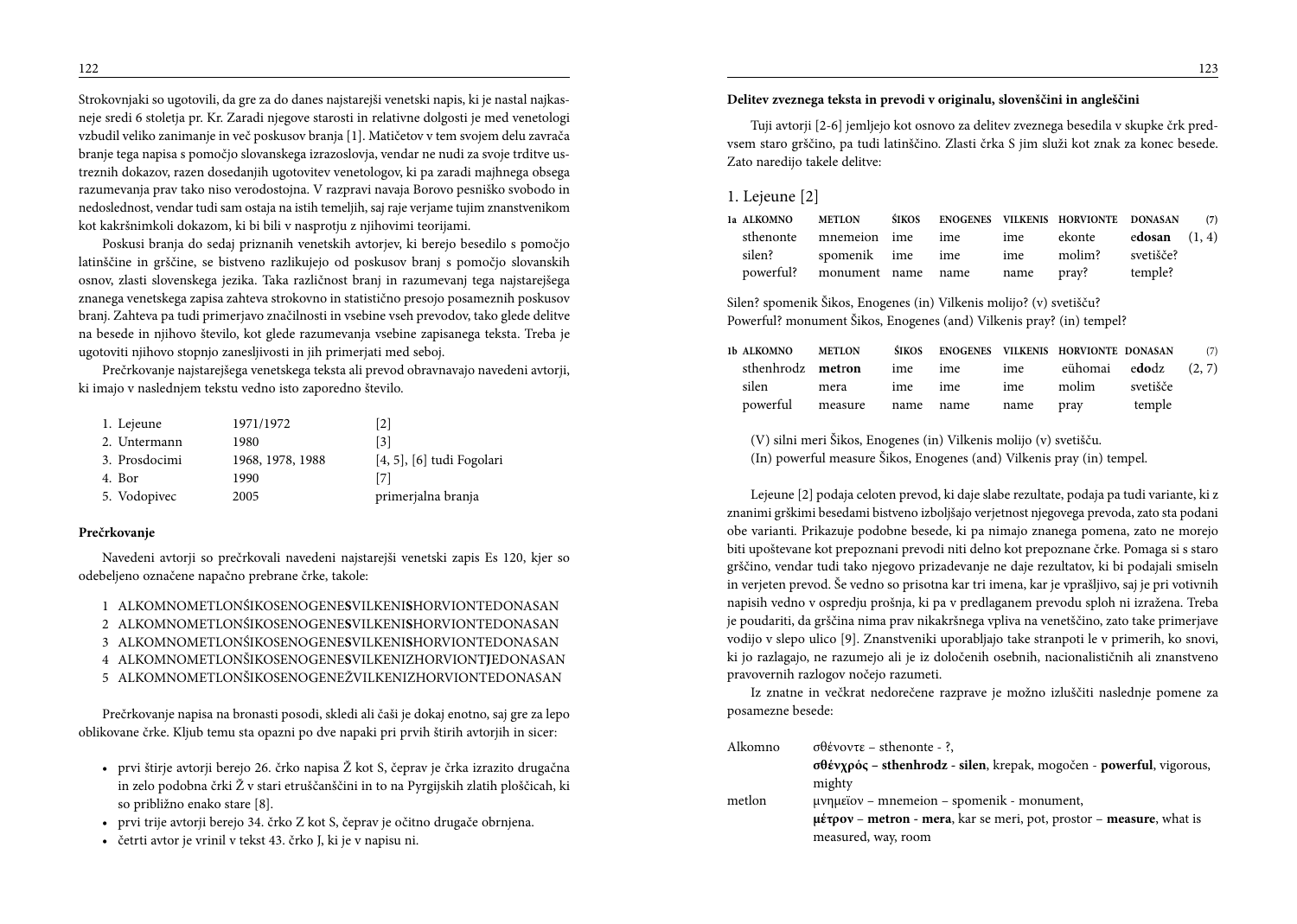Strokovnjaki so ugotovili, da gre za do danes najstarejši venetski napis, ki je nastal najkasneje sredi 6 stoletja pr. Kr. Zaradi njegove starosti in relativne dolgosti je med venetologi vzbudil veliko zanimanje in več poskusov branja [1]. Matičetov v tem svojem delu zavrača branje tega napisa s pomočjo slovanskega izrazoslovja, vendar ne nudi za svoje trditve ustreznih dokazov, razen dosedanjih ugotovitev venetologov, ki pa zaradi majhnega obsega razumevanja prav tako niso verodostojna. V razpravi navaja Borovo pesniško svobodo in nedoslednost, vendar tudi sam ostaja na istih temeljih, saj raje verjame tujim znanstvenikom kot kakršnimkoli dokazom, ki bi bili v nasprotju z njihovimi teorijami.

Poskusi branja do sedaj priznanih venetskih avtorjev, ki berejo besedilo s pomočjo latinščine in grščine, se bistveno razlikujejo od poskusov branj s pomočjo slovanskih osnov, zlasti slovenskega jezika. Taka različnost branj in razumevanj tega najstarejšega znanega venetskega zapisa zahteva strokovno in statistično presojo posameznih poskusov branj. Zahteva pa tudi primerjavo značilnosti in vsebine vseh prevodov, tako glede delitve na besede in njihovo število, kot glede razumevanja vsebine zapisanega teksta. Treba je ugotoviti njihovo stopnjo zanesljivosti in jih primerjati med seboj.

Prečrkovanje najstarejšega venetskega teksta ali prevod obravnavajo navedeni avtorji, ki imajo v naslednjem tekstu vedno isto zaporedno število.

| | | |
|---|---|---|
| 1. Lejeune | 1971/1972 | [2] |
| 2. Untermann | 1980 | [3] |
| 3. Prosdocimi | 1968, 1978, 1988 | [4, 5], [6] tudi Fogolari |
| 4. Bor | 1990 | [7] |
| 5. Vodopivec | 2005 | primerjalna branja |

**Prečrkovanje**

Navedeni avtorji so prečrkovali navedeni najstarejši venetski zapis Es 120, kjer so odebeljeno označene napačno prebrane črke, takole:

1 ALKOMNOMETLONŠIKOSENOGENE**S**VILKENI**S**HORVIONTEDONASAN
2 ALKOMNOMETLONŠIKOSENOGENE**S**VILKENI**S**HORVIONTEDONASAN
3 ALKOMNOMETLONŠIKOSENOGENE**S**VILKENI**S**HORVIONTEDONASAN
4 ALKOMNOMETLONŠIKOSENOGENE**S**VILKENIZHORVIONT**J**EDONASAN
5 ALKOMNOMETLONŠIKOSENOGENEŽVILKENIZHORVIONTEDONASAN

Prečrkovanje napisa na bronasti posodi, skledi ali čaši je dokaj enotno, saj gre za lepo oblikovane črke. Kljub temu sta opazni po dve napaki pri prvih štirih avtorjih in sicer:

- prvi štirje avtorji berejo 26. črko napisa Ž kot S, čeprav je črka izrazito drugačna in zelo podobna črki Ž v stari etruščanščini in to na Pyrgijskih zlatih ploščicah, ki so približno enako stare [8].
- prvi trije avtorji berejo 34. črko Z kot S, čeprav je očitno drugače obrnjena.
- četrti avtor je vrinil v tekst 43. črko J, ki je v napisu ni.

**Delitev zveznega teksta in prevodi v originalu, slovenščini in angleščini**

Tuji avtorji [2-6] jemljejo kot osnovo za delitev zveznega besedila v skupke črk predvsem staro grščino, pa tudi latinščino. Zlasti črka S jim služi kot znak za konec besede. Zato naredijo takele delitve:

## 1. Lejeune [2]

| 1a ALKOMNO | METLON | ŠIKOS | ENOGENES | VILKENIS | HORVIONTE | DONASAN | (7) |
|---|---|---|---|---|---|---|---|
| sthenonte | mnemeion | ime | ime | ime | ekonte | e**dosan** | (1, 4) |
| silen? | spomenik | ime | ime | ime | molim? | svetišče? | |
| powerful? | monument | name | name | name | pray? | temple? | |

Silen? spomenik Šikos, Enogenes (in) Vilkenis molijo? (v) svetišču?
Powerful? monument Šikos, Enogenes (and) Vilkenis pray? (in) tempel?

| 1b ALKOMNO | METLON | ŠIKOS | ENOGENES | VILKENIS | HORVIONTE | DONASAN | (7) |
|---|---|---|---|---|---|---|---|
| sthenhrodz | **met**ron | ime | ime | ime | eühomai | e**do**dz | (2, 7) |
| silen | mera | ime | ime | ime | molim | svetišče | |
| powerful | measure | name | name | name | pray | temple | |

(V) silni meri Šikos, Enogenes (in) Vilkenis molijo (v) svetišču.
(In) powerful measure Šikos, Enogenes (and) Vilkenis pray (in) tempel.

Lejeune [2] podaja celoten prevod, ki daje slabe rezultate, podaja pa tudi variante, ki z znanimi grškimi besedami bistveno izboljšajo verjetnost njegovega prevoda, zato sta podani obe varianti. Prikazuje podobne besede, ki pa nimajo znanega pomena, zato ne morejo biti upoštevane kot prepoznani prevodi niti delno kot prepoznane črke. Pomaga si s staro grščino, vendar tudi tako njegovo prizadevanje ne daje rezultatov, ki bi podajali smiseln in verjeten prevod. Še vedno so prisotna kar tri imena, kar je vprašljivo, saj je pri votivnih napisih vedno v ospredju prošnja, ki pa v predlaganem prevodu sploh ni izražena. Treba je poudariti, da grščina nima prav nikakršnega vpliva na venetščino, zato take primerjave vodijo v slepo ulico [9]. Znanstveniki uporabljajo take stranpoti le v primerih, ko snovi, ki jo razlagajo, ne razumejo ali je iz določenih osebnih, nacionalističnih ali znanstveno pravovernih razlogov nočejo razumeti.

Iz znatne in večkrat nedorečene razprave je možno izluščiti naslednje pomene za posamezne besede:

| | |
|---|---|
| Alkomno | σθένοντε – sthenonte - ?, |
| | **σθένχρός – sthenhrodz** - **silen**, krepak, mogočen - **powerful**, vigorous, mighty |
| metlon | μνημεῖον – mnemeion – spomenik - monument, |
| | **μέτρον** – **metron** - **mera**, kar se meri, pot, prostor – **measure**, what is measured, way, room |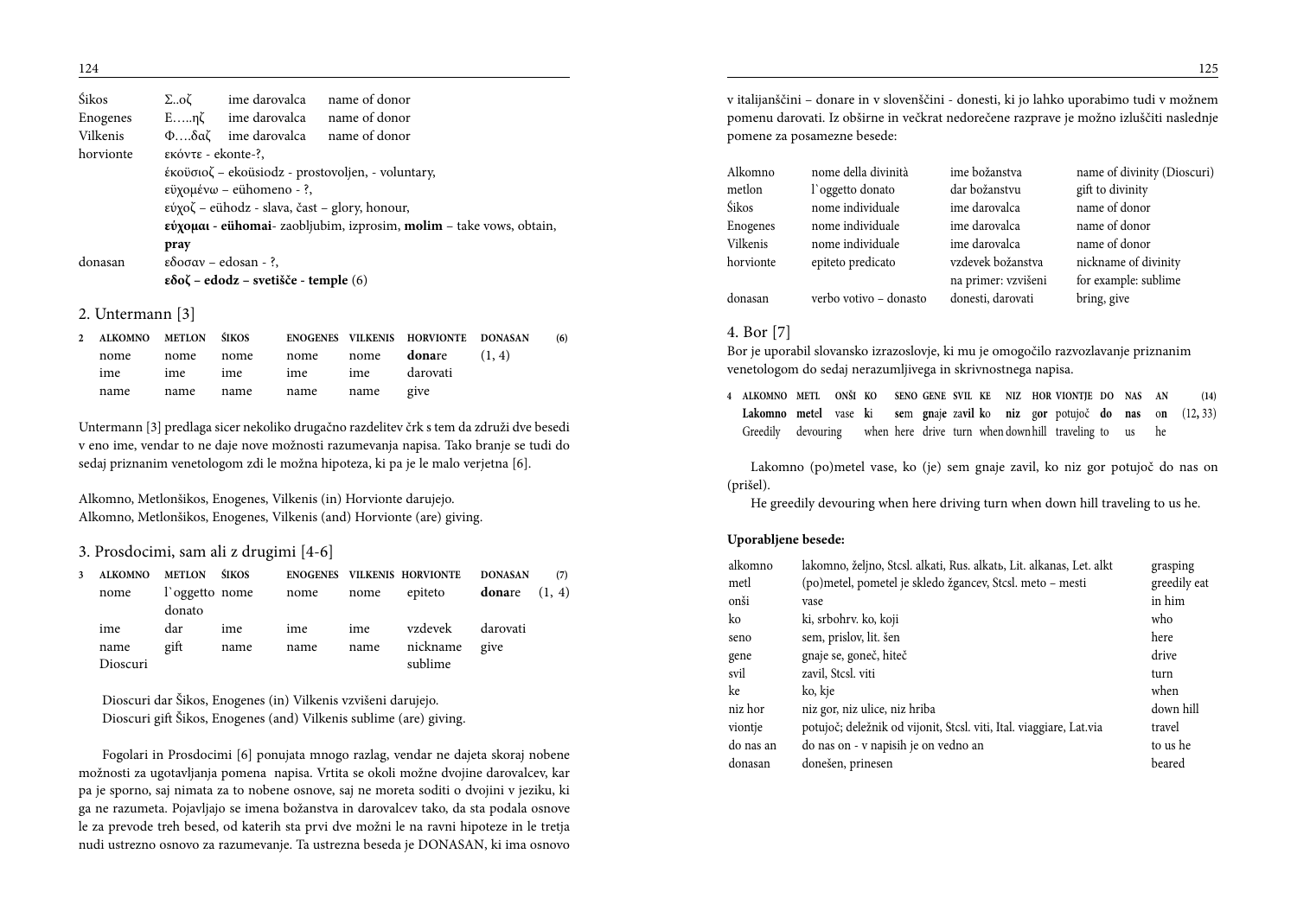| | | | |
|---|---|---|---|
| Šikos | Σ..οζ | ime darovalca | name of donor |
| Enogenes | Ε…..ηζ | ime darovalca | name of donor |
| Vilkenis | Φ….δαζ | ime darovalca | name of donor |
| horvionte | εκόντε - ekonte-?, | | |
| | έκοϋσιοζ – ekoüsiodz - prostovoljen, - voluntary, | | |
| | εϋχομένω – eühomeno - ?, | | |
| | εύχοζ – eühodz - slava, čast – glory, honour, | | |
| | **εύχομαι - eühomai**- zaobljubim, izprosim, **molim** – take vows, obtain, **pray** | | |
| donasan | εδοσαν – edosan - ?, | | |
| | **εδοζ – edodz – svetišče - temple** (6) | | |

## 2. Untermann [3]

| 2 ALKOMNO | METLON | ŠIKOS | ENOGENES | VILKENIS | HORVIONTE | DONASAN | (6) |
|---|---|---|---|---|---|---|---|
| nome | nome | nome | nome | nome | **dona**re | (1, 4) | |
| ime | ime | ime | ime | ime | darovati | | |
| name | name | name | name | name | give | | |

Untermann [3] predlaga sicer nekoliko drugačno razdelitev črk s tem da združi dve besedi v eno ime, vendar to ne daje nove možnosti razumevanja napisa. Tako branje se tudi do sedaj priznanim venetologom zdi le možna hipoteza, ki pa je le malo verjetna [6].

Alkomno, Metlonšikos, Enogenes, Vilkenis (in) Horvionte darujejo.
Alkomno, Metlonšikos, Enogenes, Vilkenis (and) Horvionte (are) giving.

## 3. Prosdocimi, sam ali z drugimi [4-6]

| 3 ALKOMNO | METLON | ŠIKOS | ENOGENES | VILKENIS | HORVIONTE | DONASAN | (7) |
|---|---|---|---|---|---|---|---|
| nome | l`oggetto donato | nome | nome | nome | epiteto | **dona**re | (1, 4) |
| ime | dar | ime | ime | ime | vzdevek | darovati | |
| name Dioscuri | gift | name | name | name | nickname sublime | give | |

Dioscuri dar Šikos, Enogenes (in) Vilkenis vzvišeni darujejo.
Dioscuri gift Šikos, Enogenes (and) Vilkenis sublime (are) giving.

Fogolari in Prosdocimi [6] ponujata mnogo razlag, vendar ne dajeta skoraj nobene možnosti za ugotavljanja pomena napisa. Vrtita se okoli možne dvojine darovalcev, kar pa je sporno, saj nimata za to nobene osnove, saj ne moreta soditi o dvojini v jeziku, ki ga ne razumeta. Pojavljajo se imena božanstva in darovalcev tako, da sta podala osnove le za prevode treh besed, od katerih sta prvi dve možni le na ravni hipoteze in le tretja nudi ustrezno osnovo za razumevanje. Ta ustrezna beseda je DONASAN, ki ima osnovo v italijanščini – donare in v slovenščini - donesti, ki jo lahko uporabimo tudi v možnem pomenu darovati. Iz obširne in večkrat nedorečene razprave je možno izluščiti naslednje pomene za posamezne besede:

| | | | |
|---|---|---|---|
| Alkomno | nome della divinità | ime božanstva | name of divinity (Dioscuri) |
| metlon | l`oggetto donato | dar božanstvu | gift to divinity |
| Šikos | nome individuale | ime darovalca | name of donor |
| Enogenes | nome individuale | ime darovalca | name of donor |
| Vilkenis | nome individuale | ime darovalca | name of donor |
| horvionte | epiteto predicato | vzdevek božanstva na primer: vzvišeni | nickname of divinity for example: sublime |
| donasan | verbo votivo – donasto | donesti, darovati | bring, give |

## 4. Bor [7]

Bor je uporabil slovansko izrazoslovje, ki mu je omogočilo razvozlavanje priznanim venetologom do sedaj nerazumljivega in skrivnostnega napisa.

| 4 ALKOMNO | METL | ONŠI | KO | SENO | GENE | SVIL | KE | NIZ | HOR | VIONTJE | DO | NAS | AN | (14) |
|---|---|---|---|---|---|---|---|---|---|---|---|---|---|---|
| **Lakomno** | **metel** | vase | **ki** | **se**m | **gn**aje | za**vil** | **k**o | **niz** | **gor** | potujoč | **do** | **nas** | **on** | (12, 33) |
| Greedily | devouring | | when | here | drive | turn | when | down | hill | traveling | to | us | he | |

Lakomno (po)metel vase, ko (je) sem gnaje zavil, ko niz gor potujoč do nas on (prišel).

He greedily devouring when here driving turn when down hill traveling to us he.

**Uporabljene besede:**

| | | |
|---|---|---|
| alkomno | lakomno, željno, Stcsl. alkati, Rus. alkatь, Lit. alkanas, Let. alkt | grasping |
| metl | (po)metel, pometel je skledo žgancev, Stcsl. meto – mesti | greedily eat |
| onši | vase | in him |
| ko | ki, srbohrv. ko, koji | who |
| seno | sem, prislov, lit. šen | here |
| gene | gnaje se, goneč, hiteč | drive |
| svil | zavil, Stcsl. viti | turn |
| ke | ko, kje | when |
| niz hor | niz gor, niz ulice, niz hriba | down hill |
| viontje | potujoč; deležnik od vijonit, Stcsl. viti, Ital. viaggiare, Lat.via | travel |
| do nas an | do nas on - v napisih je on vedno an | to us he |
| donasan | donešen, prinesen | beared |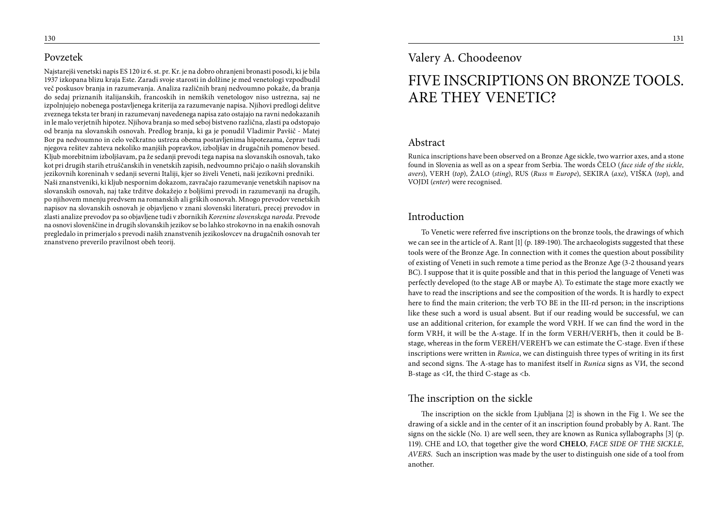## Povzetek

Najstarejši venetski napis ES 120 iz 6. st. pr. Kr. je na dobro ohranjeni bronasti posodi, ki je bila 1937 izkopana blizu kraja Este. Zaradi svoje starosti in dolžine je med venetologi vzpodbudil več poskusov branja in razumevanja. Analiza različnih branj nedvoumno pokaže, da branja do sedaj priznanih italijanskih, francoskih in nemških venetologov niso ustrezna, saj ne izpolnjujejo nobenega postavljenega kriterija za razumevanje napisa. Njihovi predlogi delitve zveznega teksta ter branj in razumevanj navedenega napisa zato ostajajo na ravni nedokazanih in le malo verjetnih hipotez. Njihova branja so med seboj bistveno različna, zlasti pa odstopajo od branja na slovanskih osnovah. Predlog branja, ki ga je ponudil Vladimir Pavšič - Matej Bor pa nedvoumno in celo večkratno ustreza obema postavljenima hipotezama, čeprav tudi njegova rešitev zahteva nekoliko manjših popravkov, izboljšav in drugačnih pomenov besed. Kljub morebitnim izboljšavam, pa že sedanji prevodi tega napisa na slovanskih osnovah, tako kot pri drugih starih etruščanskih in venetskih zapisih, nedvoumno pričajo o naših slovanskih jezikovnih koreninah v sedanji severni Italiji, kjer so živeli Veneti, naši jezikovni predniki. Naši znanstveniki, ki kljub nespornim dokazom, zavračajo razumevanje venetskih napisov na slovanskih osnovah, naj take trditve dokažejo z boljšimi prevodi in razumevanji na drugih, po njihovem mnenju predvsem na romanskih ali grških osnovah. Mnogo prevodov venetskih napisov na slovanskih osnovah je objavljeno v znani slovenski literaturi, precej prevodov in zlasti analize prevodov pa so objavljene tudi v zbornikih *Korenine slovenskega naroda*. Prevode na osnovi slovenščine in drugih slovanskih jezikov se bo lahko strokovno in na enakih osnovah pregledalo in primerjalo s prevodi naših znanstvenih jezikoslovcev na drugačnih osnovah ter znanstveno preverilo pravilnost obeh teorij.

Valery A. Choodeenov

# FIVE INSCRIPTIONS ON BRONZE TOOLS. ARE THEY VENETIC?

## Abstract

Runica inscriptions have been observed on a Bronze Age sickle, two warrior axes, and a stone found in Slovenia as well as on a spear from Serbia. The words ČELO (*face side of the sickle, avers*), VERH (*top*), ŽALO (*sting*), RUS (*Russ ≡ Europe*), SEKIRA (*axe*), VIŠKA (*top*), and VOJDI (*enter*) were recognised.

## Introduction

To Venetic were referred five inscriptions on the bronze tools, the drawings of which we can see in the article of A. Rant [1] (p. 189-190). The archaeologists suggested that these tools were of the Bronze Age. In connection with it comes the question about possibility of existing of Veneti in such remote a time period as the Bronze Age (3-2 thousand years BC). I suppose that it is quite possible and that in this period the language of Veneti was perfectly developed (to the stage AB or maybe A). To estimate the stage more exactly we have to read the inscriptions and see the composition of the words. It is hardly to expect here to find the main criterion; the verb TO BE in the III-rd person; in the inscriptions like these such a word is usual absent. But if our reading would be successful, we can use an additional criterion, for example the word VRH. If we can find the word in the form VRH, it will be the A-stage. If in the form VERH/VERHЪ, then it could be B-stage, whereas in the form VEREH/VEREHЪ we can estimate the C-stage. Even if these inscriptions were written in *Runica*, we can distinguish three types of writing in its first and second signs. The A-stage has to manifest itself in *Runica* signs as VИ, the second B-stage as <И, the third C-stage as <Ь.

## The inscription on the sickle

The inscription on the sickle from Ljubljana [2] is shown in the Fig 1. We see the drawing of a sickle and in the center of it an inscription found probably by A. Rant. The signs on the sickle (No. 1) are well seen, they are known as Runica syllabographs [3] (p. 119). CHE and LO, that together give the word **CHELO**, *FACE SIDE OF THE SICKLE, AVERS*. Such an inscription was made by the user to distinguish one side of a tool from another.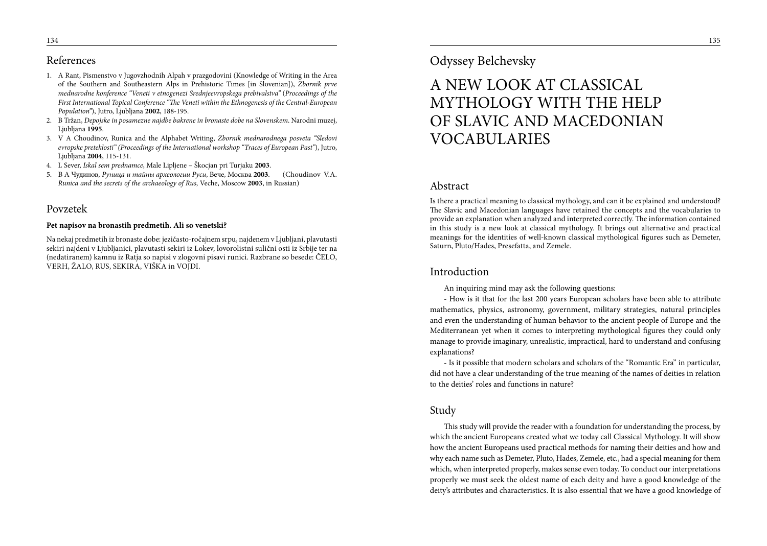## References

1. A Rant, Pismenstvo v Jugovzhodnih Alpah v prazgodovini (Knowledge of Writing in the Area of the Southern and Southeastern Alps in Prehistoric Times [in Slovenian]), *Zbornik prve mednarodne konference "Veneti v etnogenezi Srednjeevropskega prebivalstva"* (*Proceedings of the First International Topical Conference "The Veneti within the Ethnogenesis of the Central-European Population"*), Jutro, Ljubljana **2002**, 188-195.
2. B Tržan, *Depojske in posamezne najdbe bakrene in bronaste dobe na Slovenskem*. Narodni muzej, Ljubljana **1995**.
3. V A Choudinov, Runica and the Alphabet Writing, *Zbornik mednarodnega posveta "Sledovi evropske preteklosti" (Proceedings of the International workshop "Traces of European Past")*, Jutro, Ljubljana **2004**, 115-131.
4. L Sever, *Iskal sem prednamce*, Male Lipljene – Škocjan pri Turjaku **2003**.
5. В А Чудинов, *Руница и тайны археологии Руси*, Вече, Москва **2003**. (Choudinov V.A. *Runica and the secrets of the archaeology of Rus*, Veche, Moscow **2003**, in Russian)

## Povzetek

**Pet napisov na bronastih predmetih. Ali so venetski?**

Na nekaj predmetih iz bronaste dobe: jezičasto-ročajnem srpu, najdenem v Ljubljani, plavutasti sekiri najdeni v Ljubljanici, plavutasti sekiri iz Lokev, lovorolistni sulični osti iz Srbije ter na (nedatiranem) kamnu iz Ratja so napisi v zlogovni pisavi runici. Razbrane so besede: ČELO, VERH, ŽALO, RUS, SEKIRA, VIŠKA in VOJDI.

Odyssey Belchevsky

# A NEW LOOK AT CLASSICAL MYTHOLOGY WITH THE HELP OF SLAVIC AND MACEDONIAN VOCABULARIES

## Abstract

Is there a practical meaning to classical mythology, and can it be explained and understood? The Slavic and Macedonian languages have retained the concepts and the vocabularies to provide an explanation when analyzed and interpreted correctly. The information contained in this study is a new look at classical mythology. It brings out alternative and practical meanings for the identities of well-known classical mythological figures such as Demeter, Saturn, Pluto/Hades, Presefatta, and Zemele.

## Introduction

An inquiring mind may ask the following questions:

- How is it that for the last 200 years European scholars have been able to attribute mathematics, physics, astronomy, government, military strategies, natural principles and even the understanding of human behavior to the ancient people of Europe and the Mediterranean yet when it comes to interpreting mythological figures they could only manage to provide imaginary, unrealistic, impractical, hard to understand and confusing explanations?

- Is it possible that modern scholars and scholars of the "Romantic Era" in particular, did not have a clear understanding of the true meaning of the names of deities in relation to the deities' roles and functions in nature?

## Study

This study will provide the reader with a foundation for understanding the process, by which the ancient Europeans created what we today call Classical Mythology. It will show how the ancient Europeans used practical methods for naming their deities and how and why each name such as Demeter, Pluto, Hades, Zemele, etc., had a special meaning for them which, when interpreted properly, makes sense even today. To conduct our interpretations properly we must seek the oldest name of each deity and have a good knowledge of the deity's attributes and characteristics. It is also essential that we have a good knowledge of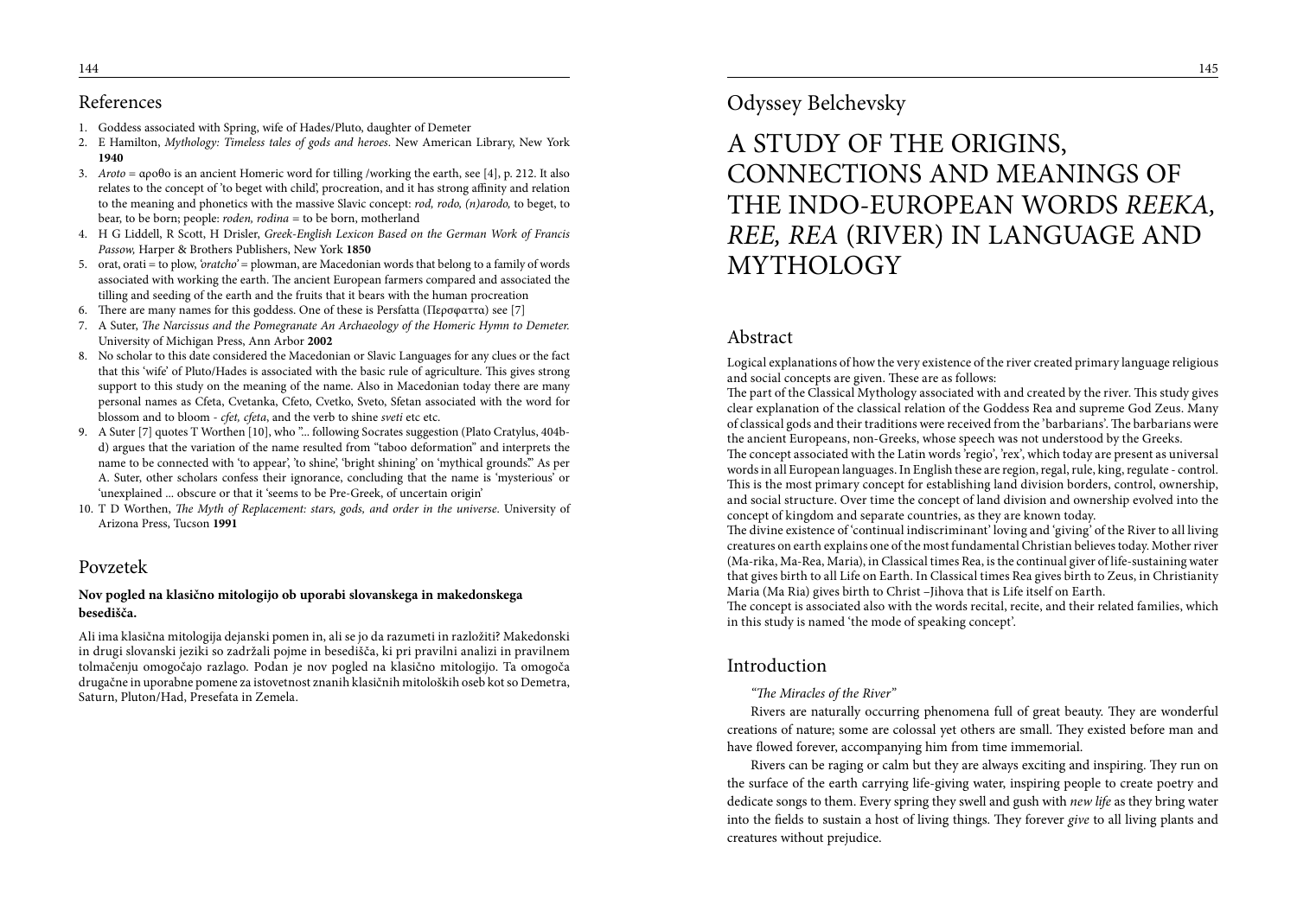## References

1. Goddess associated with Spring, wife of Hades/Pluto, daughter of Demeter
2. E Hamilton, *Mythology: Timeless tales of gods and heroes*. New American Library, New York **1940**
3. *Aroto* = αροθο is an ancient Homeric word for tilling /working the earth, see [4], p. 212. It also relates to the concept of 'to beget with child', procreation, and it has strong affinity and relation to the meaning and phonetics with the massive Slavic concept: *rod, rodo, (n)arodo,* to beget, to bear, to be born; people: *roden, rodina* = to be born, motherland
4. H G Liddell, R Scott, H Drisler, *Greek-English Lexicon Based on the German Work of Francis Passow,* Harper & Brothers Publishers, New York **1850**
5. orat, orati = to plow, *'oratcho'* = plowman, are Macedonian words that belong to a family of words associated with working the earth. The ancient European farmers compared and associated the tilling and seeding of the earth and the fruits that it bears with the human procreation
6. There are many names for this goddess. One of these is Persfatta (Περσφαττα) see [7]
7. A Suter, *The Narcissus and the Pomegranate An Archaeology of the Homeric Hymn to Demeter.* University of Michigan Press, Ann Arbor **2002**
8. No scholar to this date considered the Macedonian or Slavic Languages for any clues or the fact that this 'wife' of Pluto/Hades is associated with the basic rule of agriculture. This gives strong support to this study on the meaning of the name. Also in Macedonian today there are many personal names as Cfeta, Cvetanka, Cfeto, Cvetko, Sveto, Sfetan associated with the word for blossom and to bloom - *cfet, cfeta*, and the verb to shine *sveti* etc etc.
9. A Suter [7] quotes T Worthen [10], who "... following Socrates suggestion (Plato Cratylus, 404b-d) argues that the variation of the name resulted from "taboo deformation" and interprets the name to be connected with 'to appear', 'to shine', 'bright shining' on 'mythical grounds'." As per A. Suter, other scholars confess their ignorance, concluding that the name is 'mysterious' or 'unexplained ... obscure or that it 'seems to be Pre-Greek, of uncertain origin'
10. T D Worthen, *The Myth of Replacement: stars, gods, and order in the universe*. University of Arizona Press, Tucson **1991**

## Povzetek

**Nov pogled na klasično mitologijo ob uporabi slovanskega in makedonskega besedišča.**

Ali ima klasična mitologija dejanski pomen in, ali se jo da razumeti in razložiti? Makedonski in drugi slovanski jeziki so zadržali pojme in besedišča, ki pri pravilni analizi in pravilnem tolmačenju omogočajo razlago. Podan je nov pogled na klasično mitologijo. Ta omogoča drugačne in uporabne pomene za istovetnost znanih klasičnih mitoloških oseb kot so Demetra, Saturn, Pluton/Had, Presefata in Zemela.

Odyssey Belchevsky

# A STUDY OF THE ORIGINS, CONNECTIONS AND MEANINGS OF THE INDO-EUROPEAN WORDS *REEKA, REE, REA* (RIVER) IN LANGUAGE AND MYTHOLOGY

## Abstract

Logical explanations of how the very existence of the river created primary language religious and social concepts are given. These are as follows:

The part of the Classical Mythology associated with and created by the river. This study gives clear explanation of the classical relation of the Goddess Rea and supreme God Zeus. Many of classical gods and their traditions were received from the 'barbarians'. The barbarians were the ancient Europeans, non-Greeks, whose speech was not understood by the Greeks.

The concept associated with the Latin words 'regio', 'rex', which today are present as universal words in all European languages. In English these are region, regal, rule, king, regulate - control. This is the most primary concept for establishing land division borders, control, ownership, and social structure. Over time the concept of land division and ownership evolved into the concept of kingdom and separate countries, as they are known today.

The divine existence of 'continual indiscriminant' loving and 'giving' of the River to all living creatures on earth explains one of the most fundamental Christian believes today. Mother river (Ma-rika, Ma-Rea, Maria), in Classical times Rea, is the continual giver of life-sustaining water that gives birth to all Life on Earth. In Classical times Rea gives birth to Zeus, in Christianity Maria (Ma Ria) gives birth to Christ –Jihova that is Life itself on Earth.

The concept is associated also with the words recital, recite, and their related families, which in this study is named 'the mode of speaking concept'.

## Introduction

*"The Miracles of the River"*

Rivers are naturally occurring phenomena full of great beauty. They are wonderful creations of nature; some are colossal yet others are small. They existed before man and have flowed forever, accompanying him from time immemorial.

Rivers can be raging or calm but they are always exciting and inspiring. They run on the surface of the earth carrying life-giving water, inspiring people to create poetry and dedicate songs to them. Every spring they swell and gush with *new life* as they bring water into the fields to sustain a host of living things. They forever *give* to all living plants and creatures without prejudice.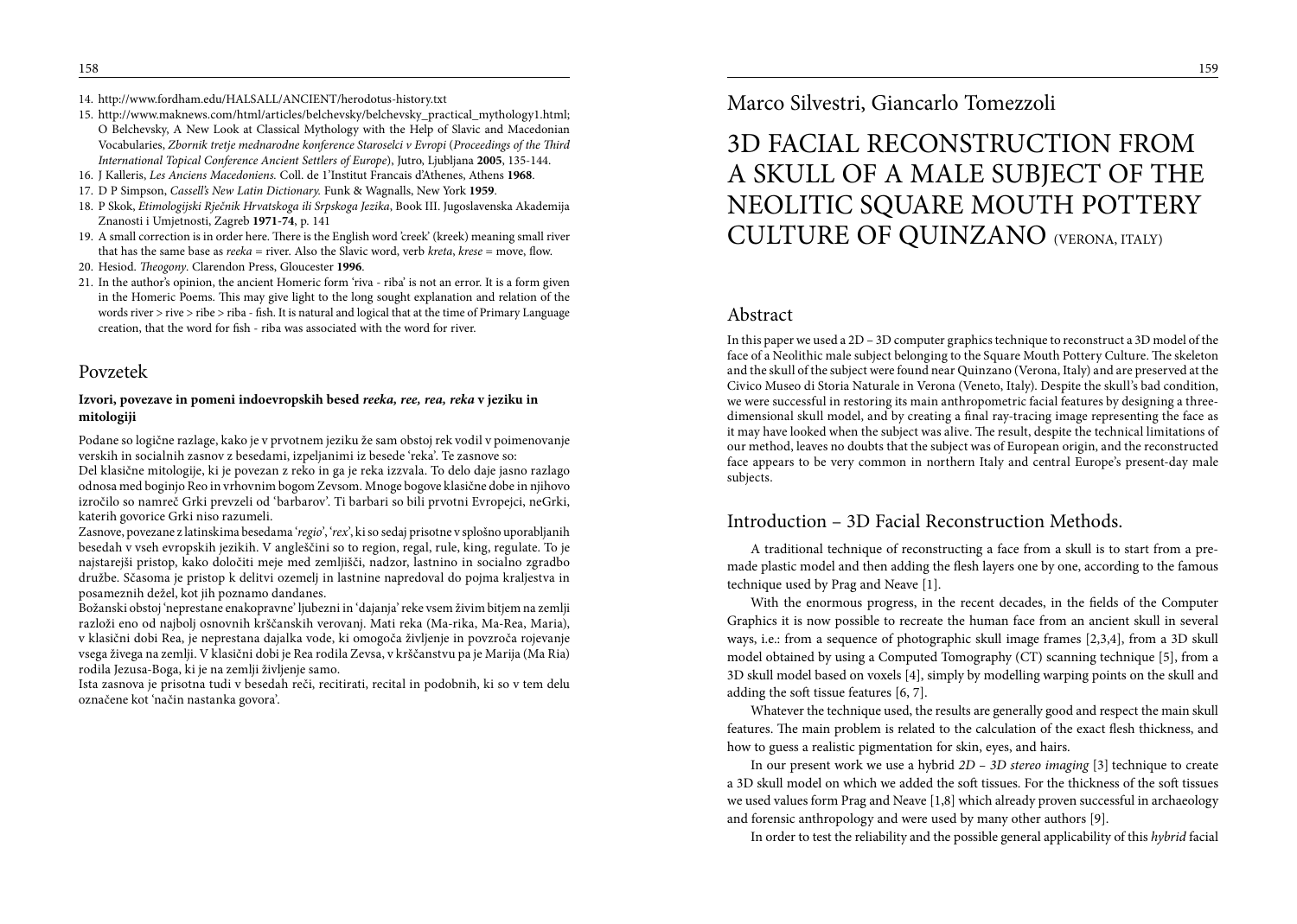14. http://www.fordham.edu/HALSALL/ANCIENT/herodotus-history.txt
15. http://www.maknews.com/html/articles/belchevsky/belchevsky_practical_mythology1.html; O Belchevsky, A New Look at Classical Mythology with the Help of Slavic and Macedonian Vocabularies, *Zbornik tretje mednarodne konference Staroselci v Evropi* (*Proceedings of the Third International Topical Conference Ancient Settlers of Europe*), Jutro, Ljubljana **2005**, 135-144.
16. J Kalleris, *Les Anciens Macedoniens.* Coll. de 1'Institut Francais d'Athenes, Athens **1968**.
17. D P Simpson, *Cassell's New Latin Dictionary.* Funk & Wagnalls, New York **1959**.
18. P Skok, *Etimologijski Rječnik Hrvatskoga ili Srpskoga Jezika*, Book III. Jugoslavenska Akademija Znanosti i Umjetnosti, Zagreb **1971-74**, p. 141
19. A small correction is in order here. There is the English word 'creek' (kreek) meaning small river that has the same base as *reeka* = river. Also the Slavic word, verb *kreta*, *krese* = move, flow.
20. Hesiod. *Theogony*. Clarendon Press, Gloucester **1996**.
21. In the author's opinion, the ancient Homeric form 'riva - riba' is not an error. It is a form given in the Homeric Poems. This may give light to the long sought explanation and relation of the words river > rive > ribe > riba - fish. It is natural and logical that at the time of Primary Language creation, that the word for fish - riba was associated with the word for river.

## Povzetek

**Izvori, povezave in pomeni indoevropskih besed *reeka, ree, rea, reka* v jeziku in mitologiji**

Podane so logične razlage, kako je v prvotnem jeziku že sam obstoj rek vodil v poimenovanje verskih in socialnih zasnov z besedami, izpeljanimi iz besede 'reka'. Te zasnove so:

Del klasične mitologije, ki je povezan z reko in ga je reka izzvala. To delo daje jasno razlago odnosa med boginjo Reo in vrhovnim bogom Zevsom. Mnoge bogove klasične dobe in njihovo izročilo so namreč Grki prevzeli od 'barbarov'. Ti barbari so bili prvotni Evropejci, neGrki, katerih govorice Grki niso razumeli.

Zasnove, povezane z latinskima besedama '*regio*', '*rex*', ki so sedaj prisotne v splošno uporabljanih besedah v vseh evropskih jezikih. V angleščini so to region, regal, rule, king, regulate. To je najstarejši pristop, kako določiti meje med zemljišči, nadzor, lastnino in socialno zgradbo družbe. Sčasoma je pristop k delitvi ozemelj in lastnine napredoval do pojma kraljestva in posameznih dežel, kot jih poznamo dandanes.

Božanski obstoj 'neprestane enakopravne' ljubezni in 'dajanja' reke vsem živim bitjem na zemlji razloži eno od najbolj osnovnih krščanskih verovanj. Mati reka (Ma-rika, Ma-Rea, Maria), v klasični dobi Rea, je neprestana dajalka vode, ki omogoča življenje in povzroča rojevanje vsega živega na zemlji. V klasični dobi je Rea rodila Zevsa, v krščanstvu pa je Marija (Ma Ria) rodila Jezusa-Boga, ki je na zemlji življenje samo.

Ista zasnova je prisotna tudi v besedah reči, recitirati, recital in podobnih, ki so v tem delu označene kot 'način nastanka govora'.

Marco Silvestri, Giancarlo Tomezzoli

# 3D FACIAL RECONSTRUCTION FROM A SKULL OF A MALE SUBJECT OF THE NEOLITIC SQUARE MOUTH POTTERY CULTURE OF QUINZANO (VERONA, ITALY)

## Abstract

In this paper we used a 2D – 3D computer graphics technique to reconstruct a 3D model of the face of a Neolithic male subject belonging to the Square Mouth Pottery Culture. The skeleton and the skull of the subject were found near Quinzano (Verona, Italy) and are preserved at the Civico Museo di Storia Naturale in Verona (Veneto, Italy). Despite the skull's bad condition, we were successful in restoring its main anthropometric facial features by designing a three-dimensional skull model, and by creating a final ray-tracing image representing the face as it may have looked when the subject was alive. The result, despite the technical limitations of our method, leaves no doubts that the subject was of European origin, and the reconstructed face appears to be very common in northern Italy and central Europe's present-day male subjects.

## Introduction – 3D Facial Reconstruction Methods.

A traditional technique of reconstructing a face from a skull is to start from a pre-made plastic model and then adding the flesh layers one by one, according to the famous technique used by Prag and Neave [1].

With the enormous progress, in the recent decades, in the fields of the Computer Graphics it is now possible to recreate the human face from an ancient skull in several ways, i.e.: from a sequence of photographic skull image frames [2,3,4], from a 3D skull model obtained by using a Computed Tomography (CT) scanning technique [5], from a 3D skull model based on voxels [4], simply by modelling warping points on the skull and adding the soft tissue features [6, 7].

Whatever the technique used, the results are generally good and respect the main skull features. The main problem is related to the calculation of the exact flesh thickness, and how to guess a realistic pigmentation for skin, eyes, and hairs.

In our present work we use a hybrid *2D – 3D stereo imaging* [3] technique to create a 3D skull model on which we added the soft tissues. For the thickness of the soft tissues we used values form Prag and Neave [1,8] which already proven successful in archaeology and forensic anthropology and were used by many other authors [9].

In order to test the reliability and the possible general applicability of this *hybrid* facial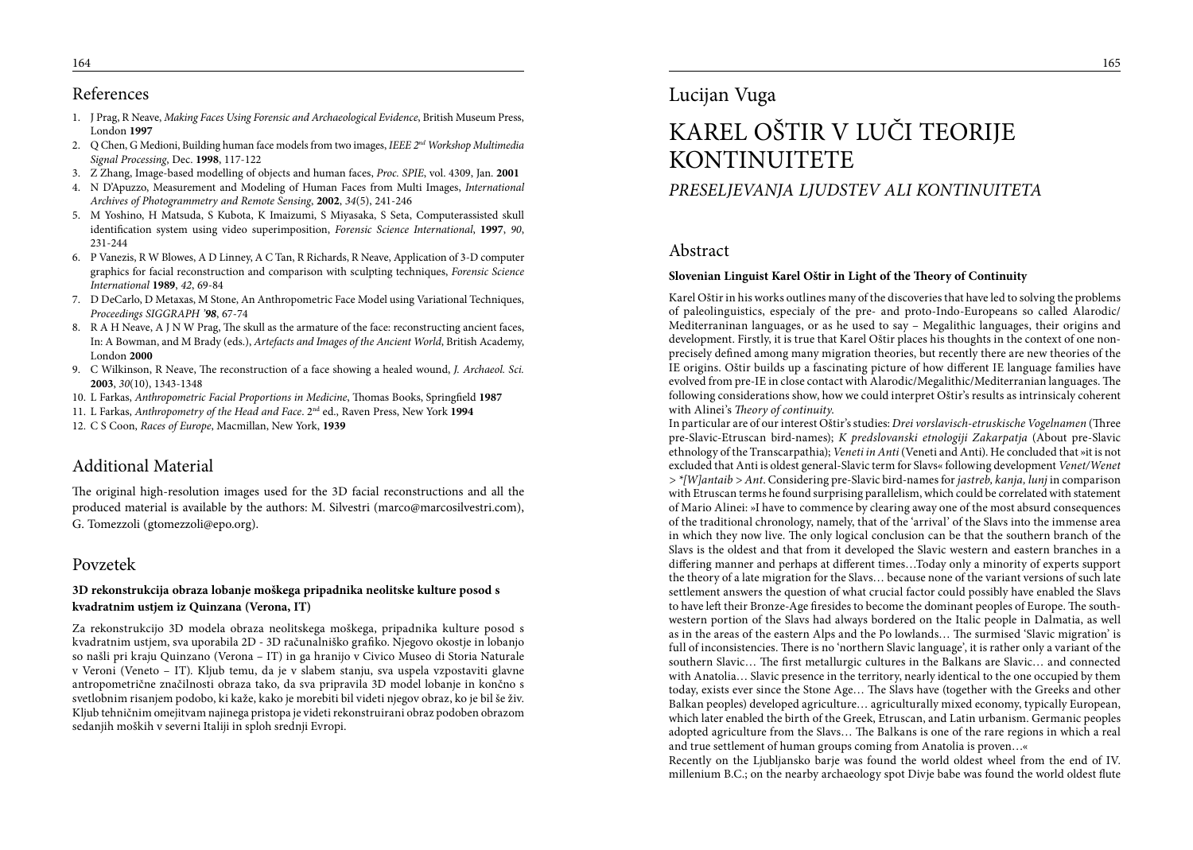## References

1. J Prag, R Neave, *Making Faces Using Forensic and Archaeological Evidence*, British Museum Press, London **1997**
2. Q Chen, G Medioni, Building human face models from two images, *IEEE 2nd Workshop Multimedia Signal Processing*, Dec. **1998**, 117-122
3. Z Zhang, Image-based modelling of objects and human faces, *Proc. SPIE*, vol. 4309, Jan. **2001**
4. N D'Apuzzo, Measurement and Modeling of Human Faces from Multi Images, *International Archives of Photogrammetry and Remote Sensing*, **2002**, *34*(5), 241-246
5. M Yoshino, H Matsuda, S Kubota, K Imaizumi, S Miyasaka, S Seta, Computerassisted skull identification system using video superimposition, *Forensic Science International*, **1997**, *90*, 231-244
6. P Vanezis, R W Blowes, A D Linney, A C Tan, R Richards, R Neave, Application of 3-D computer graphics for facial reconstruction and comparison with sculpting techniques, *Forensic Science International* **1989**, *42*, 69-84
7. D DeCarlo, D Metaxas, M Stone, An Anthropometric Face Model using Variational Techniques, *Proceedings SIGGRAPH '98*, 67-74
8. R A H Neave, A J N W Prag, The skull as the armature of the face: reconstructing ancient faces, In: A Bowman, and M Brady (eds.), *Artefacts and Images of the Ancient World*, British Academy, London **2000**
9. C Wilkinson, R Neave, The reconstruction of a face showing a healed wound, *J. Archaeol. Sci.* **2003**, *30*(10), 1343-1348
10. L Farkas, *Anthropometric Facial Proportions in Medicine*, Thomas Books, Springfield **1987**
11. L Farkas, *Anthropometry of the Head and Face*. 2nd ed., Raven Press, New York **1994**
12. C S Coon, *Races of Europe*, Macmillan, New York, **1939**

## Additional Material

The original high-resolution images used for the 3D facial reconstructions and all the produced material is available by the authors: M. Silvestri (marco@marcosilvestri.com), G. Tomezzoli (gtomezzoli@epo.org).

## Povzetek

**3D rekonstrukcija obraza lobanje moškega pripadnika neolitske kulture posod s kvadratnim ustjem iz Quinzana (Verona, IT)**

Za rekonstrukcijo 3D modela obraza neolitskega moškega, pripadnika kulture posod s kvadratnim ustjem, sva uporabila 2D - 3D računalniško grafiko. Njegovo okostje in lobanjo so našli pri kraju Quinzano (Verona – IT) in ga hranijo v Civico Museo di Storia Naturale v Veroni (Veneto – IT). Kljub temu, da je v slabem stanju, sva uspela vzpostaviti glavne antropometrične značilnosti obraza tako, da sva pripravila 3D model lobanje in končno s svetlobnim risanjem podobo, ki kaže, kako je morebiti bil videti njegov obraz, ko je bil še živ. Kljub tehničnim omejitvam najinega pristopa je videti rekonstruirani obraz podoben obrazom sedanjih moških v severni Italiji in sploh srednji Evropi.

Lucijan Vuga

# KAREL OŠTIR V LUČI TEORIJE KONTINUITETE

*PRESELJEVANJA LJUDSTEV ALI KONTINUITETA*

## Abstract

**Slovenian Linguist Karel Oštir in Light of the Theory of Continuity**

Karel Oštir in his works outlines many of the discoveries that have led to solving the problems of paleolinguistics, especialy of the pre- and proto-Indo-Europeans so called Alarodic/ Mediterraninan languages, or as he used to say – Megalithic languages, their origins and development. Firstly, it is true that Karel Oštir places his thoughts in the context of one non-precisely defined among many migration theories, but recently there are new theories of the IE origins. Oštir builds up a fascinating picture of how different IE language families have evolved from pre-IE in close contact with Alarodic/Megalithic/Mediterranian languages. The following considerations show, how we could interpret Oštir's results as intrinsicaly coherent with Alinei's *Theory of continuity*.

In particular are of our interest Oštir's studies: *Drei vorslavisch-etruskische Vogelnamen* (Three pre-Slavic-Etruscan bird-names); *K predslovanski etnologiji Zakarpatja* (About pre-Slavic ethnology of the Transcarpathia); *Veneti in Anti* (Veneti and Anti). He concluded that »it is not excluded that Anti is oldest general-Slavic term for Slavs« following development *Venet/Wenet > *[W]antaib > Ant*. Considering pre-Slavic bird-names for *jastreb, kanja, lunj* in comparison with Etruscan terms he found surprising parallelism, which could be correlated with statement of Mario Alinei: »I have to commence by clearing away one of the most absurd consequences of the traditional chronology, namely, that of the 'arrival' of the Slavs into the immense area in which they now live. The only logical conclusion can be that the southern branch of the Slavs is the oldest and that from it developed the Slavic western and eastern branches in a differing manner and perhaps at different times…Today only a minority of experts support the theory of a late migration for the Slavs… because none of the variant versions of such late settlement answers the question of what crucial factor could possibly have enabled the Slavs to have left their Bronze-Age firesides to become the dominant peoples of Europe. The south-western portion of the Slavs had always bordered on the Italic people in Dalmatia, as well as in the areas of the eastern Alps and the Po lowlands… The surmised 'Slavic migration' is full of inconsistencies. There is no 'northern Slavic language', it is rather only a variant of the southern Slavic… The first metallurgic cultures in the Balkans are Slavic… and connected with Anatolia… Slavic presence in the territory, nearly identical to the one occupied by them today, exists ever since the Stone Age… The Slavs have (together with the Greeks and other Balkan peoples) developed agriculture… agriculturally mixed economy, typically European, which later enabled the birth of the Greek, Etruscan, and Latin urbanism. Germanic peoples adopted agriculture from the Slavs… The Balkans is one of the rare regions in which a real and true settlement of human groups coming from Anatolia is proven…«

Recently on the Ljubljansko barje was found the world oldest wheel from the end of IV. millenium B.C.; on the nearby archaeology spot Divje babe was found the world oldest flute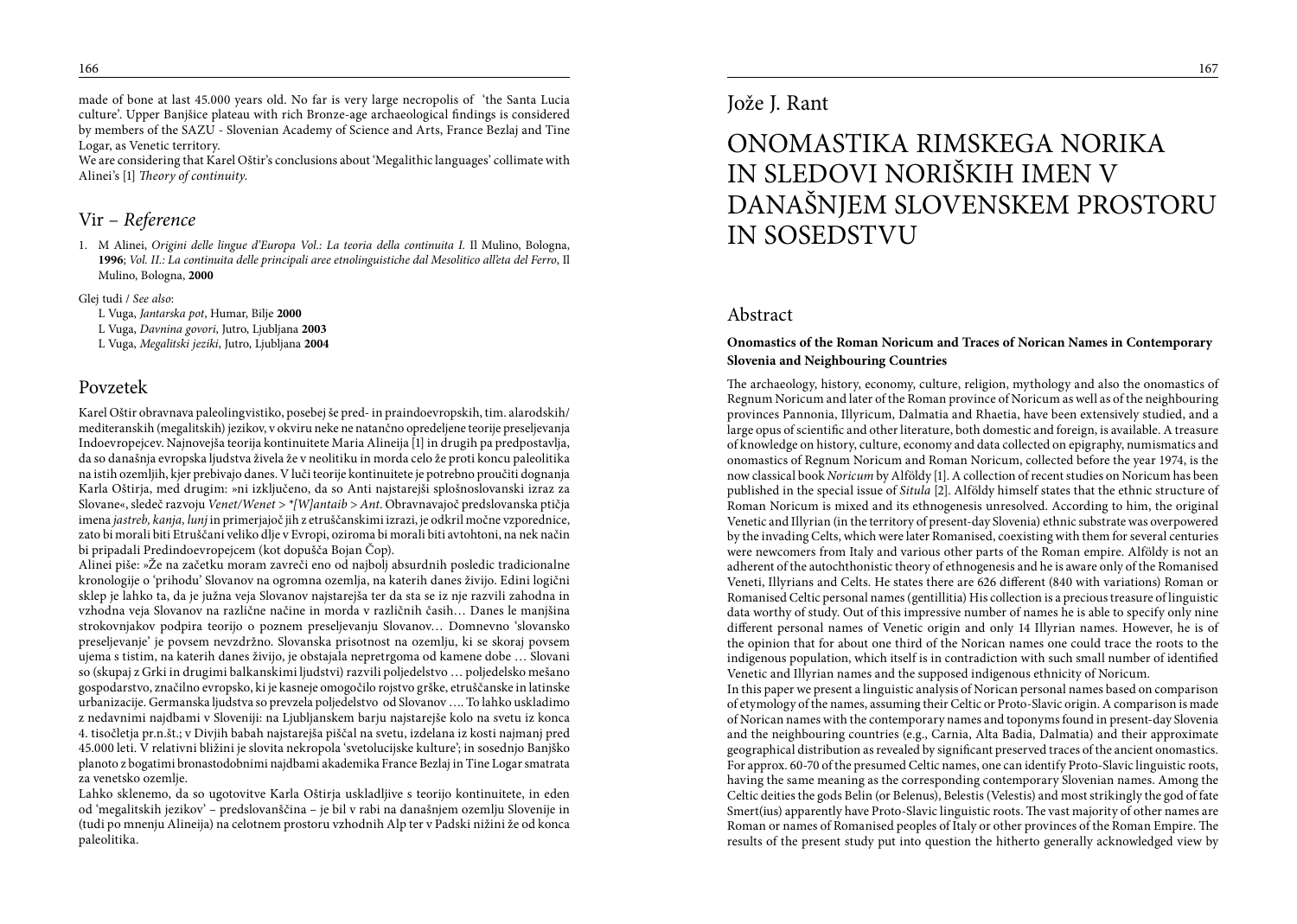made of bone at last 45.000 years old. No far is very large necropolis of 'the Santa Lucia culture'. Upper Banjšice plateau with rich Bronze-age archaeological findings is considered by members of the SAZU - Slovenian Academy of Science and Arts, France Bezlaj and Tine Logar, as Venetic territory.

We are considering that Karel Oštir's conclusions about 'Megalithic languages' collimate with Alinei's [1] *Theory of continuity*.

## Vir – *Reference*

1. M Alinei, *Origini delle lingue d'Europa Vol.: La teoria della continuita I.* Il Mulino, Bologna, **1996**; *Vol. II.: La continuita delle principali aree etnolinguistiche dal Mesolitico all'eta del Ferro*, Il Mulino, Bologna, **2000**

Glej tudi / *See also*:

L Vuga, *Jantarska pot*, Humar, Bilje **2000**
L Vuga, *Davnina govori*, Jutro, Ljubljana **2003**
L Vuga, *Megalitski jeziki*, Jutro, Ljubljana **2004**

## Povzetek

Karel Oštir obravnava paleolingvistiko, posebej še pred- in praindoevropskih, tim. alarodskih/mediteranskih (megalitskih) jezikov, v okviru neke ne natančno opredeljene teorije preseljevanja Indoevropejcev. Najnovejša teorija kontinuitete Maria Alineija [1] in drugih pa predpostavlja, da so današnja evropska ljudstva živela že v neolitiku in morda celo že proti koncu paleolitika na istih ozemljih, kjer prebivajo danes. V luči teorije kontinuitete je potrebno proučiti dognanja Karla Oštirja, med drugim: »ni izključeno, da so Anti najstarejši splošnoslovanski izraz za Slovane«, sledeč razvoju *Venet/Wenet* > *\*[W]antaib* > *Ant*. Obravnavajoč predslovanska ptičja imena *jastreb, kanja, lunj* in primerjajoč jih z etruščanskimi izrazi, je odkril močne vzporednice, zato bi morali biti Etruščani veliko dlje v Evropi, oziroma bi morali biti avtohtoni, na nek način bi pripadali Predindoevropejcem (kot dopušča Bojan Čop).

Alinei piše: »Že na začetku moram zavreči eno od najbolj absurdnih posledic tradicionalne kronologije o 'prihodu' Slovanov na ogromna ozemlja, na katerih danes živijo. Edini logični sklep je lahko ta, da je južna veja Slovanov najstarejša ter da sta se iz nje razvili zahodna in vzhodna veja Slovanov na različne načine in morda v različnih časih… Danes le manjšina strokovnjakov podpira teorijo o poznem preseljevanju Slovanov… Domnevno 'slovansko preseljevanje' je povsem nevzdržno. Slovanska prisotnost na ozemlju, ki se skoraj povsem ujema s tistim, na katerih danes živijo, je obstajala nepretrgoma od kamene dobe … Slovani so (skupaj z Grki in drugimi balkanskimi ljudstvi) razvili poljedelstvo … poljedelsko mešano gospodarstvo, značilno evropsko, ki je kasneje omogočilo rojstvo grške, etruščanske in latinske urbanizacije. Germanska ljudstva so prevzela poljedelstvo od Slovanov …. To lahko uskladimo z nedavnimi najdbami v Sloveniji: na Ljubljanskem barju najstarejše kolo na svetu iz konca 4. tisočletja pr.n.št.; v Divjih babah najstarejša piščal na svetu, izdelana iz kosti najmanj pred 45.000 leti. V relativni bližini je slovita nekropola 'svetolucijske kulture'; in sosednjo Banjško planoto z bogatimi bronastodobnimi najdbami akademika France Bezlaj in Tine Logar smatrata za venetsko ozemlje.

Lahko sklenemo, da so ugotovitve Karla Oštirja uskladljive s teorijo kontinuitete, in eden od 'megalitskih jezikov' – predslovanščina – je bil v rabi na današnjem ozemlju Slovenije in (tudi po mnenju Alineija) na celotnem prostoru vzhodnih Alp ter v Padski nižini že od konca paleolitika.

Jože J. Rant

# ONOMASTIKA RIMSKEGA NORIKA IN SLEDOVI NORIŠKIH IMEN V DANAŠNJEM SLOVENSKEM PROSTORU IN SOSEDSTVU

## Abstract

**Onomastics of the Roman Noricum and Traces of Norican Names in Contemporary Slovenia and Neighbouring Countries**

The archaeology, history, economy, culture, religion, mythology and also the onomastics of Regnum Noricum and later of the Roman province of Noricum as well as of the neighbouring provinces Pannonia, Illyricum, Dalmatia and Rhaetia, have been extensively studied, and a large opus of scientific and other literature, both domestic and foreign, is available. A treasure of knowledge on history, culture, economy and data collected on epigraphy, numismatics and onomastics of Regnum Noricum and Roman Noricum, collected before the year 1974, is the now classical book *Noricum* by Alföldy [1]. A collection of recent studies on Noricum has been published in the special issue of *Situla* [2]. Alföldy himself states that the ethnic structure of Roman Noricum is mixed and its ethnogenesis unresolved. According to him, the original Venetic and Illyrian (in the territory of present-day Slovenia) ethnic substrate was overpowered by the invading Celts, which were later Romanised, coexisting with them for several centuries were newcomers from Italy and various other parts of the Roman empire. Alföldy is not an adherent of the autochthonistic theory of ethnogenesis and he is aware only of the Romanised Veneti, Illyrians and Celts. He states there are 626 different (840 with variations) Roman or Romanised Celtic personal names (gentillitia) His collection is a precious treasure of linguistic data worthy of study. Out of this impressive number of names he is able to specify only nine different personal names of Venetic origin and only 14 Illyrian names. However, he is of the opinion that for about one third of the Norican names one could trace the roots to the indigenous population, which itself is in contradiction with such small number of identified Venetic and Illyrian names and the supposed indigenous ethnicity of Noricum.

In this paper we present a linguistic analysis of Norican personal names based on comparison of etymology of the names, assuming their Celtic or Proto-Slavic origin. A comparison is made of Norican names with the contemporary names and toponyms found in present-day Slovenia and the neighbouring countries (e.g., Carnia, Alta Badia, Dalmatia) and their approximate geographical distribution as revealed by significant preserved traces of the ancient onomastics. For approx. 60-70 of the presumed Celtic names, one can identify Proto-Slavic linguistic roots, having the same meaning as the corresponding contemporary Slovenian names. Among the Celtic deities the gods Belin (or Belenus), Belestis (Velestis) and most strikingly the god of fate Smert(ius) apparently have Proto-Slavic linguistic roots. The vast majority of other names are Roman or names of Romanised peoples of Italy or other provinces of the Roman Empire. The results of the present study put into question the hitherto generally acknowledged view by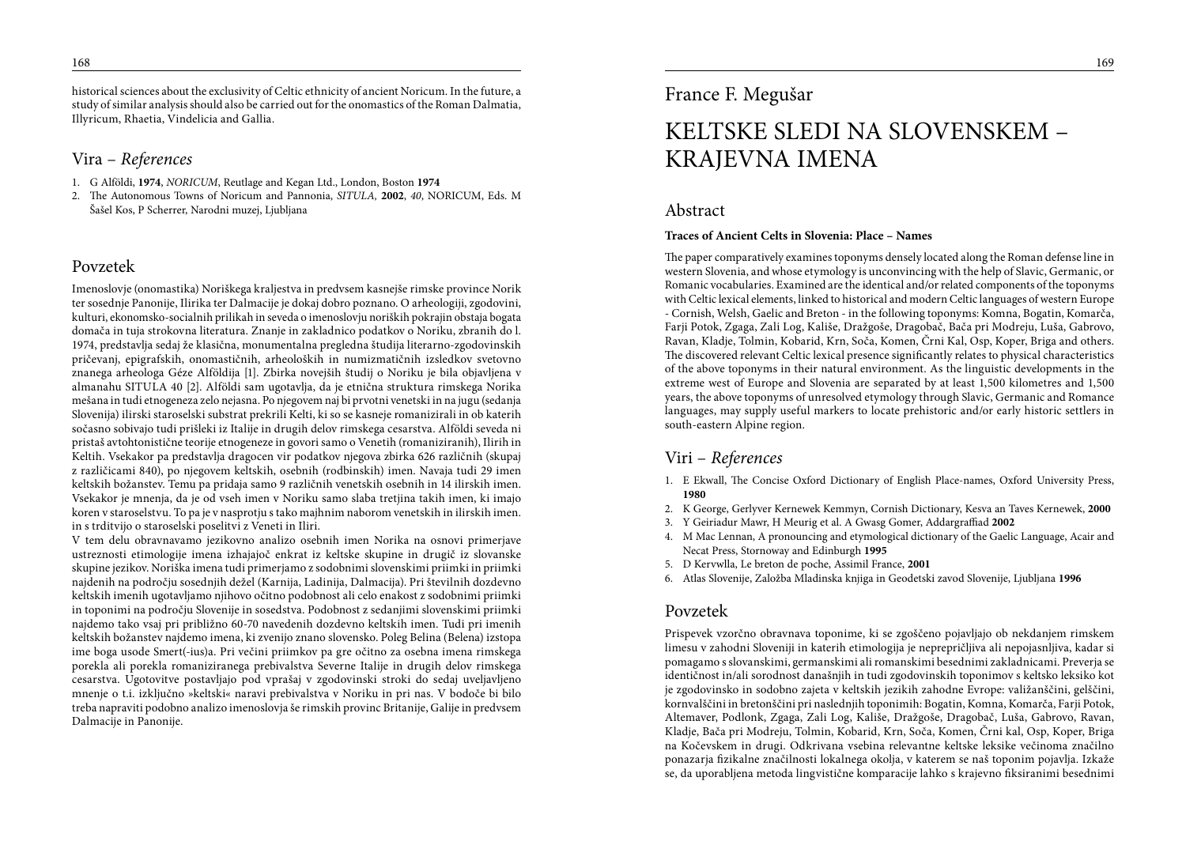historical sciences about the exclusivity of Celtic ethnicity of ancient Noricum. In the future, a study of similar analysis should also be carried out for the onomastics of the Roman Dalmatia, Illyricum, Rhaetia, Vindelicia and Gallia.

## Vira – *References*

1. G Alföldi, **1974**, *NORICUM*, Reutlage and Kegan Ltd., London, Boston **1974**
2. The Autonomous Towns of Noricum and Pannonia, *SITULA*, **2002**, *40*, NORICUM, Eds. M Šašel Kos, P Scherrer, Narodni muzej, Ljubljana

## Povzetek

Imenoslovje (onomastika) Noriškega kraljestva in predvsem kasnejše rimske province Norik ter sosednje Panonije, Ilirika ter Dalmacije je dokaj dobro poznano. O arheologiji, zgodovini, kulturi, ekonomsko-socialnih prilikah in seveda o imenoslovju noriških pokrajin obstaja bogata domača in tuja strokovna literatura. Znanje in zakladnico podatkov o Noriku, zbranih do l. 1974, predstavlja sedaj že klasična, monumentalna pregledna študija literarno-zgodovinskih pričevanj, epigrafskih, onomastičnih, arheoloških in numizmatičnih izsledkov svetovno znanega arheologa Géze Alföldija [1]. Zbirka novejših študij o Noriku je bila objavljena v almanahu SITULA 40 [2]. Alföldi sam ugotavlja, da je etnična struktura rimskega Norika mešana in tudi etnogeneza zelo nejasna. Po njegovem naj bi prvotni venetski in na jugu (sedanja Slovenija) ilirski staroselski substrat prekrili Kelti, ki so se kasneje romanizirali in ob katerih sočasno sobivajo tudi prišleki iz Italije in drugih delov rimskega cesarstva. Alföldi seveda ni pristaš avtohtonistične teorije etnogeneze in govori samo o Venetih (romaniziranih), Ilirih in Keltih. Vsekakor pa predstavlja dragocen vir podatkov njegova zbirka 626 različnih (skupaj z različicami 840), po njegovem keltskih, osebnih (rodbinskih) imen. Navaja tudi 29 imen keltskih božanstev. Temu pa pridaja samo 9 različnih venetskih osebnih in 14 ilirskih imen. Vsekakor je mnenja, da je od vseh imen v Noriku samo slaba tretjina takih imen, ki imajo koren v staroselstvu. To pa je v nasprotju s tako majhnim naborom venetskih in ilirskih imen. in s trditvijo o staroselski poselitvi z Veneti in Iliri.

V tem delu obravnavamo jezikovno analizo osebnih imen Norika na osnovi primerjave ustreznosti etimologije imena izhajajoč enkrat iz keltske skupine in drugič iz slovanske skupine jezikov. Noriška imena tudi primerjamo z sodobnimi slovenskimi priimki in priimki najdenih na področju sosednjih dežel (Karnija, Ladinija, Dalmacija). Pri številnih dozdevno keltskih imenih ugotavljamo njihovo očitno podobnost ali celo enakost z sodobnimi priimki in toponimi na področju Slovenije in sosedstva. Podobnost z sedanjimi slovenskimi priimki najdemo tako vsaj pri približno 60-70 navedenih dozdevno keltskih imen. Tudi pri imenih keltskih božanstev najdemo imena, ki zvenijo znano slovensko. Poleg Belina (Belena) izstopa ime boga usode Smert(-ius)a. Pri večini priimkov pa gre očitno za osebna imena rimskega porekla ali porekla romaniziranega prebivalstva Severne Italije in drugih delov rimskega cesarstva. Ugotovitve postavljajo pod vprašaj v zgodovinski stroki do sedaj uveljavljeno mnenje o t.i. izključno »keltski« naravi prebivalstva v Noriku in pri nas. V bodoče bi bilo treba napraviti podobno analizo imenoslovja še rimskih provinc Britanije, Galije in predvsem Dalmacije in Panonije.

France F. Megušar

# KELTSKE SLEDI NA SLOVENSKEM – KRAJEVNA IMENA

## Abstract

**Traces of Ancient Celts in Slovenia: Place – Names**

The paper comparatively examines toponyms densely located along the Roman defense line in western Slovenia, and whose etymology is unconvincing with the help of Slavic, Germanic, or Romanic vocabularies. Examined are the identical and/or related components of the toponyms with Celtic lexical elements, linked to historical and modern Celtic languages of western Europe - Cornish, Welsh, Gaelic and Breton - in the following toponyms: Komna, Bogatin, Komarča, Farji Potok, Zgaga, Zali Log, Kališe, Dražgoše, Dragobač, Bača pri Modreju, Luša, Gabrovo, Ravan, Kladje, Tolmin, Kobarid, Krn, Soča, Komen, Črni Kal, Osp, Koper, Briga and others. The discovered relevant Celtic lexical presence significantly relates to physical characteristics of the above toponyms in their natural environment. As the linguistic developments in the extreme west of Europe and Slovenia are separated by at least 1,500 kilometres and 1,500 years, the above toponyms of unresolved etymology through Slavic, Germanic and Romance languages, may supply useful markers to locate prehistoric and/or early historic settlers in south-eastern Alpine region.

## Viri – *References*

1. E Ekwall, The Concise Oxford Dictionary of English Place-names, Oxford University Press, **1980**
2. K George, Gerlyver Kernewek Kemmyn, Cornish Dictionary, Kesva an Taves Kernewek, **2000**
3. Y Geiriadur Mawr, H Meurig et al. A Gwasg Gomer, Addargraffiad **2002**
4. M Mac Lennan, A pronouncing and etymological dictionary of the Gaelic Language, Acair and Necat Press, Stornoway and Edinburgh **1995**
5. D Kervwlla, Le breton de poche, Assimil France, **2001**
6. Atlas Slovenije, Založba Mladinska knjiga in Geodetski zavod Slovenije, Ljubljana **1996**

## Povzetek

Prispevek vzorčno obravnava toponime, ki se zgoščeno pojavljajo ob nekdanjem rimskem limesu v zahodni Sloveniji in katerih etimologija je neprepričljiva ali nepojasnljiva, kadar si pomagamo s slovanskimi, germanskimi ali romanskimi besednimi zakladnicami. Preverja se identičnost in/ali sorodnost današnjih in tudi zgodovinskih toponimov s keltsko leksiko kot je zgodovinsko in sodobno zajeta v keltskih jezikih zahodne Evrope: vališanščini, gelščini, kornvalščini in bretonščini pri naslednjih toponimih: Bogatin, Komna, Komarča, Farji Potok, Altemaver, Podlonk, Zgaga, Zali Log, Kališe, Dražgoše, Dragobač, Luša, Gabrovo, Ravan, Kladje, Bača pri Modreju, Tolmin, Kobarid, Krn, Soča, Komen, Črni kal, Osp, Koper, Briga na Kočevskem in drugi. Odkrivana vsebina relevantne keltske leksike večinoma značilno ponazarja fizikalne značilnosti lokalnega okolja, v katerem se naš toponim pojavlja. Izkaže se, da uporabljena metoda lingvistične komparacije lahko s krajevno fiksiranimi besednimi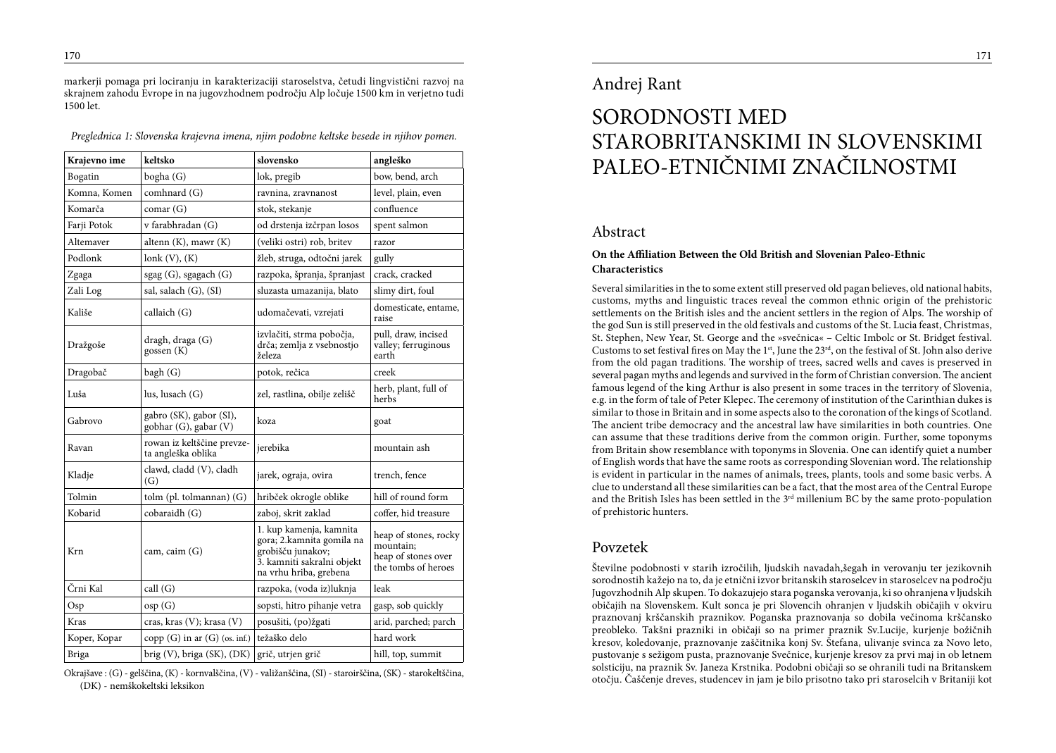markerji pomaga pri lociranju in karakterizaciji staroselstva, četudi lingvistični razvoj na skrajnem zahodu Evrope in na jugovzhodnem področju Alp ločuje 1500 km in verjetno tudi 1500 let.

*Preglednica 1: Slovenska krajevna imena, njim podobne keltske besede in njihov pomen.*

| Krajevno ime | keltsko | slovensko | angleško |
|---|---|---|---|
| Bogatin | bogha (G) | lok, pregib | bow, bend, arch |
| Komna, Komen | comhnard (G) | ravnina, zravnanost | level, plain, even |
| Komarča | comar (G) | stok, stekanje | confluence |
| Farji Potok | v farabhradan (G) | od drstenja izčrpan losos | spent salmon |
| Altemaver | altenn (K), mawr (K) | (veliki ostri) rob, britev | razor |
| Podlonk | lonk (V), (K) | žleb, struga, odtočni jarek | gully |
| Zgaga | sgag (G), sgagach (G) | razpoka, špranja, špranjast | crack, cracked |
| Zali Log | sal, salach (G), (SI) | sluzasta umazanija, blato | slimy dirt, foul |
| Kališe | callaich (G) | udomačevati, vzrejati | domesticate, entame, raise |
| Dražgoše | dragh, draga (G) gossen (K) | izvlačiti, strma pobočja, drča; zemlja z vsebnostjo železa | pull, draw, incised valley; ferruginous earth |
| Dragobač | bagh (G) | potok, rečica | creek |
| Luša | lus, lusach (G) | zel, rastlina, obilje zelišč | herb, plant, full of herbs |
| Gabrovo | gabro (SK), gabor (SI), gobhar (G), gabar (V) | koza | goat |
| Ravan | rowan iz keltščine prevzeta angleška oblika | jerebika | mountain ash |
| Kladje | clawd, cladd (V), cladh (G) | jarek, ograja, ovira | trench, fence |
| Tolmin | tolm (pl. tolmannan) (G) | hribček okrogle oblike | hill of round form |
| Kobarid | cobaraidh (G) | zaboj, skrit zaklad | coffer, hid treasure |
| Krn | cam, caim (G) | 1. kup kamenja, kamnita gora; 2.kamnita gomila na grobišču junakov; 3. kamniti sakralni objekt na vrhu hriba, grebena | heap of stones, rocky mountain; heap of stones over the tombs of heroes |
| Črni Kal | call (G) | razpoka, (voda iz)luknja | leak |
| Osp | osp (G) | sopsti, hitro pihanje vetra | gasp, sob quickly |
| Kras | cras, kras (V); krasa (V) | posušiti, (po)žgati | arid, parched; parch |
| Koper, Kopar | copp (G) in ar (G) (os. inf.) | težaško delo | hard work |
| Briga | brig (V), briga (SK), (DK) | grič, utrjen grič | hill, top, summit |

Okrajšave : (G) - gelščina, (K) - kornvalščina, (V) - valižanščina, (SI) - staroirščina, (SK) - starokeltščina, (DK) - nemškokeltski leksikon

Andrej Rant

# SORODNOSTI MED STAROBRITANSKIMI IN SLOVENSKIMI PALEO-ETNIČNIMI ZNAČILNOSTMI

## Abstract

**On the Affiliation Between the Old British and Slovenian Paleo-Ethnic Characteristics**

Several similarities in the to some extent still preserved old pagan believes, old national habits, customs, myths and linguistic traces reveal the common ethnic origin of the prehistoric settlements on the British isles and the ancient settlers in the region of Alps. The worship of the god Sun is still preserved in the old festivals and customs of the St. Lucia feast, Christmas, St. Stephen, New Year, St. George and the »svečnica« – Celtic Imbolc or St. Bridget festival. Customs to set festival fires on May the 1st, June the 23rd, on the festival of St. John also derive from the old pagan traditions. The worship of trees, sacred wells and caves is preserved in several pagan myths and legends and survived in the form of Christian conversion. The ancient famous legend of the king Arthur is also present in some traces in the territory of Slovenia, e.g. in the form of tale of Peter Klepec. The ceremony of institution of the Carinthian dukes is similar to those in Britain and in some aspects also to the coronation of the kings of Scotland. The ancient tribe democracy and the ancestral law have similarities in both countries. One can assume that these traditions derive from the common origin. Further, some toponyms from Britain show resemblance with toponyms in Slovenia. One can identify quiet a number of English words that have the same roots as corresponding Slovenian word. The relationship is evident in particular in the names of animals, trees, plants, tools and some basic verbs. A clue to understand all these similarities can be a fact, that the most area of the Central Europe and the British Isles has been settled in the 3rd millennium BC by the same proto-population of prehistoric hunters.

## Povzetek

Številne podobnosti v starih izročilih, ljudskih navadah,šegah in verovanju ter jezikovnih sorodnostih kažejo na to, da je etnični izvor britanskih staroselcev in staroselcev na področju Jugovzhodnih Alp skupen. To dokazujejo stara poganska verovanja, ki so ohranjena v ljudskih običajih na Slovenskem. Kult sonca je pri Slovencih ohranjen v ljudskih običajih v okviru praznovanj krščanskih praznikov. Poganska praznovanja so dobila večinoma krščansko preobleko. Takšni prazniki in običaji so na primer praznik Sv.Lucije, kurjenje božičnih kresov, koledovanje, praznovanje zaščitnika konj Sv. Štefana, ulivanje svinca za Novo leto, pustovanje s sežigom pusta, praznovanje Svečnice, kurjenje kresov za prvi maj in ob letnem solsticiju, na praznik Sv. Janeza Krstnika. Podobni običaji so se ohranili tudi na Britanskem otočju. Čaščenje dreves, studencev in jam je bilo prisotno tako pri staroselcih v Britaniji kot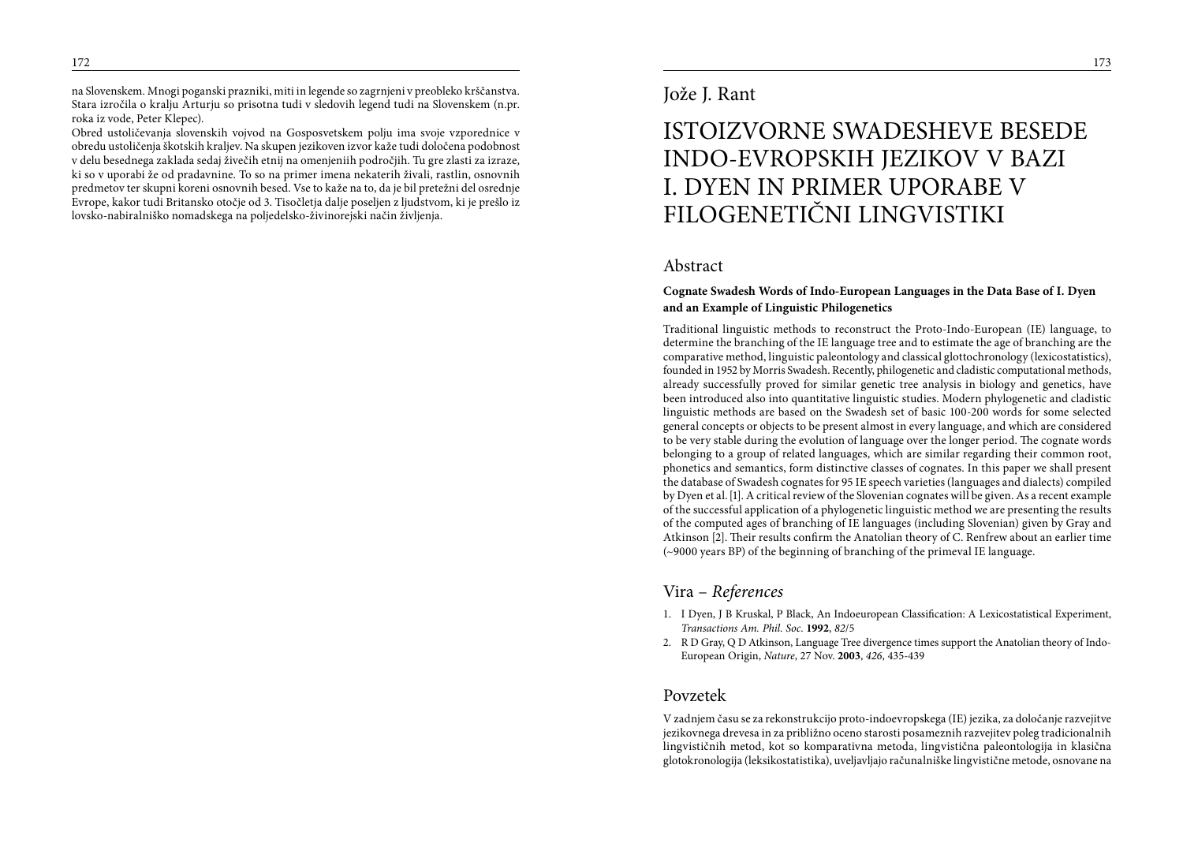na Slovenskem. Mnogi poganski prazniki, miti in legende so zagrnjeni v preobleko krščanstva. Stara izročila o kralju Arturju so prisotna tudi v sledovih legend tudi na Slovenskem (n.pr. roka iz vode, Peter Klepec).

Obred ustoličevanja slovenskih vojvod na Gosposvetskem polju ima svoje vzporednice v obredu ustoličenja škotskih kraljev. Na skupen jezikoven izvor kaže tudi določena podobnost v delu besednega zaklada sedaj živečih etnij na omenjeniih področjih. Tu gre zlasti za izraze, ki so v uporabi že od pradavnine. To so na primer imena nekaterih živali, rastlin, osnovnih predmetov ter skupni koreni osnovnih besed. Vse to kaže na to, da je bil pretežni del osrednje Evrope, kakor tudi Britansko otočje od 3. Tisočletja dalje poseljen z ljudstvom, ki je prešlo iz lovsko-nabiralniško nomadskega na poljedelsko-živinorejski način življenja.

Jože J. Rant

# ISTOIZVORNE SWADESHEVE BESEDE INDO-EVROPSKIH JEZIKOV V BAZI I. DYEN IN PRIMER UPORABE V FILOGENETIČNI LINGVISTIKI

## Abstract

**Cognate Swadesh Words of Indo-European Languages in the Data Base of I. Dyen and an Example of Linguistic Philogenetics**

Traditional linguistic methods to reconstruct the Proto-Indo-European (IE) language, to determine the branching of the IE language tree and to estimate the age of branching are the comparative method, linguistic paleontology and classical glottochronology (lexicostatistics), founded in 1952 by Morris Swadesh. Recently, philogenetic and cladistic computational methods, already successfully proved for similar genetic tree analysis in biology and genetics, have been introduced also into quantitative linguistic studies. Modern phylogenetic and cladistic linguistic methods are based on the Swadesh set of basic 100-200 words for some selected general concepts or objects to be present almost in every language, and which are considered to be very stable during the evolution of language over the longer period. The cognate words belonging to a group of related languages, which are similar regarding their common root, phonetics and semantics, form distinctive classes of cognates. In this paper we shall present the database of Swadesh cognates for 95 IE speech varieties (languages and dialects) compiled by Dyen et al. [1]. A critical review of the Slovenian cognates will be given. As a recent example of the successful application of a phylogenetic linguistic method we are presenting the results of the computed ages of branching of IE languages (including Slovenian) given by Gray and Atkinson [2]. Their results confirm the Anatolian theory of C. Renfrew about an earlier time (~9000 years BP) of the beginning of branching of the primeval IE language.

## Vira – *References*

1. I Dyen, J B Kruskal, P Black, An Indoeuropean Classification: A Lexicostatistical Experiment, *Transactions Am. Phil. Soc.* **1992**, *82*/5
2. R D Gray, Q D Atkinson, Language Tree divergence times support the Anatolian theory of Indo-European Origin, *Nature*, 27 Nov. **2003**, *426*, 435-439

## Povzetek

V zadnjem času se za rekonstrukcijo proto-indoevropskega (IE) jezika, za določanje razvejitve jezikovnega drevesa in za približno oceno starosti posameznih razvejitev poleg tradicionalnih lingvističnih metod, kot so komparativna metoda, lingvistična paleontologija in klasična glotokronologija (leksikostatistika), uveljavljajo računalniške lingvistične metode, osnovane na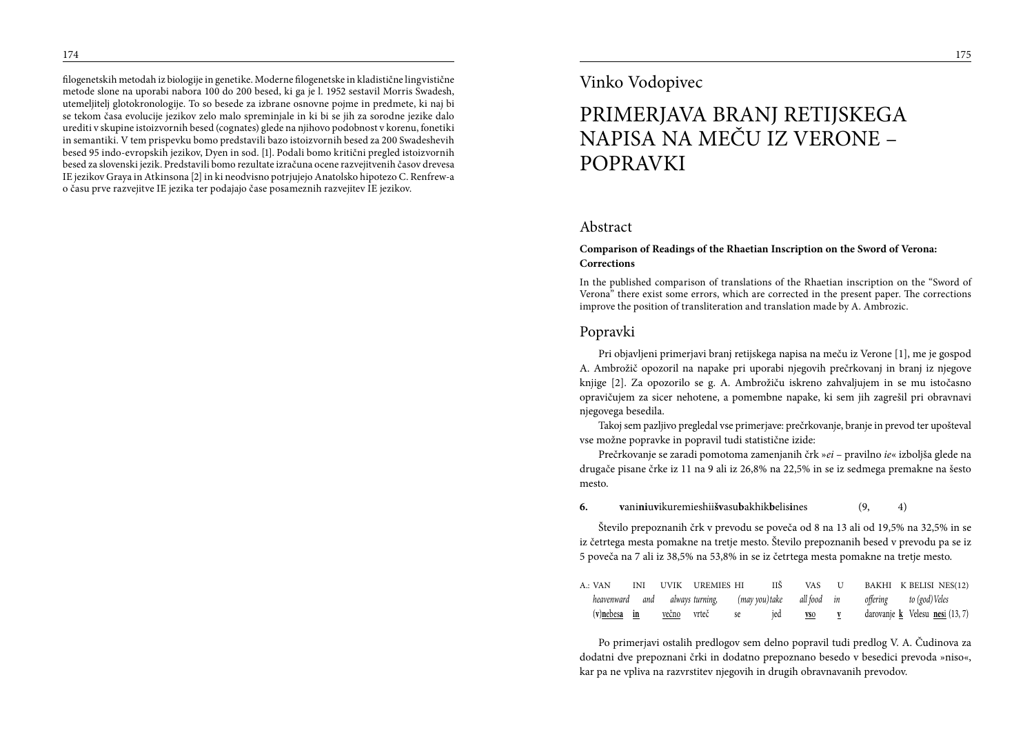filogenetskih metodah iz biologije in genetike. Moderne filogenetske in kladistične lingvistične metode slone na uporabi nabora 100 do 200 besed, ki ga je l. 1952 sestavil Morris Swadesh, utemeljitelj glotokronologije. To so besede za izbrane osnovne pojme in predmete, ki naj bi se tekom časa evolucije jezikov zelo malo spreminjale in ki bi se jih za sorodne jezike dalo urediti v skupine istoizvornih besed (cognates) glede na njihovo podobnost v korenu, fonetiki in semantiki. V tem prispevku bomo predstavili bazo istoizvornih besed za 200 Swadeshevih besed 95 indo-evropskih jezikov, Dyen in sod. [1]. Podali bomo kritični pregled istoizvornih besed za slovenski jezik. Predstavili bomo rezultate izračuna ocene razvejitvenih časov drevesa IE jezikov Graya in Atkinsona [2] in ki neodvisno potrjujejo Anatolsko hipotezo C. Renfrew-a o času prve razvejitve IE jezika ter podajajo čase posameznih razvejitev IE jezikov.

Vinko Vodopivec

# PRIMERJAVA BRANJ RETIJSKEGA NAPISA NA MEČU IZ VERONE – POPRAVKI

## Abstract

**Comparison of Readings of the Rhaetian Inscription on the Sword of Verona: Corrections**

In the published comparison of translations of the Rhaetian inscription on the "Sword of Verona" there exist some errors, which are corrected in the present paper. The corrections improve the position of transliteration and translation made by A. Ambrozic.

## Popravki

Pri objavljeni primerjavi branj retijskega napisa na meču iz Verone [1], me je gospod A. Ambrožič opozoril na napake pri uporabi njegovih prečrkovanj in branj iz njegove knjige [2]. Za opozorilo se g. A. Ambrožiču iskreno zahvaljujem in se mu istočasno opravičujem za sicer nehotene, a pomembne napake, ki sem jih zagrešil pri obravnavi njegovega besedila.

Takoj sem pazljivo pregledal vse primerjave: prečrkovanje, branje in prevod ter upošteval vse možne popravke in popravil tudi statistične izide:

Prečrkovanje se zaradi pomotoma zamenjanih črk »*ei* – pravilno *ie*« izboljša glede na drugače pisane črke iz 11 na 9 ali iz 26,8% na 22,5% in se iz sedmega premakne na šesto mesto.

**6.** **v**ani**ni**u**v**ikuremieshii**šv**asu**b**akhik**b**elis**i**nes (9, 4)

Število prepoznanih črk v prevodu se poveča od 8 na 13 ali od 19,5% na 32,5% in se iz četrtega mesta pomakne na tretje mesto. Število prepoznanih besed v prevodu pa se iz 5 poveča na 7 ali iz 38,5% na 53,8% in se iz četrtega mesta pomakne na tretje mesto.

| A.: VAN | INI | UVIK | UREMIES | HI | IIŠ | VAS | U | BAKHI | K | BELISI | NES(12) |
|---|---|---|---|---|---|---|---|---|---|---|---|
| *heavenward* | *and* | *always* | *turning,* | *(may you)* | *take* | *all food* | *in* | *offering* | *to (god)* | *Veles* | |
| (**v**)**nebes**a | **in** | **v**eč**no** | vrteč | se | jed | **vso** | **v** | darovanje | **k** | Velesu | **nesi** (13, 7) |

Po primerjavi ostalih predlogov sem delno popravil tudi predlog V. A. Čudinova za dodatni dve prepoznani črki in dodatno prepoznano besedo v besedici prevoda »niso«, kar pa ne vpliva na razvrstitev njegovih in drugih obravnavanih prevodov.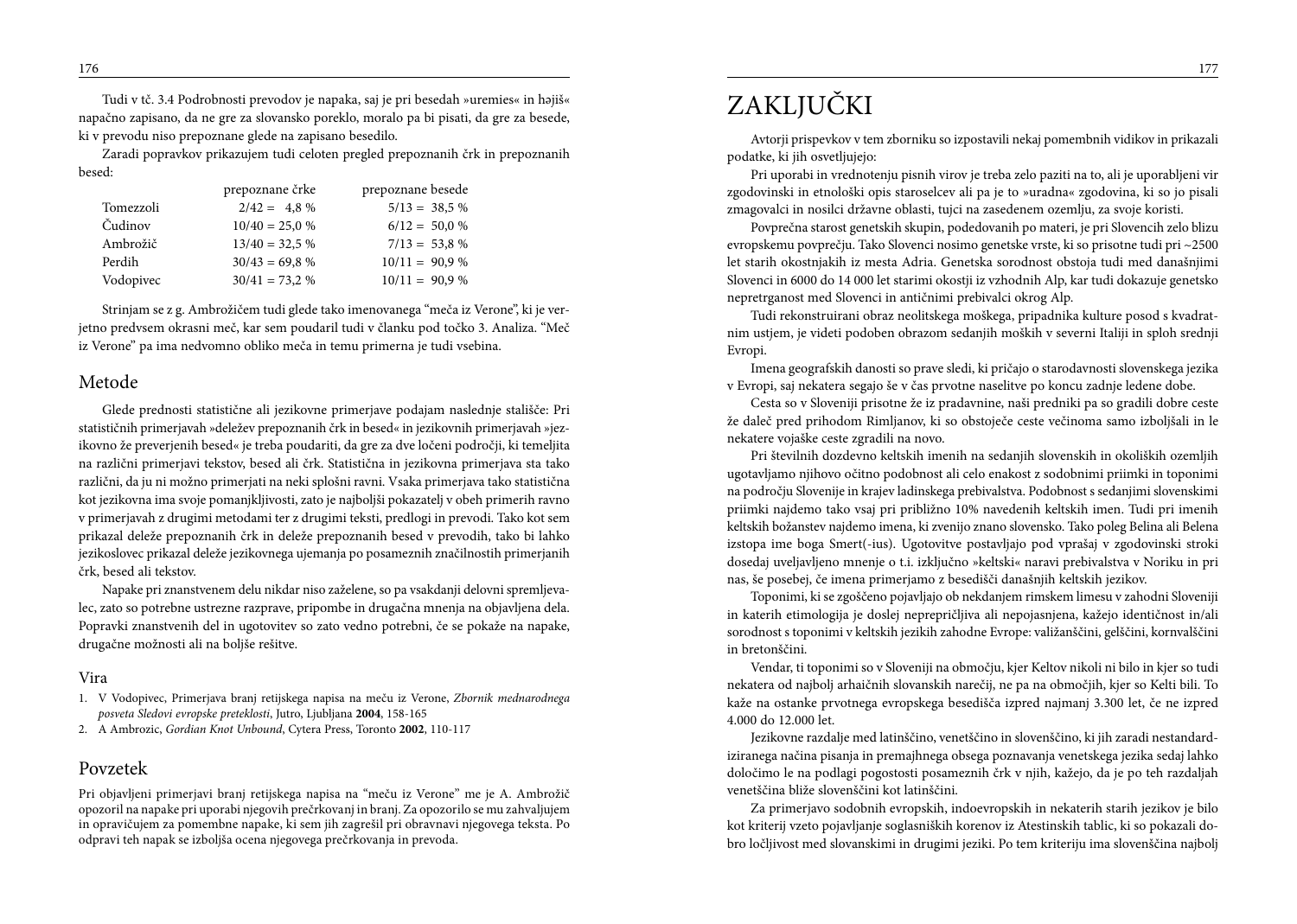Tudi v tč. 3.4 Podrobnosti prevodov je napaka, saj je pri besedah »uremies« in həjiš« napačno zapisano, da ne gre za slovansko poreklo, moralo pa bi pisati, da gre za besede, ki v prevodu niso prepoznane glede na zapisano besedilo.

Zaradi popravkov prikazujem tudi celoten pregled prepoznanih črk in prepoznanih besed:

| | prepoznane črke | prepoznane besede |
|---|---|---|
| Tomezzoli | 2/42 = 4,8 % | 5/13 = 38,5 % |
| Čudinov | 10/40 = 25,0 % | 6/12 = 50,0 % |
| Ambrožič | 13/40 = 32,5 % | 7/13 = 53,8 % |
| Perdih | 30/43 = 69,8 % | 10/11 = 90,9 % |
| Vodopivec | 30/41 = 73,2 % | 10/11 = 90,9 % |

Strinjam se z g. Ambrožičem tudi glede tako imenovanega "meča iz Verone", ki je verjetno predvsem okrasni meč, kar sem poudaril tudi v članku pod točko 3. Analiza. "Meč iz Verone" pa ima nedvomno obliko meča in temu primerna je tudi vsebina.

## Metode

Glede prednosti statistične ali jezikovne primerjave podajam naslednje stališče: Pri statističnih primerjavah »deležev prepoznanih črk in besed« in jezikovnih primerjavah »jezikovno že preverjenih besed« je treba poudariti, da gre za dve ločeni področji, ki temeljita na različni primerjavi tekstov, besed ali črk. Statistična in jezikovna primerjava sta tako različni, da ju ni možno primerjati na neki splošni ravni. Vsaka primerjava tako statistična kot jezikovna ima svoje pomanjkljivosti, zato je najboljši pokazatelj v obeh primerih ravno v primerjavah z drugimi metodami ter z drugimi teksti, predlogi in prevodi. Tako kot sem prikazal deleže prepoznanih črk in deleže prepoznanih besed v prevodih, tako bi lahko jezikoslovec prikazal deleže jezikovnega ujemanja po posameznih značilnostih primerjanih črk, besed ali tekstov.

Napake pri znanstvenem delu nikdar niso zaželene, so pa vsakdanji delovni spremljevalec, zato so potrebne ustrezne razprave, pripombe in drugačna mnenja na objavljena dela. Popravki znanstvenih del in ugotovitev so zato vedno potrebni, če se pokaže na napake, drugačne možnosti ali na boljše rešitve.

### Vira

1. V Vodopivec, Primerjava branj retijskega napisa na meču iz Verone, *Zbornik mednarodnega posveta Sledovi evropske preteklosti*, Jutro, Ljubljana **2004**, 158-165
2. A Ambrozic, *Gordian Knot Unbound*, Cytera Press, Toronto **2002**, 110-117

## Povzetek

Pri objavljeni primerjavi branj retijskega napisa na "meču iz Verone" me je A. Ambrožič opozoril na napake pri uporabi njegovih prečrkovanj in branj. Za opozorilo se mu zahvaljujem in opravičujem za pomembne napake, ki sem jih zagrešil pri obravnavi njegovega teksta. Po odpravi teh napak se izboljša ocena njegovega prečrkovanja in prevoda.

# ZAKLJUČKI

Avtorji prispevkov v tem zborniku so izpostavili nekaj pomembnih vidikov in prikazali podatke, ki jih osvetljujejo:

Pri uporabi in vrednotenju pisnih virov je treba zelo paziti na to, ali je uporabljeni vir zgodovinski in etnološki opis staroselcev ali pa je to »uradna« zgodovina, ki so jo pisali zmagovalci in nosilci državne oblasti, tujci na zasedenem ozemlju, za svoje koristi.

Povprečna starost genetskih skupin, podedovanih po materi, je pri Slovencih zelo blizu evropskemu povprečju. Tako Slovenci nosimo genetske vrste, ki so prisotne tudi pri ~2500 let starih okostnjakih iz mesta Adria. Genetska sorodnost obstoja tudi med današnjimi Slovenci in 6000 do 14 000 let starimi okostji iz vzhodnih Alp, kar tudi dokazuje genetsko nepretrganost med Slovenci in antičnimi prebivalci okrog Alp.

Tudi rekonstruirani obraz neolitskega moškega, pripadnika kulture posod s kvadratnim ustjem, je videti podoben obrazom sedanjih moških v severni Italiji in sploh srednji Evropi.

Imena geografskih danosti so prave sledi, ki pričajo o starodavnosti slovenskega jezika v Evropi, saj nekatera segajo še v čas prvotne naselitve po koncu zadnje ledene dobe.

Cesta so v Sloveniji prisotne že iz pradavnine, naši predniki pa so gradili dobre ceste že daleč pred prihodom Rimljanov, ki so obstoječe ceste večinoma samo izboljšali in le nekatere vojaške ceste zgradili na novo.

Pri številnih dozdevno keltskih imenih na sedanjih slovenskih in okoliških ozemljih ugotavljamo njihovo očitno podobnost ali celo enakost z sodobnimi priimki in toponimi na področju Slovenije in krajev ladinskega prebivalstva. Podobnost s sedanjimi slovenskimi priimki najdemo tako vsaj pri približno 10% navedenih keltskih imen. Tudi pri imenih keltskih božanstev najdemo imena, ki zvenijo znano slovensko. Tako poleg Belina ali Belena izstopa ime boga Smert(-ius). Ugotovitve postavljajo pod vprašaj v zgodovinski stroki dosedaj uveljavljeno mnenje o t.i. izključno »keltski« naravi prebivalstva v Noriku in pri nas, še posebej, če imena primerjamo z besedišči današnjih keltskih jezikov.

Toponimi, ki se zgoščeno pojavljajo ob nekdanjem rimskem limesu v zahodni Sloveniji in katerih etimologija je doslej neprepričljiva ali nepojasnjena, kažejo identičnost in/ali sorodnost s toponimi v keltskih jezikih zahodne Evrope: valižanščini, gelščini, kornvalščini in bretonščini.

Vendar, ti toponimi so v Sloveniji na območju, kjer Keltov nikoli ni bilo in kjer so tudi nekatera od najbolj arhaičnih slovanskih narečij, ne pa na območjih, kjer so Kelti bili. To kaže na ostanke prvotnega evropskega besedišča izpred najmanj 3.300 let, če ne izpred 4.000 do 12.000 let.

Jezikovne razdalje med latinščino, venetščino in slovenščino, ki jih zaradi nestandardiziranega načina pisanja in premajhnega obsega poznavanja venetskega jezika sedaj lahko določimo le na podlagi pogostosti posameznih črk v njih, kažejo, da je po teh razdaljah venetščina bliže slovenščini kot latinščini.

Za primerjavo sodobnih evropskih, indoevropskih in nekaterih starih jezikov je bilo kot kriterij vzeto pojavljanje soglasniških korenov iz Atestinskih tablic, ki so pokazali dobro ločljivost med slovanskimi in drugimi jeziki. Po tem kriteriju ima slovenščina najbolj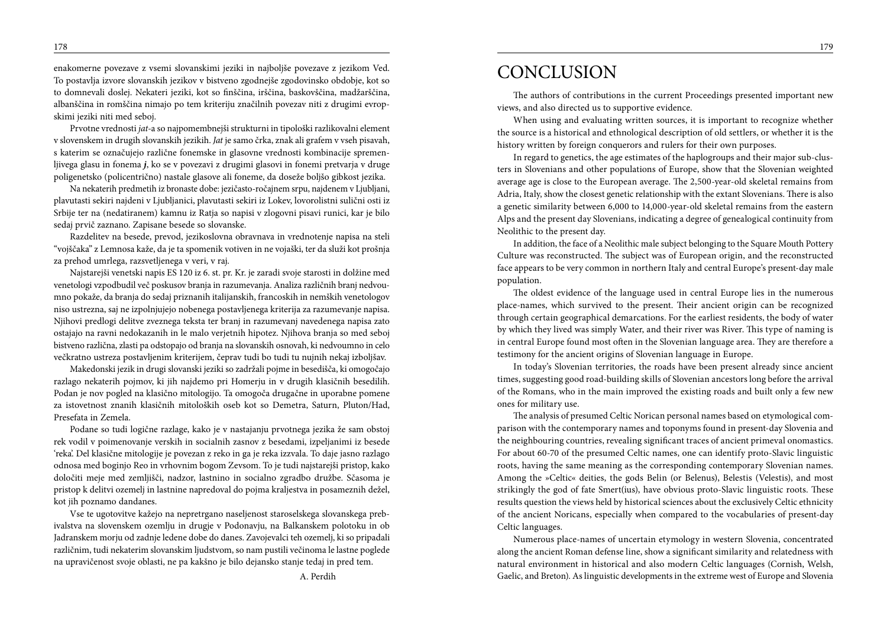enakomerne povezave z vsemi slovanskimi jeziki in najboljše povezave z jezikom Ved. To postavlja izvore slovanskih jezikov v bistveno zgodnejše zgodovinsko obdobje, kot so to domnevali doslej. Nekateri jeziki, kot so finščina, irščina, baskovščina, madžarščina, albanščina in romščina nimajo po tem kriteriju značilnih povezav niti z drugimi evropskimi jeziki niti med seboj.

Prvotne vrednosti *jat*-a so najpomembnejši strukturni in tipološki razlikovalni element v slovenskem in drugih slovanskih jezikih. *Jat* je samo črka, znak ali grafem v vseh pisavah, s katerim se označujejo različne fonemske in glasovne vrednosti kombinacije spremenljivega glasu in fonema ***j***, ko se v povezavi z drugimi glasovi in fonemi pretvarja v druge poligenetsko (policentrično) nastale glasove ali foneme, da doseže boljšo gibkost jezika.

Na nekaterih predmetih iz bronaste dobe: jezičasto-ročajnem srpu, najdenem v Ljubljani, plavutasti sekiri najdeni v Ljubljanici, plavutasti sekiri iz Lokev, lovorolistni sulični osti iz Srbije ter na (nedatiranem) kamnu iz Ratja so napisi v zlogovni pisavi runici, kar je bilo sedaj prvič zaznano. Zapisane besede so slovanske.

Razdelitev na besede, prevod, jezikoslovna obravnava in vrednotenje napisa na steli "vojščaka" z Lemnosa kaže, da je ta spomenik votiven in ne vojaški, ter da služi kot prošnja za prehod umrlega, razsvetljenega v veri, v raj.

Najstarejši venetski napis ES 120 iz 6. st. pr. Kr. je zaradi svoje starosti in dolžine med venetologi vzpodbudil več poskusov branja in razumevanja. Analiza različnih branj nedvoumno pokaže, da branja do sedaj priznanih italijanskih, francoskih in nemških venetologov niso ustrezna, saj ne izpolnjujejo nobenega postavljenega kriterija za razumevanje napisa. Njihovi predlogi delitve zveznega teksta ter branj in razumevanj navedenega napisa zato ostajajo na ravni nedokazanih in le malo verjetnih hipotez. Njihova branja so med seboj bistveno različna, zlasti pa odstopajo od branja na slovanskih osnovah, ki nedvoumno in celo večkratno ustreza postavljenim kriterijem, čeprav tudi bo tudi tu nujnih nekaj izboljšav.

Makedonski jezik in drugi slovanski jeziki so zadržali pojme in besedišča, ki omogočajo razlago nekaterih pojmov, ki jih najdemo pri Homerju in v drugih klasičnih besedilih. Podan je nov pogled na klasično mitologijo. Ta omogoča drugačne in uporabne pomene za istovetnost znanih klasičnih mitoloških oseb kot so Demetra, Saturn, Pluton/Had, Presefata in Zemela.

Podane so tudi logične razlage, kako je v nastajanju prvotnega jezika že sam obstoj rek vodil v poimenovanje verskih in socialnih zasnov z besedami, izpeljanimi iz besede 'reka'. Del klasične mitologije je povezan z reko in ga je reka izzvala. To daje jasno razlago odnosa med boginjo Reo in vrhovnim bogom Zevsom. To je tudi najstarejši pristop, kako določiti meje med zemljišči, nadzor, lastnino in socialno zgradbo družbe. Sčasoma je pristop k delitvi ozemelj in lastnine napredoval do pojma kraljestva in posameznih dežel, kot jih poznamo dandanes.

Vse te ugotovitve kažejo na nepretrgano naseljenost staroselskega slovanskega prebivalstva na slovenskem ozemlju in drugje v Podonavju, na Balkanskem polotoku in ob Jadranskem morju od zadnje ledene dobe do danes. Zavojevalci teh ozemelj, ki so pripadali različnim, tudi nekaterim slovanskim ljudstvom, so nam pustili večinoma le lastne poglede na upravičenost svoje oblasti, ne pa kakšno je bilo dejansko stanje tedaj in pred tem.

A. Perdih

# CONCLUSION

The authors of contributions in the current Proceedings presented important new views, and also directed us to supportive evidence.

When using and evaluating written sources, it is important to recognize whether the source is a historical and ethnological description of old settlers, or whether it is the history written by foreign conquerors and rulers for their own purposes.

In regard to genetics, the age estimates of the haplogroups and their major sub-clusters in Slovenians and other populations of Europe, show that the Slovenian weighted average age is close to the European average. The 2,500-year-old skeletal remains from Adria, Italy, show the closest genetic relationship with the extant Slovenians. There is also a genetic similarity between 6,000 to 14,000-year-old skeletal remains from the eastern Alps and the present day Slovenians, indicating a degree of genealogical continuity from Neolithic to the present day.

In addition, the face of a Neolithic male subject belonging to the Square Mouth Pottery Culture was reconstructed. The subject was of European origin, and the reconstructed face appears to be very common in northern Italy and central Europe's present-day male population.

The oldest evidence of the language used in central Europe lies in the numerous place-names, which survived to the present. Their ancient origin can be recognized through certain geographical demarcations. For the earliest residents, the body of water by which they lived was simply Water, and their river was River. This type of naming is in central Europe found most often in the Slovenian language area. They are therefore a testimony for the ancient origins of Slovenian language in Europe.

In today's Slovenian territories, the roads have been present already since ancient times, suggesting good road-building skills of Slovenian ancestors long before the arrival of the Romans, who in the main improved the existing roads and built only a few new ones for military use.

The analysis of presumed Celtic Norican personal names based on etymological comparison with the contemporary names and toponyms found in present-day Slovenia and the neighbouring countries, revealing significant traces of ancient primeval onomastics. For about 60-70 of the presumed Celtic names, one can identify proto-Slavic linguistic roots, having the same meaning as the corresponding contemporary Slovenian names. Among the »Celtic« deities, the gods Belin (or Belenus), Belestis (Velestis), and most strikingly the god of fate Smert(ius), have obvious proto-Slavic linguistic roots. These results question the views held by historical sciences about the exclusively Celtic ethnicity of the ancient Noricans, especially when compared to the vocabularies of present-day Celtic languages.

Numerous place-names of uncertain etymology in western Slovenia, concentrated along the ancient Roman defense line, show a significant similarity and relatedness with natural environment in historical and also modern Celtic languages (Cornish, Welsh, Gaelic, and Breton). As linguistic developments in the extreme west of Europe and Slovenia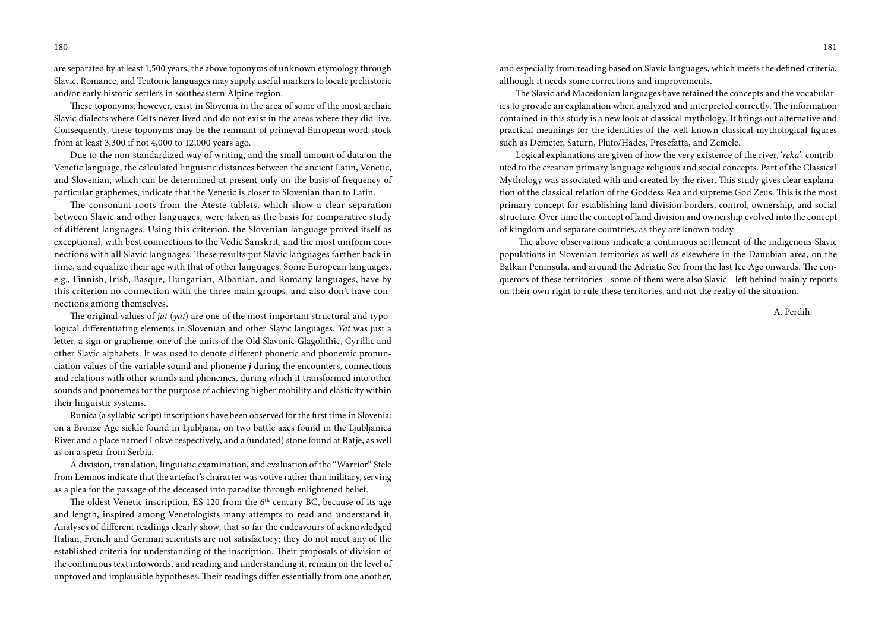are separated by at least 1,500 years, the above toponyms of unknown etymology through Slavic, Romance, and Teutonic languages may supply useful markers to locate prehistoric and/or early historic settlers in southeastern Alpine region.

These toponyms, however, exist in Slovenia in the area of some of the most archaic Slavic dialects where Celts never lived and do not exist in the areas where they did live. Consequently, these toponyms may be the remnant of primeval European word-stock from at least 3,300 if not 4,000 to 12,000 years ago.

Due to the non-standardized way of writing, and the small amount of data on the Venetic language, the calculated linguistic distances between the ancient Latin, Venetic, and Slovenian, which can be determined at present only on the basis of frequency of particular graphemes, indicate that the Venetic is closer to Slovenian than to Latin.

The consonant roots from the Ateste tablets, which show a clear separation between Slavic and other languages, were taken as the basis for comparative study of different languages. Using this criterion, the Slovenian language proved itself as exceptional, with best connections to the Vedic Sanskrit, and the most uniform connections with all Slavic languages. These results put Slavic languages farther back in time, and equalize their age with that of other languages. Some European languages, e.g., Finnish, Irish, Basque, Hungarian, Albanian, and Romany languages, have by this criterion no connection with the three main groups, and also don't have connections among themselves.

The original values of *jat* (*yat*) are one of the most important structural and typological differentiating elements in Slovenian and other Slavic languages. *Yat* was just a letter, a sign or grapheme, one of the units of the Old Slavonic Glagolithic, Cyrillic and other Slavic alphabets. It was used to denote different phonetic and phonemic pronunciation values of the variable sound and phoneme ***j*** during the encounters, connections and relations with other sounds and phonemes, during which it transformed into other sounds and phonemes for the purpose of achieving higher mobility and elasticity within their linguistic systems.

Runica (a syllabic script) inscriptions have been observed for the first time in Slovenia: on a Bronze Age sickle found in Ljubljana, on two battle axes found in the Ljubljanica River and a place named Lokve respectively, and a (undated) stone found at Ratje, as well as on a spear from Serbia.

A division, translation, linguistic examination, and evaluation of the "Warrior" Stele from Lemnos indicate that the artefact's character was votive rather than military, serving as a plea for the passage of the deceased into paradise through enlightened belief.

The oldest Venetic inscription, ES 120 from the 6th century BC, because of its age and length, inspired among Venetologists many attempts to read and understand it. Analyses of different readings clearly show, that so far the endeavours of acknowledged Italian, French and German scientists are not satisfactory; they do not meet any of the established criteria for understanding of the inscription. Their proposals of division of the continuous text into words, and reading and understanding it, remain on the level of unproved and implausible hypotheses. Their readings differ essentially from one another, and especially from reading based on Slavic languages, which meets the defined criteria, although it needs some corrections and improvements.

The Slavic and Macedonian languages have retained the concepts and the vocabularies to provide an explanation when analyzed and interpreted correctly. The information contained in this study is a new look at classical mythology. It brings out alternative and practical meanings for the identities of the well-known classical mythological figures such as Demeter, Saturn, Pluto/Hades, Presefatta, and Zemele.

Logical explanations are given of how the very existence of the river, '*reka*', contributed to the creation primary language religious and social concepts. Part of the Classical Mythology was associated with and created by the river. This study gives clear explanation of the classical relation of the Goddess Rea and supreme God Zeus. This is the most primary concept for establishing land division borders, control, ownership, and social structure. Over time the concept of land division and ownership evolved into the concept of kingdom and separate countries, as they are known today.

The above observations indicate a continuous settlement of the indigenous Slavic populations in Slovenian territories as well as elsewhere in the Danubian area, on the Balkan Peninsula, and around the Adriatic See from the last Ice Age onwards. The conquerors of these territories - some of them were also Slavic - left behind mainly reports on their own right to rule these territories, and not the realty of the situation.

A. Perdih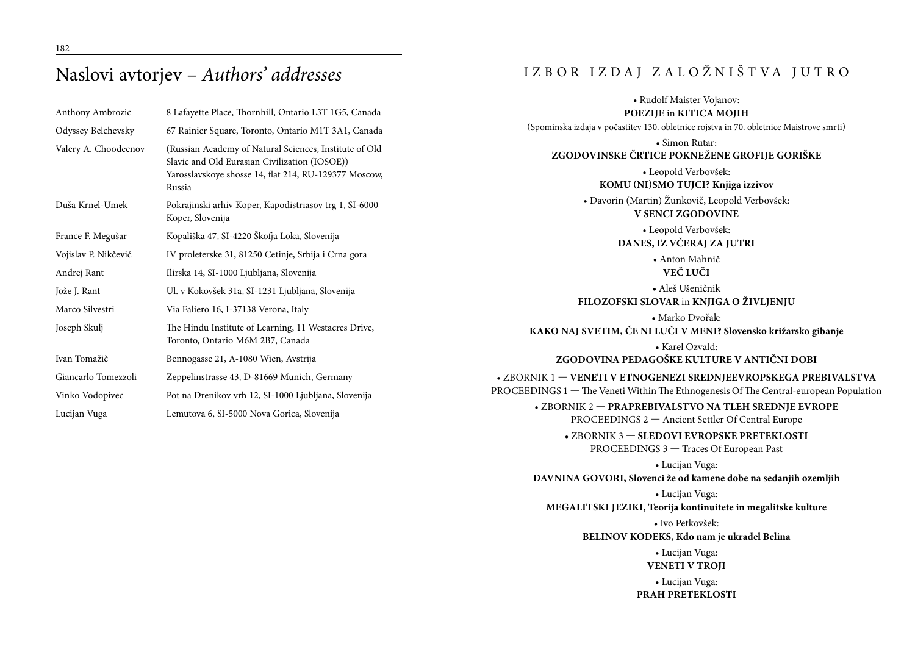# Naslovi avtorjev – *Authors' addresses*

| | |
|---|---|
| Anthony Ambrozic | 8 Lafayette Place, Thornhill, Ontario L3T 1G5, Canada |
| Odyssey Belchevsky | 67 Rainier Square, Toronto, Ontario M1T 3A1, Canada |
| Valery A. Choodeenov | (Russian Academy of Natural Sciences, Institute of Old Slavic and Old Eurasian Civilization (IOSOE)) Yarosslavskoye shosse 14, flat 214, RU-129377 Moscow, Russia |
| Duša Krnel-Umek | Pokrajinski arhiv Koper, Kapodistriasov trg 1, SI-6000 Koper, Slovenija |
| France F. Megušar | Kopališka 47, SI-4220 Škofja Loka, Slovenija |
| Vojislav P. Nikčević | IV proleterske 31, 81250 Cetinje, Srbija i Crna gora |
| Andrej Rant | Ilirska 14, SI-1000 Ljubljana, Slovenija |
| Jože J. Rant | Ul. v Kokovšek 31a, SI-1231 Ljubljana, Slovenija |
| Marco Silvestri | Via Faliero 16, I-37138 Verona, Italy |
| Joseph Skulj | The Hindu Institute of Learning, 11 Westacres Drive, Toronto, Ontario M6M 2B7, Canada |
| Ivan Tomažič | Bennogasse 21, A-1080 Wien, Avstrija |
| Giancarlo Tomezzoli | Zeppelinstrasse 43, D-81669 Munich, Germany |
| Vinko Vodopivec | Pot na Drenikov vrh 12, SI-1000 Ljubljana, Slovenija |
| Lucijan Vuga | Lemutova 6, SI-5000 Nova Gorica, Slovenija |

## IZBOR IZDAJ ZALOŽNIŠTVA JUTRO

• Rudolf Maister Vojanov:
**POEZIJE** in **KITICA MOJIH**
(Spominska izdaja v počastitev 130. obletnice rojstva in 70. obletnice Maistrove smrti)

• Simon Rutar:
**ZGODOVINSKE ČRTICE POKNEŽENE GROFIJE GORIŠKE**

• Leopold Verbovšek:
**KOMU (NI)SMO TUJCI? Knjiga izzivov**

• Davorin (Martin) Žunkovič, Leopold Verbovšek:
**V SENCI ZGODOVINE**

• Leopold Verbovšek:
**DANES, IZ VČERAJ ZA JUTRI**

• Anton Mahnič
**VEČ LUČI**

• Aleš Ušeničnik
**FILOZOFSKI SLOVAR** in **KNJIGA O ŽIVLJENJU**

• Marko Dvořak:
**KAKO NAJ SVETIM, ČE NI LUČI V MENI? Slovensko križarsko gibanje**

• Karel Ozvald:
**ZGODOVINA PEDAGOŠKE KULTURE V ANTIČNI DOBI**

• ZBORNIK 1 — **VENETI V ETNOGENEZI SREDNJEEVROPSKEGA PREBIVALSTVA**
PROCEEDINGS 1 — The Veneti Within The Ethnogenesis Of The Central-european Population

• ZBORNIK 2 — **PRAPREBIVALSTVO NA TLEH SREDNJE EVROPE**
PROCEEDINGS 2 — Ancient Settler Of Central Europe

• ZBORNIK 3 — **SLEDOVI EVROPSKE PRETEKLOSTI**
PROCEEDINGS 3 — Traces Of European Past

• Lucijan Vuga:
**DAVNINA GOVORI, Slovenci že od kamene dobe na sedanjih ozemljih**

• Lucijan Vuga:
**MEGALITSKI JEZIKI, Teorija kontinuitete in megalitske kulture**

• Ivo Petkovšek:
**BELINOV KODEKS, Kdo nam je ukradel Belina**

• Lucijan Vuga:
**VENETI V TROJI**

• Lucijan Vuga:
**PRAH PRETEKLOSTI**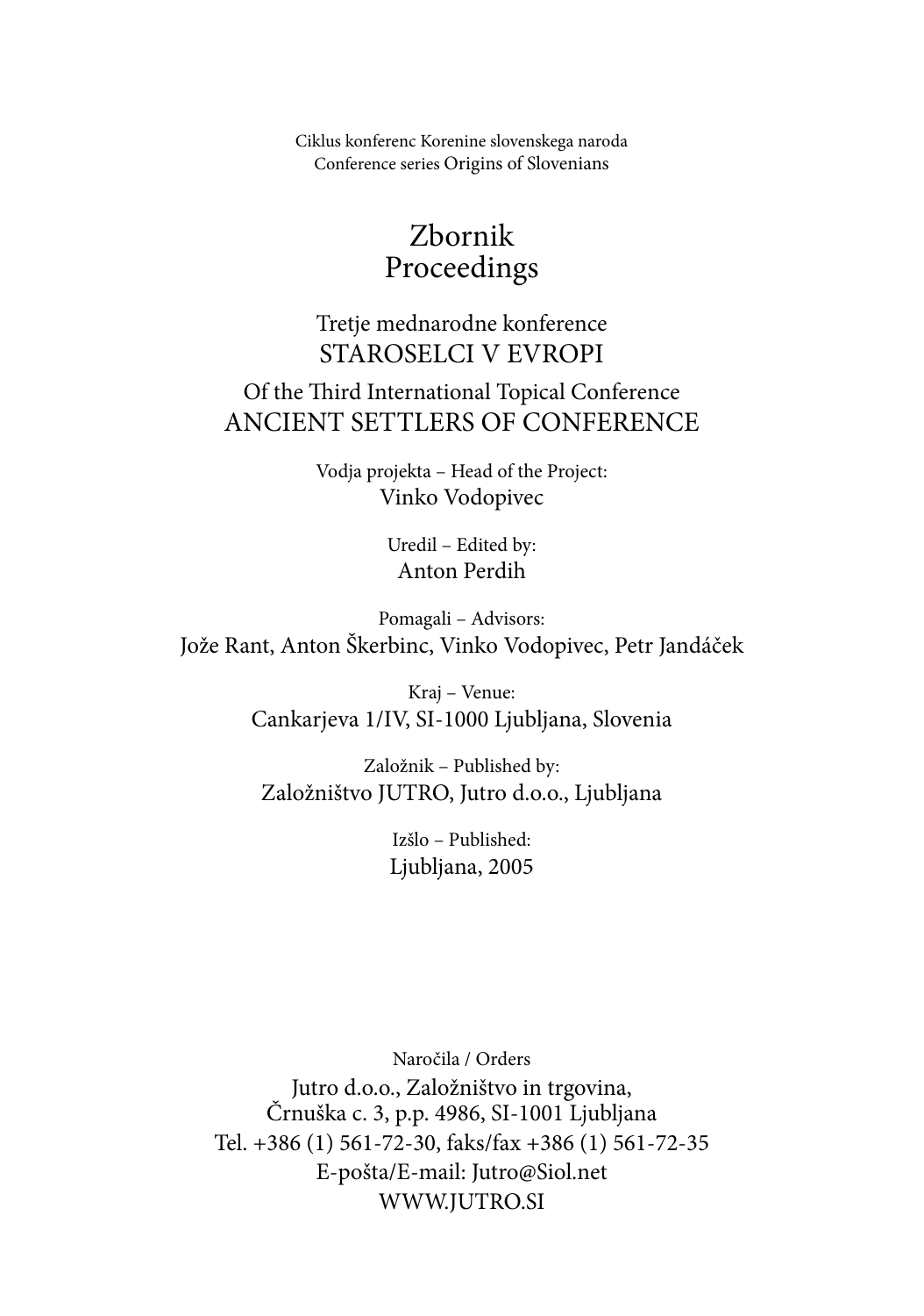Ciklus konferenc Korenine slovenskega naroda
Conference series Origins of Slovenians

# Zbornik
# Proceedings

Tretje mednarodne konference
STAROSELCI V EVROPI

Of the Third International Topical Conference
ANCIENT SETTLERS OF CONFERENCE

Vodja projekta – Head of the Project:
Vinko Vodopivec

Uredil – Edited by:
Anton Perdih

Pomagali – Advisors:
Jože Rant, Anton Škerbinc, Vinko Vodopivec, Petr Jandáček

Kraj – Venue:
Cankarjeva 1/IV, SI-1000 Ljubljana, Slovenia

Založnik – Published by:
Založništvo JUTRO, Jutro d.o.o., Ljubljana

Izšlo – Published:
Ljubljana, 2005

Naročila / Orders

Jutro d.o.o., Založništvo in trgovina,
Črnuška c. 3, p.p. 4986, SI-1001 Ljubljana
Tel. +386 (1) 561-72-30, faks/fax +386 (1) 561-72-35
E-pošta/E-mail: Jutro@Siol.net
WWW.JUTRO.SI